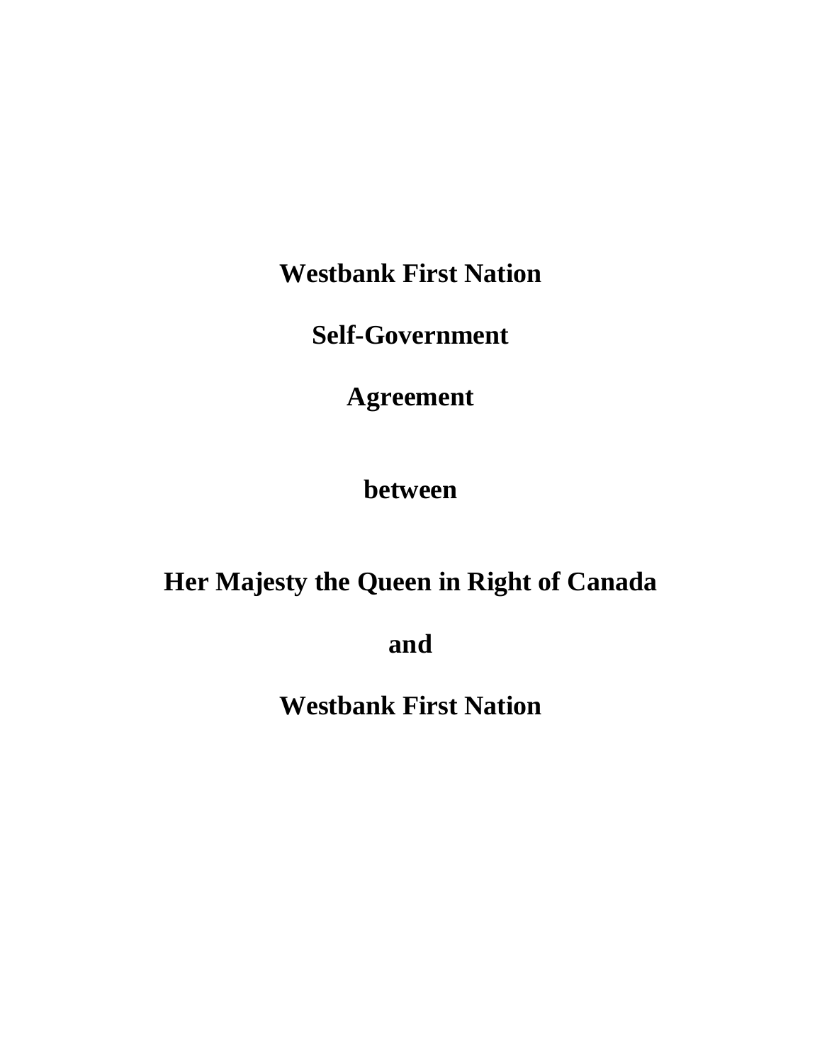# Westbank First Nation

# Self-Government

# Agreement

**between**

**Her Majesty the Queen in Right of Canada**

**and**

**Westbank First Nation**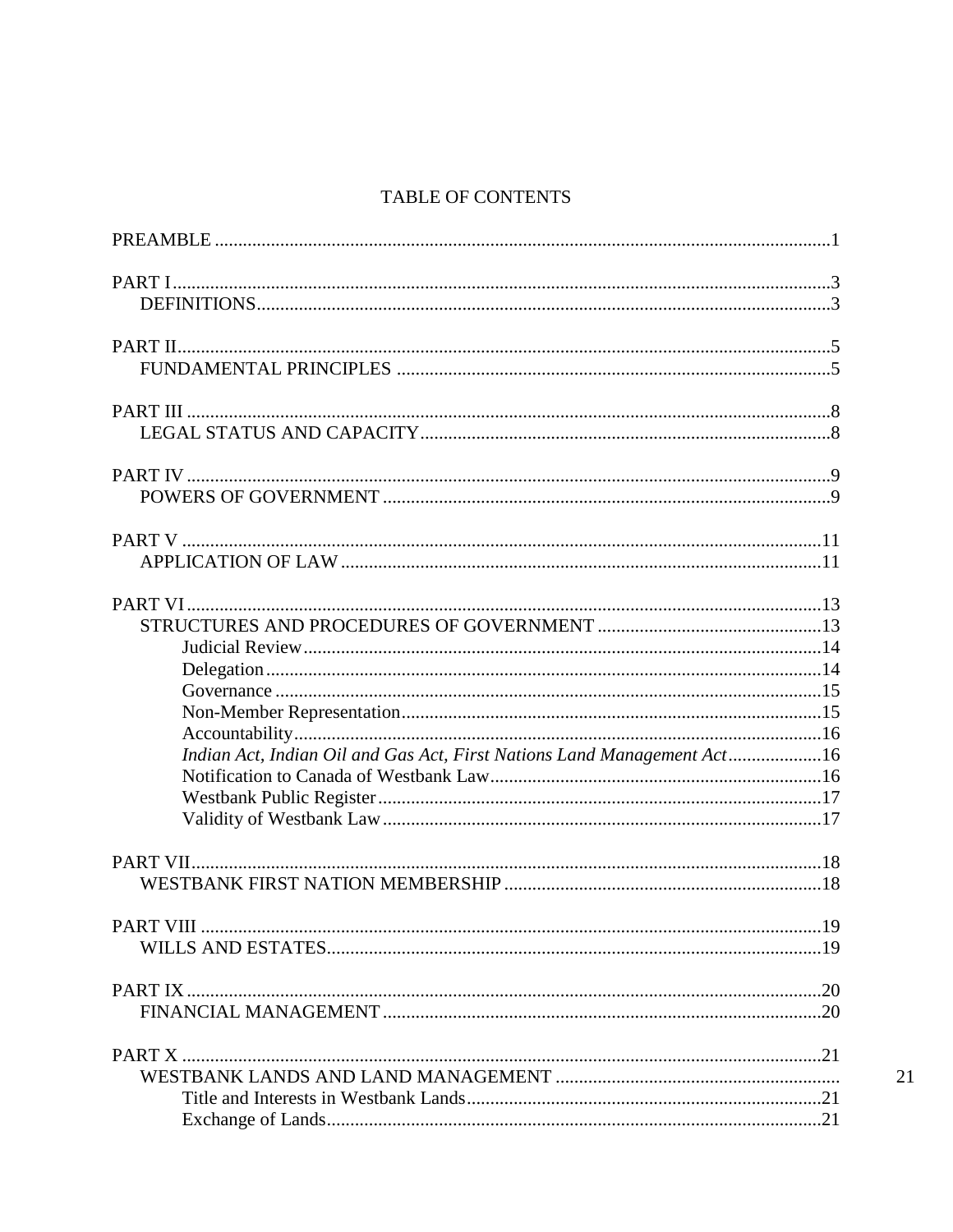# TABLE OF CONTENTS

| | |
|---|---|
| PREAMBLE | 1 |
| PART I | 3 |
| DEFINITIONS | 3 |
| PART II | 5 |
| FUNDAMENTAL PRINCIPLES | 5 |
| PART III | 8 |
| LEGAL STATUS AND CAPACITY | 8 |
| PART IV | 9 |
| POWERS OF GOVERNMENT | 9 |
| PART V | 11 |
| APPLICATION OF LAW | 11 |
| PART VI | 13 |
| STRUCTURES AND PROCEDURES OF GOVERNMENT | 13 |
| Judicial Review | 14 |
| Delegation | 14 |
| Governance | 15 |
| Non-Member Representation | 15 |
| Accountability | 16 |
| *Indian Act, Indian Oil and Gas Act, First Nations Land Management Act* | 16 |
| Notification to Canada of Westbank Law | 16 |
| Westbank Public Register | 17 |
| Validity of Westbank Law | 17 |
| PART VII | 18 |
| WESTBANK FIRST NATION MEMBERSHIP | 18 |
| PART VIII | 19 |
| WILLS AND ESTATES | 19 |
| PART IX | 20 |
| FINANCIAL MANAGEMENT | 20 |
| PART X | 21 |
| WESTBANK LANDS AND LAND MANAGEMENT | 21 |
| Title and Interests in Westbank Lands | 21 |
| Exchange of Lands | 21 |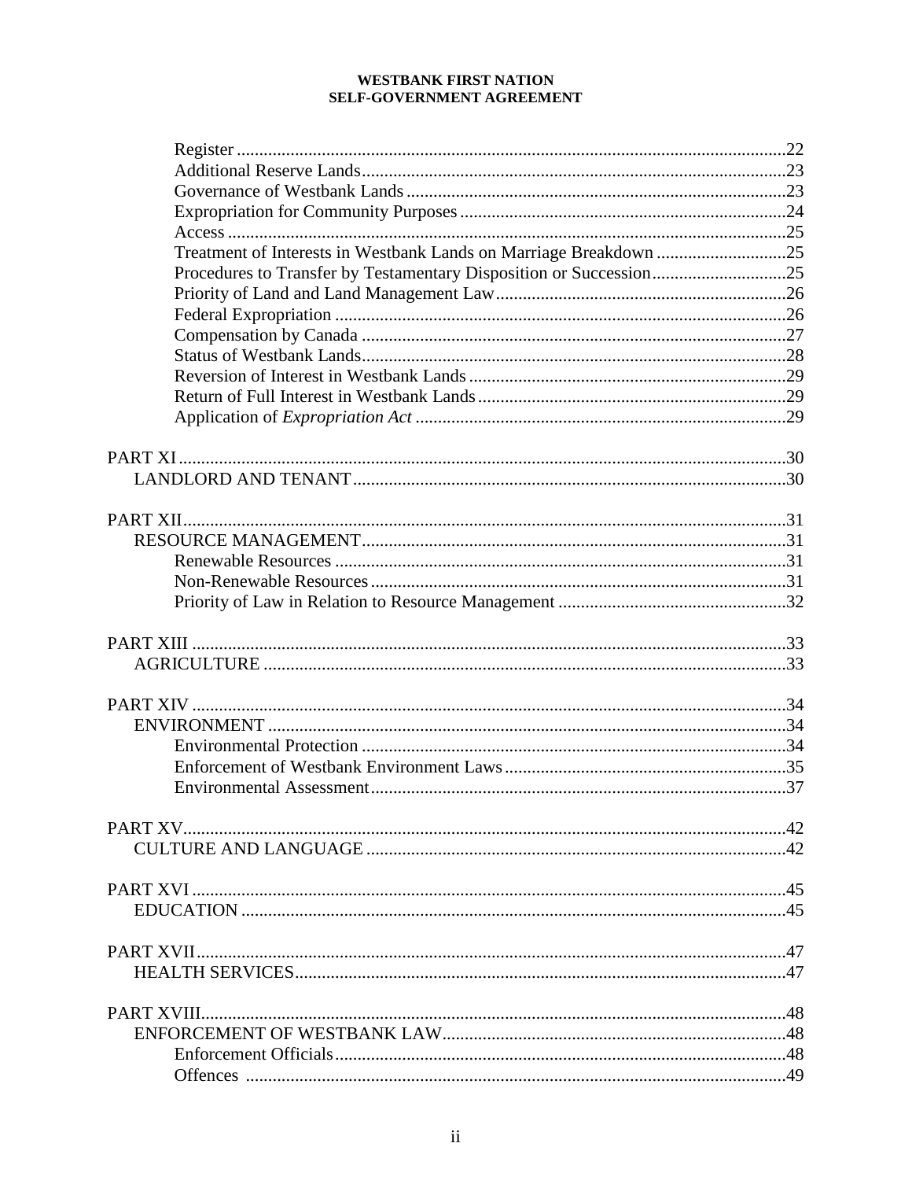Register ....................................................................................................................22
Additional Reserve Lands.........................................................................................23
Governance of Westbank Lands ...............................................................................23
Expropriation for Community Purposes ...................................................................24
Access .......................................................................................................................25
Treatment of Interests in Westbank Lands on Marriage Breakdown ........................25
Procedures to Transfer by Testamentary Disposition or Succession.........................25
Priority of Land and Land Management Law...........................................................26
Federal Expropriation ...............................................................................................26
Compensation by Canada .........................................................................................27
Status of Westbank Lands.........................................................................................28
Reversion of Interest in Westbank Lands .................................................................29
Return of Full Interest in Westbank Lands...............................................................29
Application of *Expropriation Act* .............................................................................29

PART XI ..................................................................................................................................30
LANDLORD AND TENANT...........................................................................................30

PART XII.................................................................................................................................31
RESOURCE MANAGEMENT.........................................................................................31
Renewable Resources ...............................................................................................31
Non-Renewable Resources .......................................................................................31
Priority of Law in Relation to Resource Management .............................................32

PART XIII ...............................................................................................................................33
AGRICULTURE ..............................................................................................................33

PART XIV ...............................................................................................................................34
ENVIRONMENT .............................................................................................................34
Environmental Protection .........................................................................................34
Enforcement of Westbank Environment Laws .........................................................35
Environmental Assessment .......................................................................................37

PART XV.................................................................................................................................42
CULTURE AND LANGUAGE .......................................................................................42

PART XVI ...............................................................................................................................45
EDUCATION ...................................................................................................................45

PART XVII..............................................................................................................................47
HEALTH SERVICES.......................................................................................................47

PART XVIII.............................................................................................................................48
ENFORCEMENT OF WESTBANK LAW.......................................................................48
Enforcement Officials...............................................................................................48
Offences ..................................................................................................................49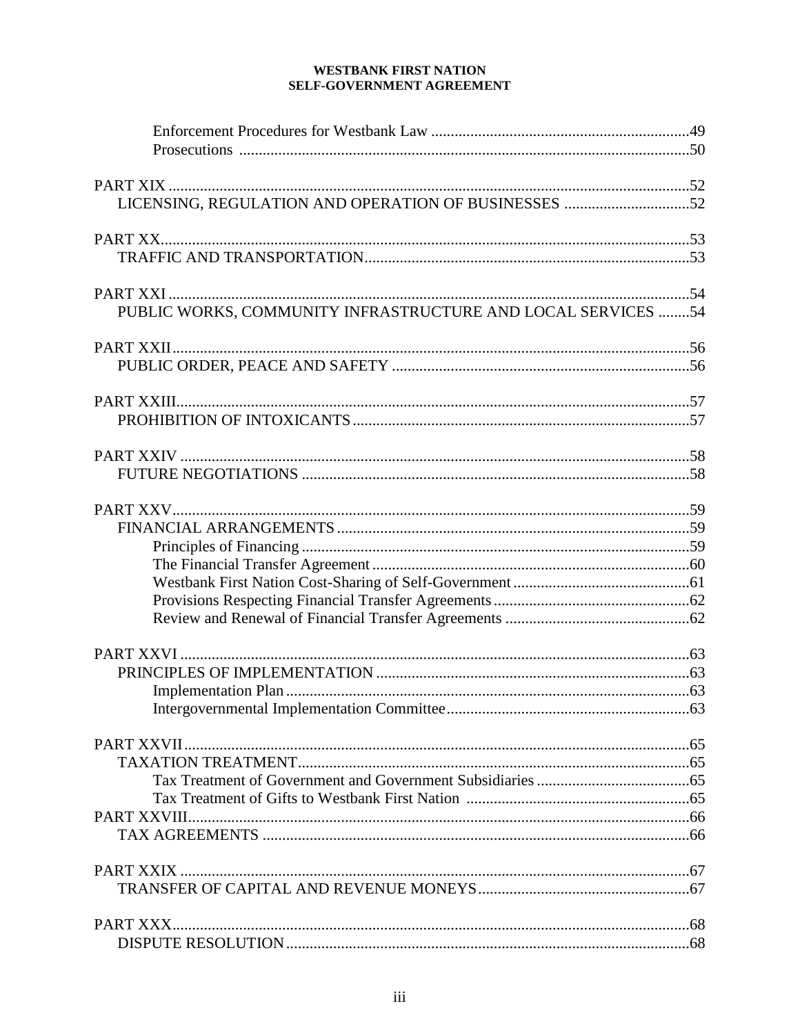Enforcement Procedures for Westbank Law ....49
Prosecutions ....50

PART XIX ....52
LICENSING, REGULATION AND OPERATION OF BUSINESSES ....52

PART XX....53
TRAFFIC AND TRANSPORTATION....53

PART XXI ....54
PUBLIC WORKS, COMMUNITY INFRASTRUCTURE AND LOCAL SERVICES ....54

PART XXII....56
PUBLIC ORDER, PEACE AND SAFETY ....56

PART XXIII....57
PROHIBITION OF INTOXICANTS....57

PART XXIV ....58
FUTURE NEGOTIATIONS ....58

PART XXV....59
FINANCIAL ARRANGEMENTS....59
Principles of Financing....59
The Financial Transfer Agreement....60
Westbank First Nation Cost-Sharing of Self-Government....61
Provisions Respecting Financial Transfer Agreements....62
Review and Renewal of Financial Transfer Agreements ....62

PART XXVI ....63
PRINCIPLES OF IMPLEMENTATION ....63
Implementation Plan....63
Intergovernmental Implementation Committee....63

PART XXVII....65
TAXATION TREATMENT....65
Tax Treatment of Government and Government Subsidiaries....65
Tax Treatment of Gifts to Westbank First Nation ....65
PART XXVIII....66
TAX AGREEMENTS ....66

PART XXIX ....67
TRANSFER OF CAPITAL AND REVENUE MONEYS....67

PART XXX....68
DISPUTE RESOLUTION....68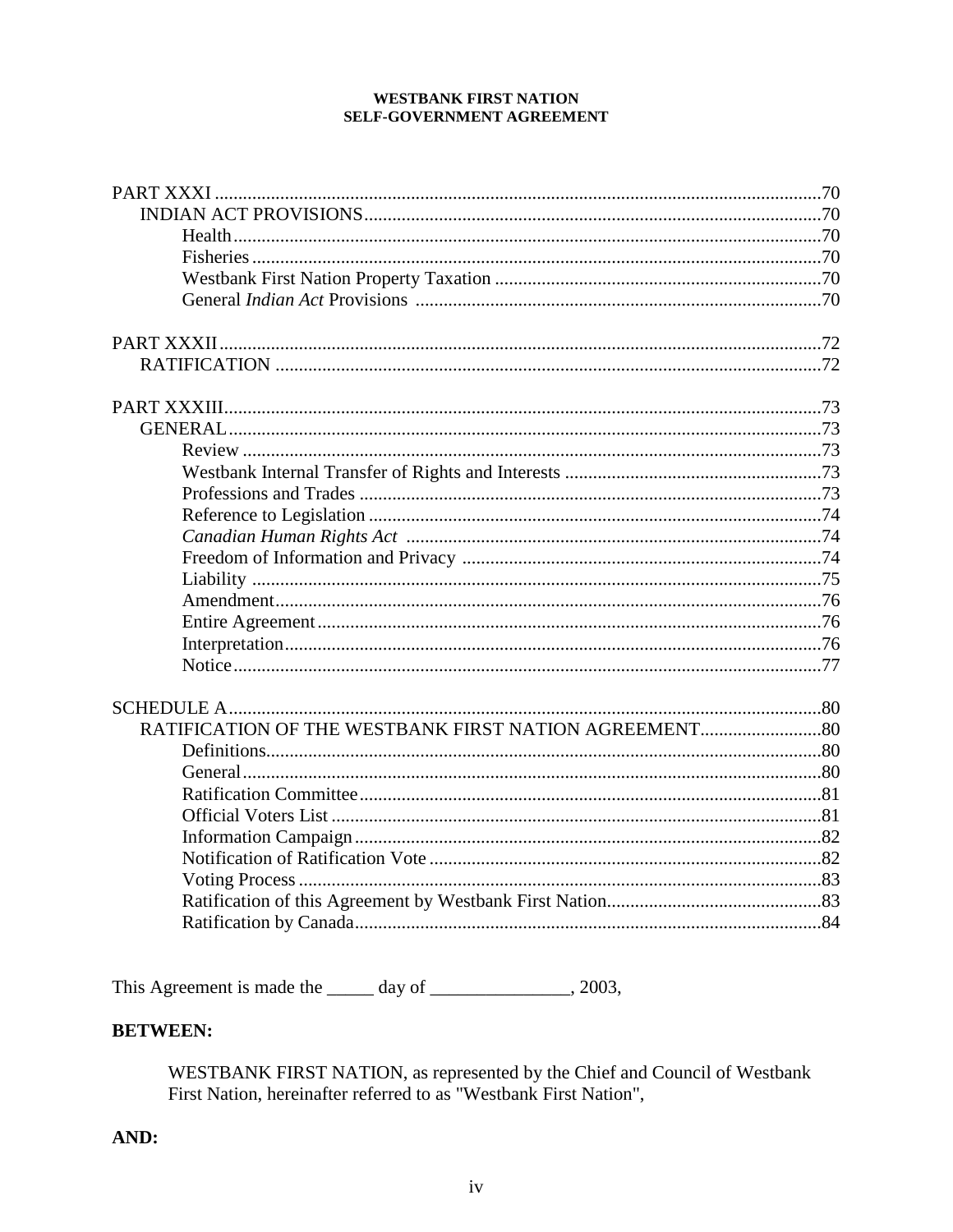**WESTBANK FIRST NATION**
**SELF-GOVERNMENT AGREEMENT**

PART XXXI ..... 70
- INDIAN ACT PROVISIONS ..... 70
  - Health ..... 70
  - Fisheries ..... 70
  - Westbank First Nation Property Taxation ..... 70
  - General *Indian Act* Provisions ..... 70

PART XXXII ..... 72
- RATIFICATION ..... 72

PART XXXIII ..... 73
- GENERAL ..... 73
  - Review ..... 73
  - Westbank Internal Transfer of Rights and Interests ..... 73
  - Professions and Trades ..... 73
  - Reference to Legislation ..... 74
  - *Canadian Human Rights Act* ..... 74
  - Freedom of Information and Privacy ..... 74
  - Liability ..... 75
  - Amendment ..... 76
  - Entire Agreement ..... 76
  - Interpretation ..... 76
  - Notice ..... 77

SCHEDULE A ..... 80
- RATIFICATION OF THE WESTBANK FIRST NATION AGREEMENT ..... 80
  - Definitions ..... 80
  - General ..... 80
  - Ratification Committee ..... 81
  - Official Voters List ..... 81
  - Information Campaign ..... 82
  - Notification of Ratification Vote ..... 82
  - Voting Process ..... 83
  - Ratification of this Agreement by Westbank First Nation ..... 83
  - Ratification by Canada ..... 84

This Agreement is made the _____ day of _______________, 2003,

**BETWEEN:**

WESTBANK FIRST NATION, as represented by the Chief and Council of Westbank First Nation, hereinafter referred to as "Westbank First Nation",

**AND:**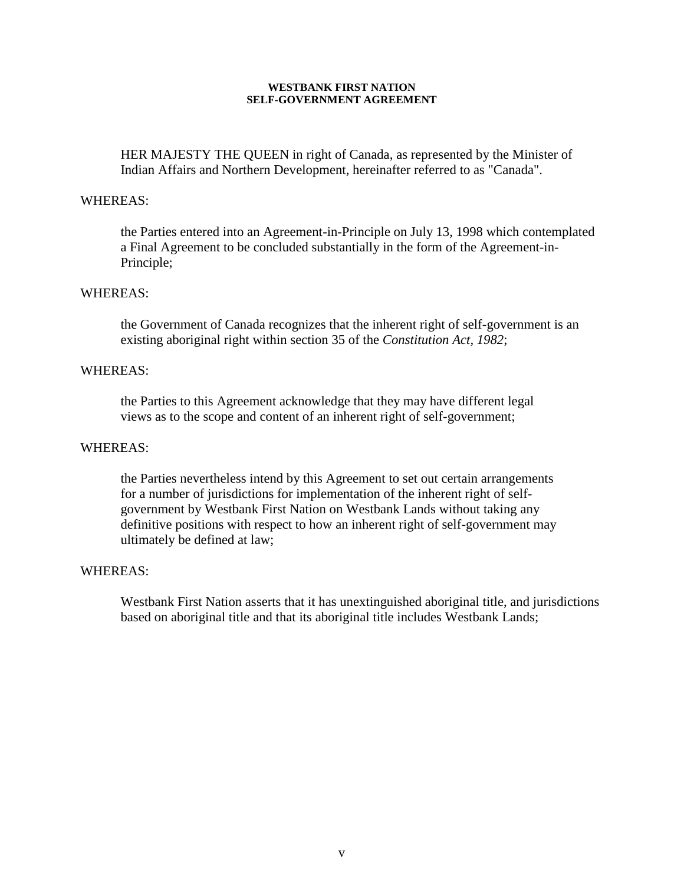**WESTBANK FIRST NATION**
**SELF-GOVERNMENT AGREEMENT**

HER MAJESTY THE QUEEN in right of Canada, as represented by the Minister of Indian Affairs and Northern Development, hereinafter referred to as "Canada".

WHEREAS:

the Parties entered into an Agreement-in-Principle on July 13, 1998 which contemplated a Final Agreement to be concluded substantially in the form of the Agreement-in-Principle;

WHEREAS:

the Government of Canada recognizes that the inherent right of self-government is an existing aboriginal right within section 35 of the *Constitution Act, 1982*;

WHEREAS:

the Parties to this Agreement acknowledge that they may have different legal views as to the scope and content of an inherent right of self-government;

WHEREAS:

the Parties nevertheless intend by this Agreement to set out certain arrangements for a number of jurisdictions for implementation of the inherent right of self-government by Westbank First Nation on Westbank Lands without taking any definitive positions with respect to how an inherent right of self-government may ultimately be defined at law;

WHEREAS:

Westbank First Nation asserts that it has unextinguished aboriginal title, and jurisdictions based on aboriginal title and that its aboriginal title includes Westbank Lands;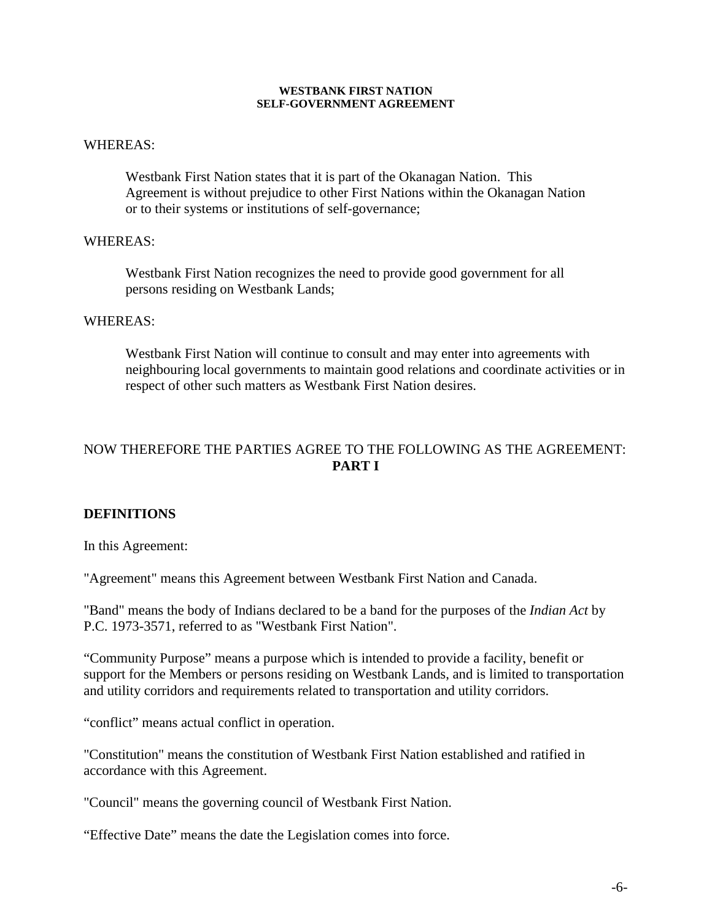**WESTBANK FIRST NATION**
**SELF-GOVERNMENT AGREEMENT**

WHEREAS:

> Westbank First Nation states that it is part of the Okanagan Nation. This Agreement is without prejudice to other First Nations within the Okanagan Nation or to their systems or institutions of self-governance;

WHEREAS:

> Westbank First Nation recognizes the need to provide good government for all persons residing on Westbank Lands;

WHEREAS:

> Westbank First Nation will continue to consult and may enter into agreements with neighbouring local governments to maintain good relations and coordinate activities or in respect of other such matters as Westbank First Nation desires.

NOW THEREFORE THE PARTIES AGREE TO THE FOLLOWING AS THE AGREEMENT:

## PART I

### DEFINITIONS

In this Agreement:

"Agreement" means this Agreement between Westbank First Nation and Canada.

"Band" means the body of Indians declared to be a band for the purposes of the *Indian Act* by P.C. 1973-3571, referred to as "Westbank First Nation".

"Community Purpose" means a purpose which is intended to provide a facility, benefit or support for the Members or persons residing on Westbank Lands, and is limited to transportation and utility corridors and requirements related to transportation and utility corridors.

"conflict" means actual conflict in operation.

"Constitution" means the constitution of Westbank First Nation established and ratified in accordance with this Agreement.

"Council" means the governing council of Westbank First Nation.

"Effective Date" means the date the Legislation comes into force.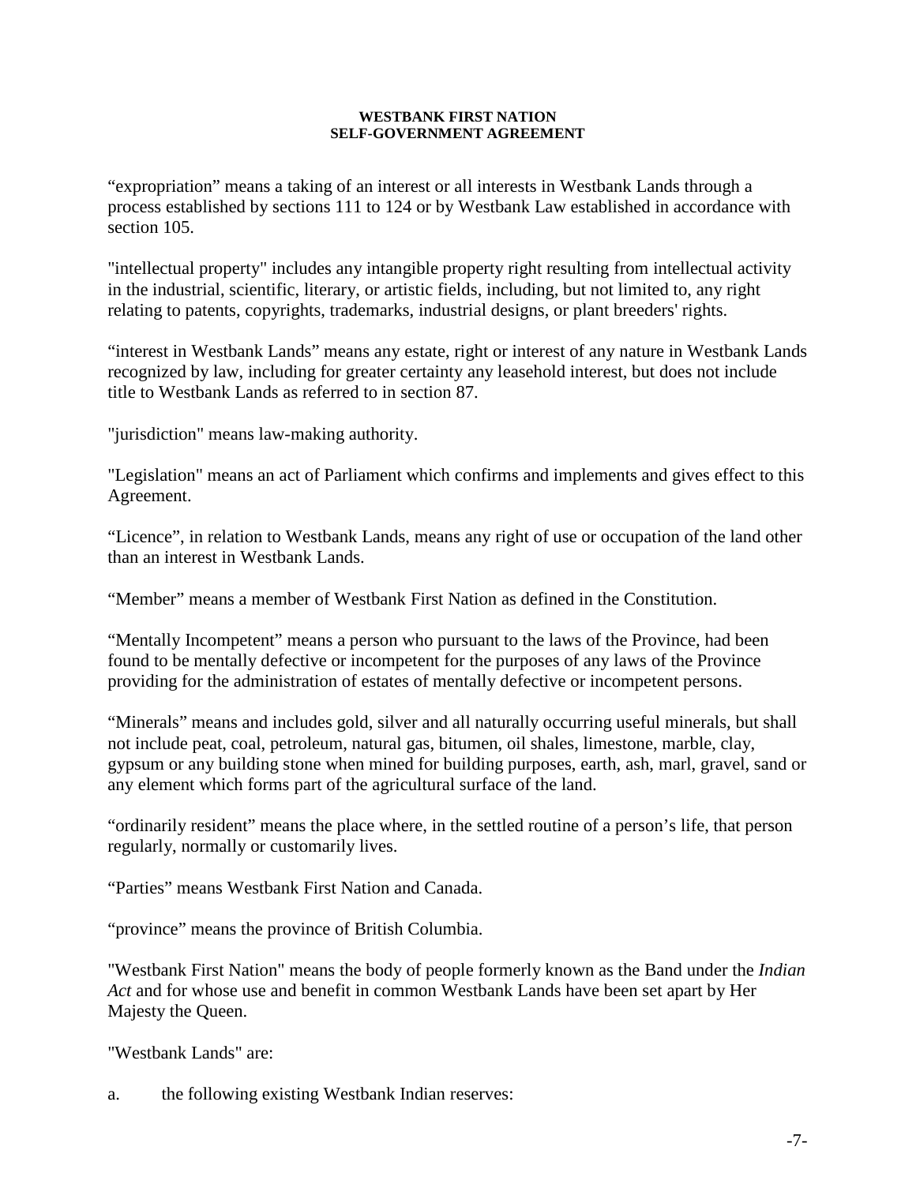"expropriation" means a taking of an interest or all interests in Westbank Lands through a process established by sections 111 to 124 or by Westbank Law established in accordance with section 105.

"intellectual property" includes any intangible property right resulting from intellectual activity in the industrial, scientific, literary, or artistic fields, including, but not limited to, any right relating to patents, copyrights, trademarks, industrial designs, or plant breeders' rights.

"interest in Westbank Lands" means any estate, right or interest of any nature in Westbank Lands recognized by law, including for greater certainty any leasehold interest, but does not include title to Westbank Lands as referred to in section 87.

"jurisdiction" means law-making authority.

"Legislation" means an act of Parliament which confirms and implements and gives effect to this Agreement.

"Licence", in relation to Westbank Lands, means any right of use or occupation of the land other than an interest in Westbank Lands.

"Member" means a member of Westbank First Nation as defined in the Constitution.

"Mentally Incompetent" means a person who pursuant to the laws of the Province, had been found to be mentally defective or incompetent for the purposes of any laws of the Province providing for the administration of estates of mentally defective or incompetent persons.

"Minerals" means and includes gold, silver and all naturally occurring useful minerals, but shall not include peat, coal, petroleum, natural gas, bitumen, oil shales, limestone, marble, clay, gypsum or any building stone when mined for building purposes, earth, ash, marl, gravel, sand or any element which forms part of the agricultural surface of the land.

"ordinarily resident" means the place where, in the settled routine of a person's life, that person regularly, normally or customarily lives.

"Parties" means Westbank First Nation and Canada.

"province" means the province of British Columbia.

"Westbank First Nation" means the body of people formerly known as the Band under the *Indian Act* and for whose use and benefit in common Westbank Lands have been set apart by Her Majesty the Queen.

"Westbank Lands" are:

a. the following existing Westbank Indian reserves: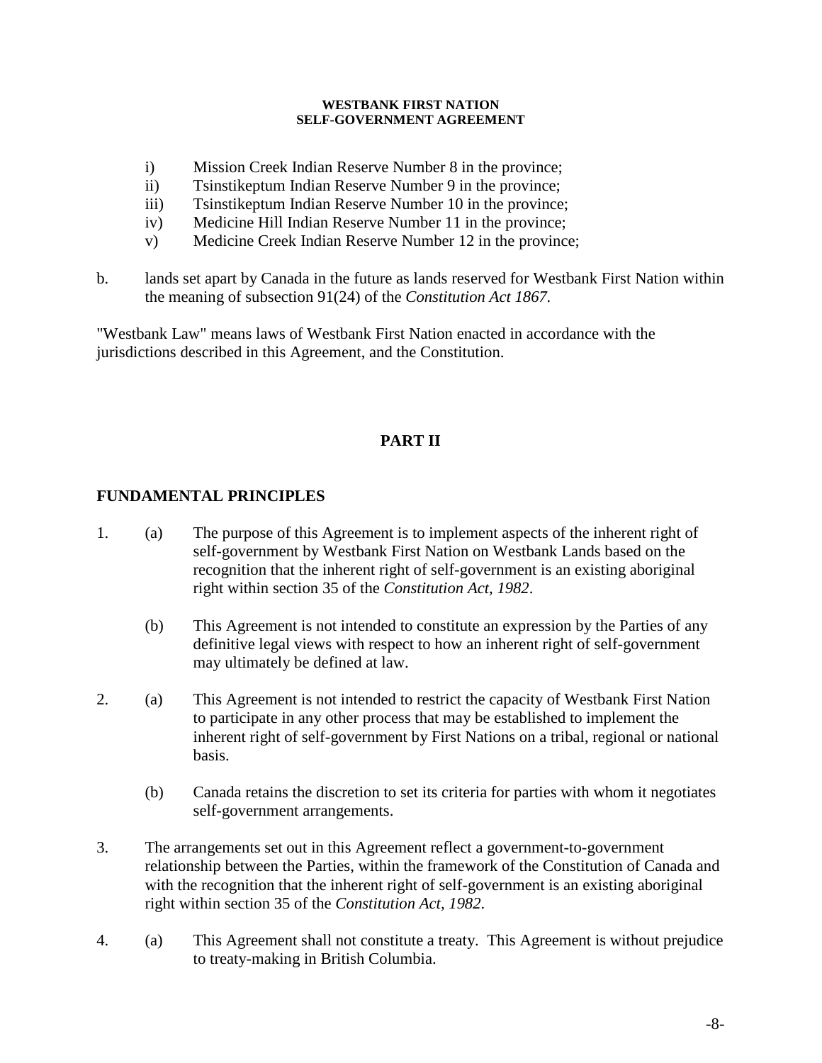i) Mission Creek Indian Reserve Number 8 in the province;
ii) Tsinstikeptum Indian Reserve Number 9 in the province;
iii) Tsinstikeptum Indian Reserve Number 10 in the province;
iv) Medicine Hill Indian Reserve Number 11 in the province;
v) Medicine Creek Indian Reserve Number 12 in the province;

b. lands set apart by Canada in the future as lands reserved for Westbank First Nation within the meaning of subsection 91(24) of the *Constitution Act 1867*.

"Westbank Law" means laws of Westbank First Nation enacted in accordance with the jurisdictions described in this Agreement, and the Constitution.

## PART II

### FUNDAMENTAL PRINCIPLES

1. (a) The purpose of this Agreement is to implement aspects of the inherent right of self-government by Westbank First Nation on Westbank Lands based on the recognition that the inherent right of self-government is an existing aboriginal right within section 35 of the *Constitution Act, 1982*.

   (b) This Agreement is not intended to constitute an expression by the Parties of any definitive legal views with respect to how an inherent right of self-government may ultimately be defined at law.

2. (a) This Agreement is not intended to restrict the capacity of Westbank First Nation to participate in any other process that may be established to implement the inherent right of self-government by First Nations on a tribal, regional or national basis.

   (b) Canada retains the discretion to set its criteria for parties with whom it negotiates self-government arrangements.

3. The arrangements set out in this Agreement reflect a government-to-government relationship between the Parties, within the framework of the Constitution of Canada and with the recognition that the inherent right of self-government is an existing aboriginal right within section 35 of the *Constitution Act, 1982*.

4. (a) This Agreement shall not constitute a treaty. This Agreement is without prejudice to treaty-making in British Columbia.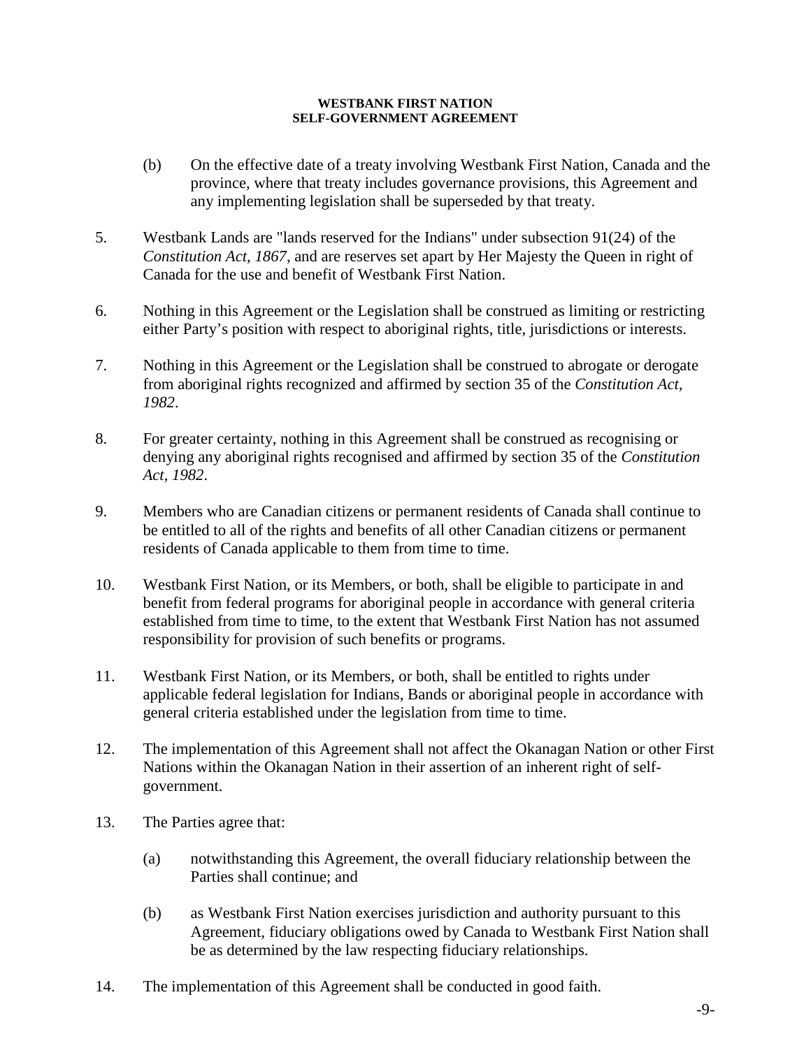(b) On the effective date of a treaty involving Westbank First Nation, Canada and the province, where that treaty includes governance provisions, this Agreement and any implementing legislation shall be superseded by that treaty.

5. Westbank Lands are "lands reserved for the Indians" under subsection 91(24) of the *Constitution Act, 1867*, and are reserves set apart by Her Majesty the Queen in right of Canada for the use and benefit of Westbank First Nation.

6. Nothing in this Agreement or the Legislation shall be construed as limiting or restricting either Party's position with respect to aboriginal rights, title, jurisdictions or interests.

7. Nothing in this Agreement or the Legislation shall be construed to abrogate or derogate from aboriginal rights recognized and affirmed by section 35 of the *Constitution Act, 1982*.

8. For greater certainty, nothing in this Agreement shall be construed as recognising or denying any aboriginal rights recognised and affirmed by section 35 of the *Constitution Act, 1982*.

9. Members who are Canadian citizens or permanent residents of Canada shall continue to be entitled to all of the rights and benefits of all other Canadian citizens or permanent residents of Canada applicable to them from time to time.

10. Westbank First Nation, or its Members, or both, shall be eligible to participate in and benefit from federal programs for aboriginal people in accordance with general criteria established from time to time, to the extent that Westbank First Nation has not assumed responsibility for provision of such benefits or programs.

11. Westbank First Nation, or its Members, or both, shall be entitled to rights under applicable federal legislation for Indians, Bands or aboriginal people in accordance with general criteria established under the legislation from time to time.

12. The implementation of this Agreement shall not affect the Okanagan Nation or other First Nations within the Okanagan Nation in their assertion of an inherent right of self-government.

13. The Parties agree that:

    (a) notwithstanding this Agreement, the overall fiduciary relationship between the Parties shall continue; and

    (b) as Westbank First Nation exercises jurisdiction and authority pursuant to this Agreement, fiduciary obligations owed by Canada to Westbank First Nation shall be as determined by the law respecting fiduciary relationships.

14. The implementation of this Agreement shall be conducted in good faith.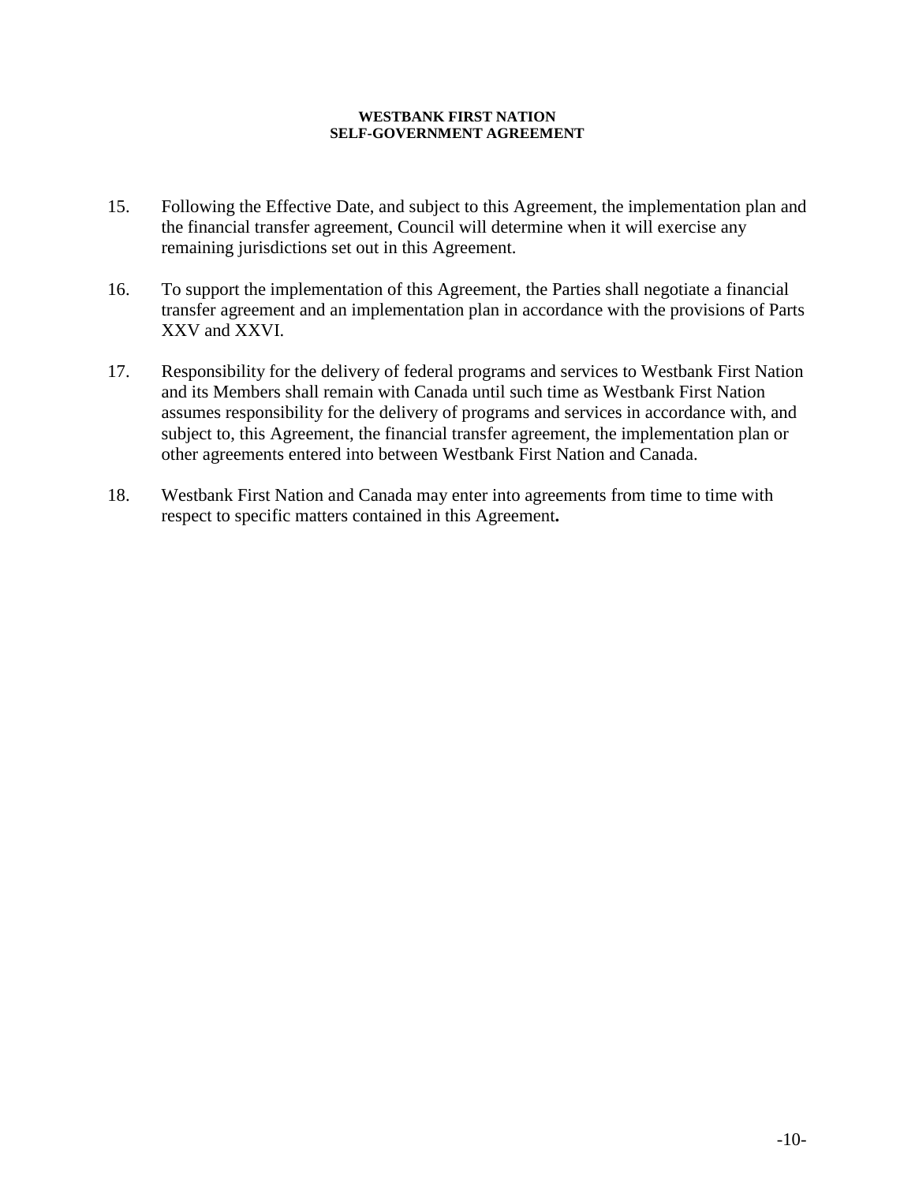15. Following the Effective Date, and subject to this Agreement, the implementation plan and the financial transfer agreement, Council will determine when it will exercise any remaining jurisdictions set out in this Agreement.

16. To support the implementation of this Agreement, the Parties shall negotiate a financial transfer agreement and an implementation plan in accordance with the provisions of Parts XXV and XXVI.

17. Responsibility for the delivery of federal programs and services to Westbank First Nation and its Members shall remain with Canada until such time as Westbank First Nation assumes responsibility for the delivery of programs and services in accordance with, and subject to, this Agreement, the financial transfer agreement, the implementation plan or other agreements entered into between Westbank First Nation and Canada.

18. Westbank First Nation and Canada may enter into agreements from time to time with respect to specific matters contained in this Agreement.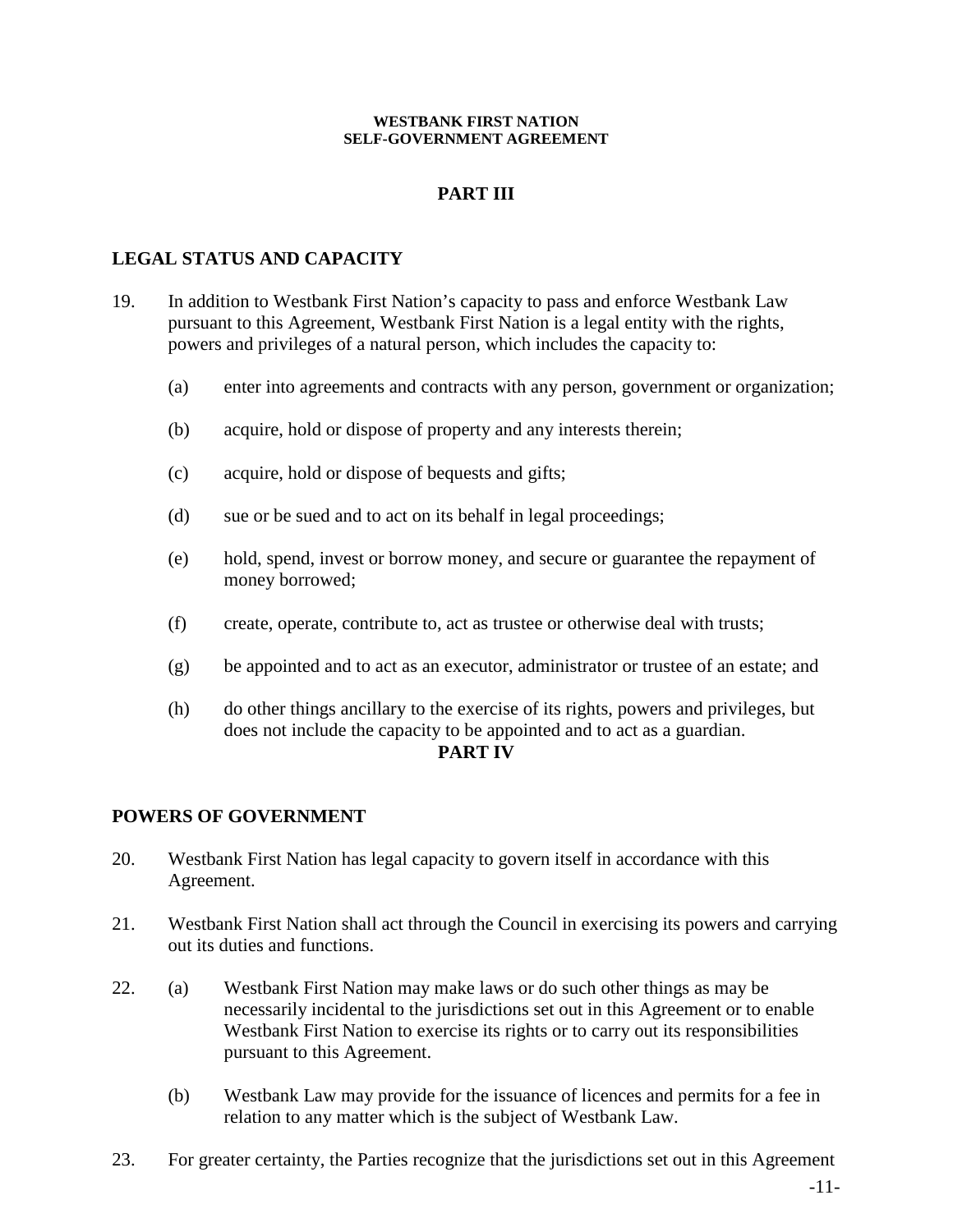## PART III

### LEGAL STATUS AND CAPACITY

19. In addition to Westbank First Nation's capacity to pass and enforce Westbank Law pursuant to this Agreement, Westbank First Nation is a legal entity with the rights, powers and privileges of a natural person, which includes the capacity to:

    (a) enter into agreements and contracts with any person, government or organization;

    (b) acquire, hold or dispose of property and any interests therein;

    (c) acquire, hold or dispose of bequests and gifts;

    (d) sue or be sued and to act on its behalf in legal proceedings;

    (e) hold, spend, invest or borrow money, and secure or guarantee the repayment of money borrowed;

    (f) create, operate, contribute to, act as trustee or otherwise deal with trusts;

    (g) be appointed and to act as an executor, administrator or trustee of an estate; and

    (h) do other things ancillary to the exercise of its rights, powers and privileges, but does not include the capacity to be appointed and to act as a guardian.

## PART IV

### POWERS OF GOVERNMENT

20. Westbank First Nation has legal capacity to govern itself in accordance with this Agreement.

21. Westbank First Nation shall act through the Council in exercising its powers and carrying out its duties and functions.

22. (a) Westbank First Nation may make laws or do such other things as may be necessarily incidental to the jurisdictions set out in this Agreement or to enable Westbank First Nation to exercise its rights or to carry out its responsibilities pursuant to this Agreement.

    (b) Westbank Law may provide for the issuance of licences and permits for a fee in relation to any matter which is the subject of Westbank Law.

23. For greater certainty, the Parties recognize that the jurisdictions set out in this Agreement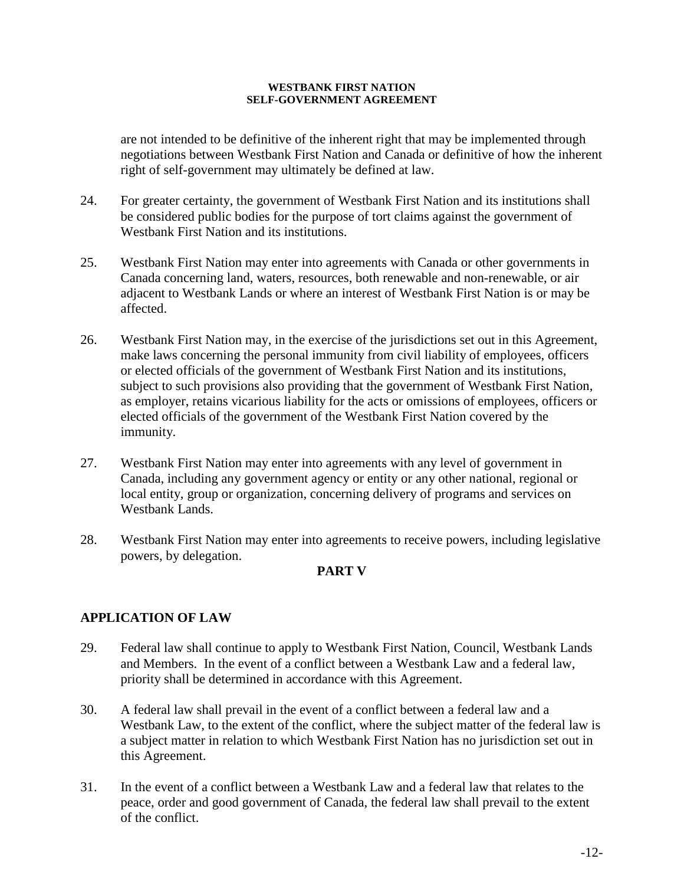are not intended to be definitive of the inherent right that may be implemented through negotiations between Westbank First Nation and Canada or definitive of how the inherent right of self-government may ultimately be defined at law.

24. For greater certainty, the government of Westbank First Nation and its institutions shall be considered public bodies for the purpose of tort claims against the government of Westbank First Nation and its institutions.

25. Westbank First Nation may enter into agreements with Canada or other governments in Canada concerning land, waters, resources, both renewable and non-renewable, or air adjacent to Westbank Lands or where an interest of Westbank First Nation is or may be affected.

26. Westbank First Nation may, in the exercise of the jurisdictions set out in this Agreement, make laws concerning the personal immunity from civil liability of employees, officers or elected officials of the government of Westbank First Nation and its institutions, subject to such provisions also providing that the government of Westbank First Nation, as employer, retains vicarious liability for the acts or omissions of employees, officers or elected officials of the government of the Westbank First Nation covered by the immunity.

27. Westbank First Nation may enter into agreements with any level of government in Canada, including any government agency or entity or any other national, regional or local entity, group or organization, concerning delivery of programs and services on Westbank Lands.

28. Westbank First Nation may enter into agreements to receive powers, including legislative powers, by delegation.

## PART V

## APPLICATION OF LAW

29. Federal law shall continue to apply to Westbank First Nation, Council, Westbank Lands and Members. In the event of a conflict between a Westbank Law and a federal law, priority shall be determined in accordance with this Agreement.

30. A federal law shall prevail in the event of a conflict between a federal law and a Westbank Law, to the extent of the conflict, where the subject matter of the federal law is a subject matter in relation to which Westbank First Nation has no jurisdiction set out in this Agreement.

31. In the event of a conflict between a Westbank Law and a federal law that relates to the peace, order and good government of Canada, the federal law shall prevail to the extent of the conflict.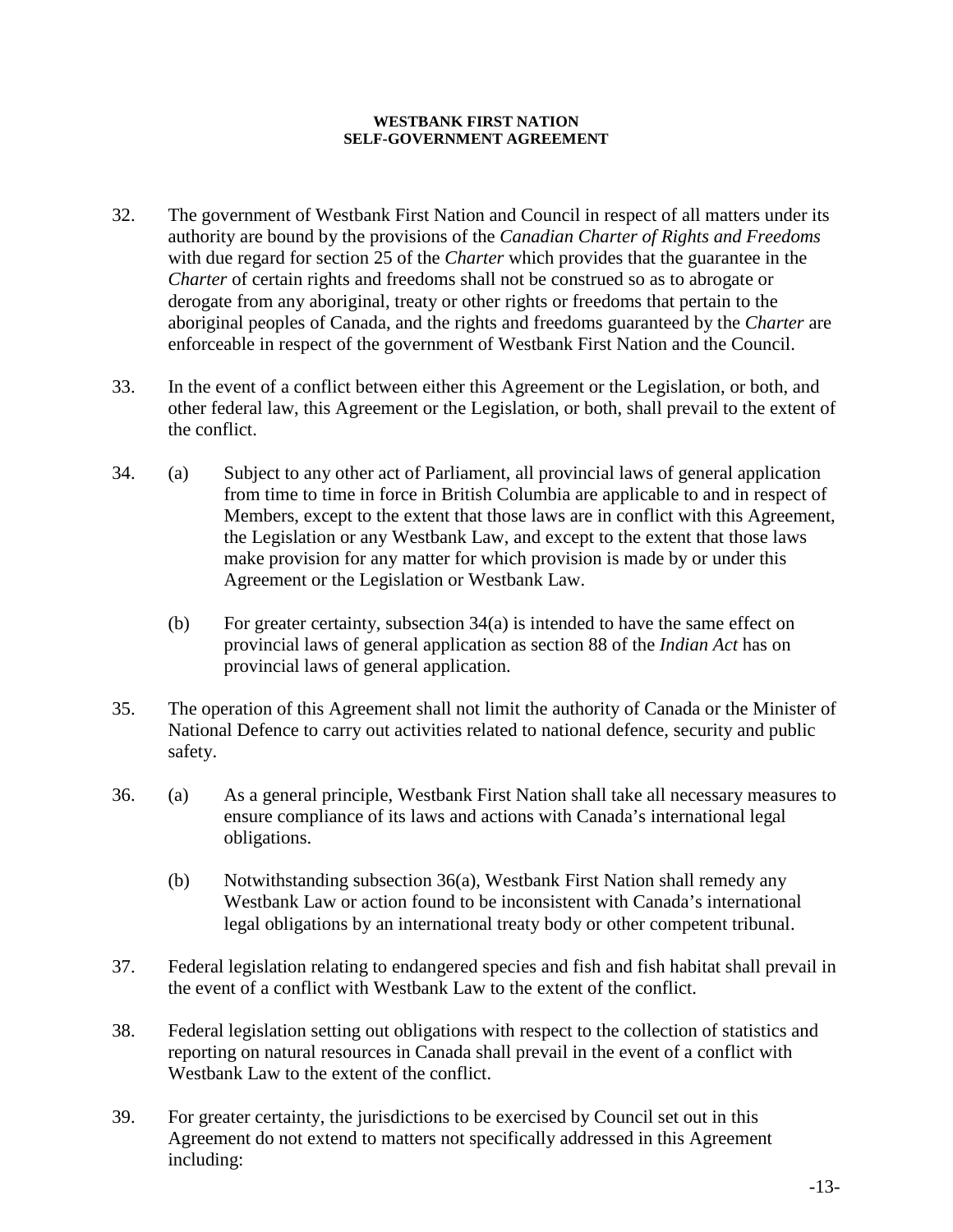32. The government of Westbank First Nation and Council in respect of all matters under its authority are bound by the provisions of the *Canadian Charter of Rights and Freedoms* with due regard for section 25 of the *Charter* which provides that the guarantee in the *Charter* of certain rights and freedoms shall not be construed so as to abrogate or derogate from any aboriginal, treaty or other rights or freedoms that pertain to the aboriginal peoples of Canada, and the rights and freedoms guaranteed by the *Charter* are enforceable in respect of the government of Westbank First Nation and the Council.

33. In the event of a conflict between either this Agreement or the Legislation, or both, and other federal law, this Agreement or the Legislation, or both, shall prevail to the extent of the conflict.

34. (a) Subject to any other act of Parliament, all provincial laws of general application from time to time in force in British Columbia are applicable to and in respect of Members, except to the extent that those laws are in conflict with this Agreement, the Legislation or any Westbank Law, and except to the extent that those laws make provision for any matter for which provision is made by or under this Agreement or the Legislation or Westbank Law.

    (b) For greater certainty, subsection 34(a) is intended to have the same effect on provincial laws of general application as section 88 of the *Indian Act* has on provincial laws of general application.

35. The operation of this Agreement shall not limit the authority of Canada or the Minister of National Defence to carry out activities related to national defence, security and public safety.

36. (a) As a general principle, Westbank First Nation shall take all necessary measures to ensure compliance of its laws and actions with Canada's international legal obligations.

    (b) Notwithstanding subsection 36(a), Westbank First Nation shall remedy any Westbank Law or action found to be inconsistent with Canada's international legal obligations by an international treaty body or other competent tribunal.

37. Federal legislation relating to endangered species and fish and fish habitat shall prevail in the event of a conflict with Westbank Law to the extent of the conflict.

38. Federal legislation setting out obligations with respect to the collection of statistics and reporting on natural resources in Canada shall prevail in the event of a conflict with Westbank Law to the extent of the conflict.

39. For greater certainty, the jurisdictions to be exercised by Council set out in this Agreement do not extend to matters not specifically addressed in this Agreement including: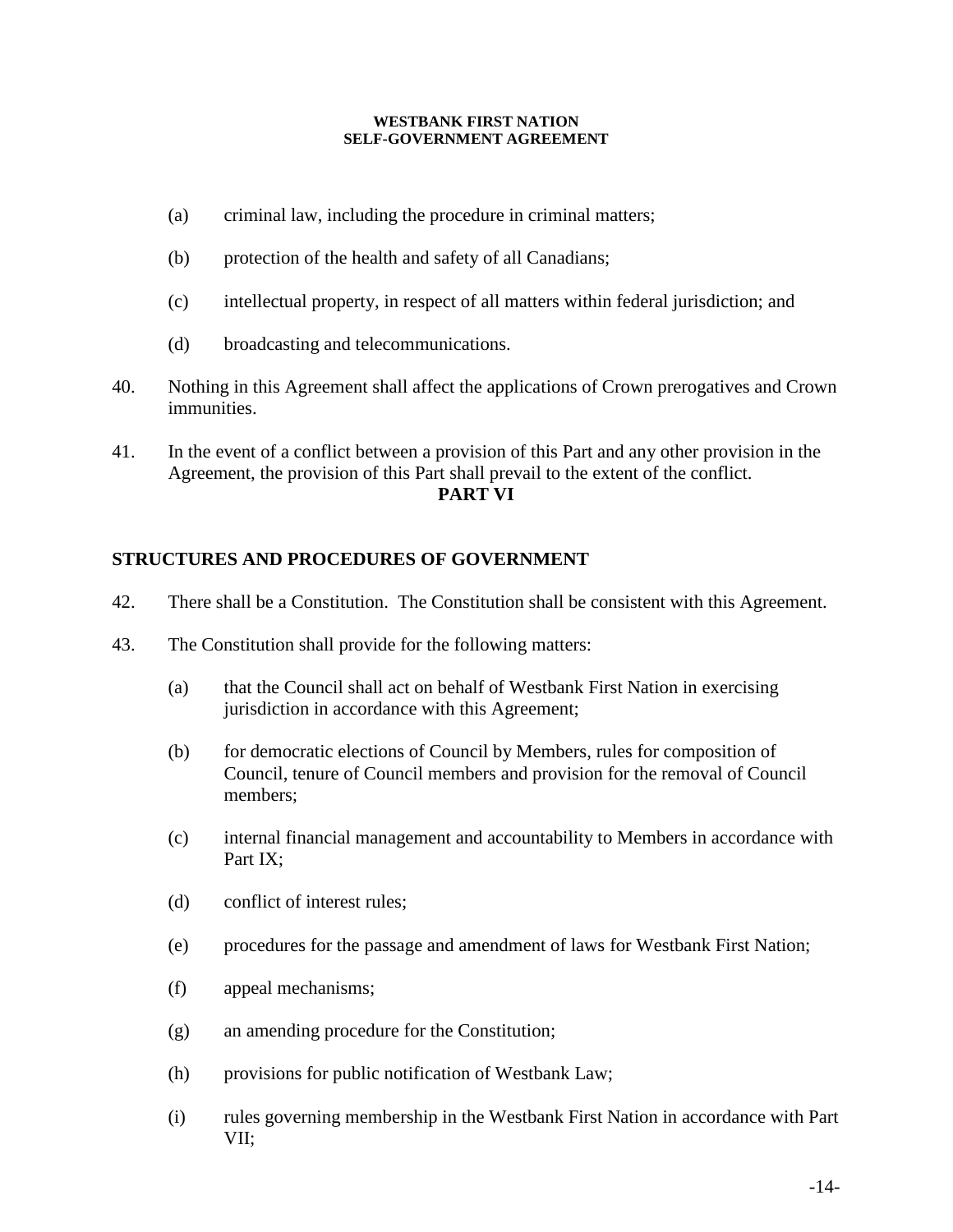(a) criminal law, including the procedure in criminal matters;

(b) protection of the health and safety of all Canadians;

(c) intellectual property, in respect of all matters within federal jurisdiction; and

(d) broadcasting and telecommunications.

40. Nothing in this Agreement shall affect the applications of Crown prerogatives and Crown immunities.

41. In the event of a conflict between a provision of this Part and any other provision in the Agreement, the provision of this Part shall prevail to the extent of the conflict.

## PART VI

## STRUCTURES AND PROCEDURES OF GOVERNMENT

42. There shall be a Constitution. The Constitution shall be consistent with this Agreement.

43. The Constitution shall provide for the following matters:

(a) that the Council shall act on behalf of Westbank First Nation in exercising jurisdiction in accordance with this Agreement;

(b) for democratic elections of Council by Members, rules for composition of Council, tenure of Council members and provision for the removal of Council members;

(c) internal financial management and accountability to Members in accordance with Part IX;

(d) conflict of interest rules;

(e) procedures for the passage and amendment of laws for Westbank First Nation;

(f) appeal mechanisms;

(g) an amending procedure for the Constitution;

(h) provisions for public notification of Westbank Law;

(i) rules governing membership in the Westbank First Nation in accordance with Part VII;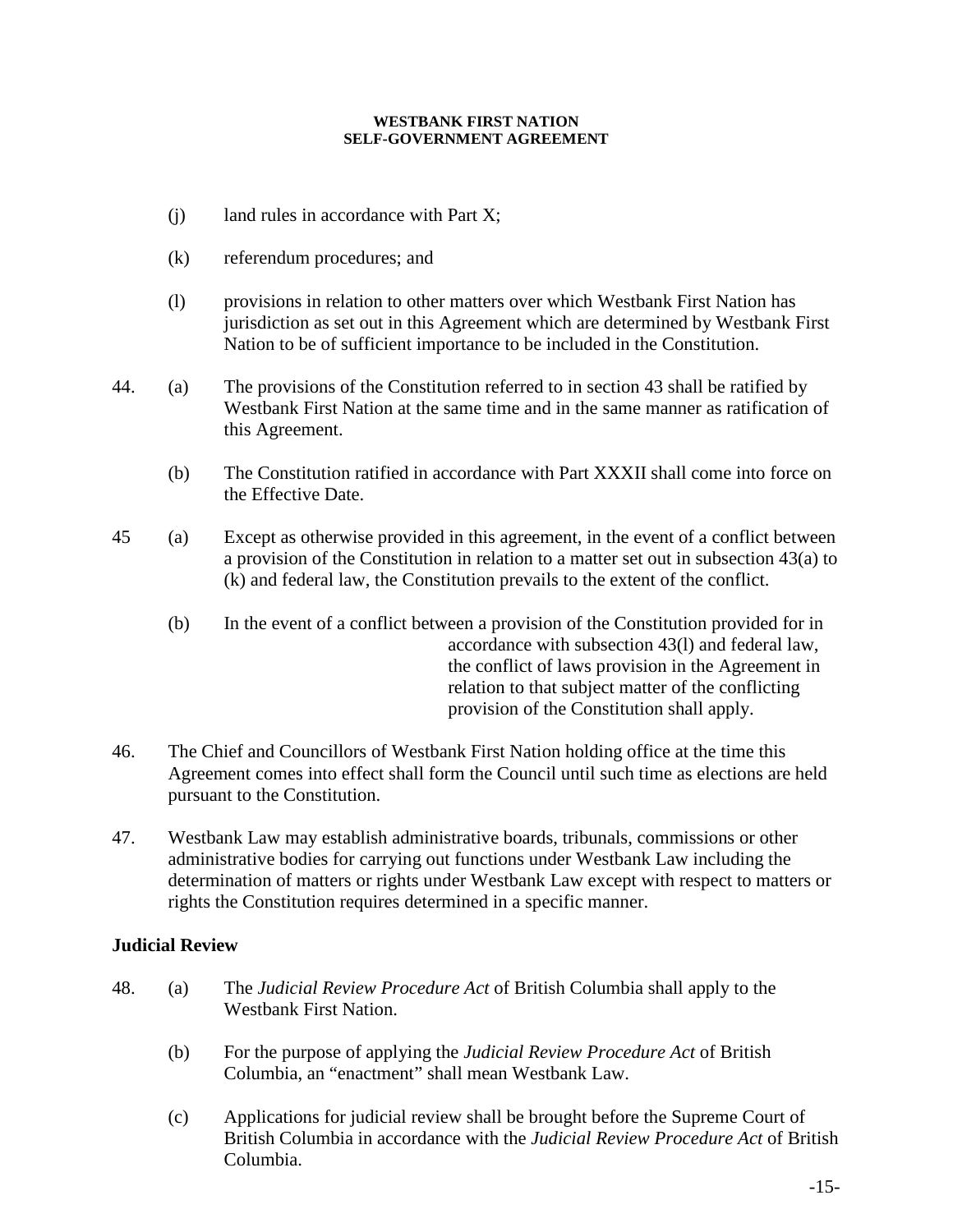(j) land rules in accordance with Part X;

(k) referendum procedures; and

(l) provisions in relation to other matters over which Westbank First Nation has jurisdiction as set out in this Agreement which are determined by Westbank First Nation to be of sufficient importance to be included in the Constitution.

44. (a) The provisions of the Constitution referred to in section 43 shall be ratified by Westbank First Nation at the same time and in the same manner as ratification of this Agreement.

(b) The Constitution ratified in accordance with Part XXXII shall come into force on the Effective Date.

45 (a) Except as otherwise provided in this agreement, in the event of a conflict between a provision of the Constitution in relation to a matter set out in subsection 43(a) to (k) and federal law, the Constitution prevails to the extent of the conflict.

(b) In the event of a conflict between a provision of the Constitution provided for in accordance with subsection 43(l) and federal law, the conflict of laws provision in the Agreement in relation to that subject matter of the conflicting provision of the Constitution shall apply.

46. The Chief and Councillors of Westbank First Nation holding office at the time this Agreement comes into effect shall form the Council until such time as elections are held pursuant to the Constitution.

47. Westbank Law may establish administrative boards, tribunals, commissions or other administrative bodies for carrying out functions under Westbank Law including the determination of matters or rights under Westbank Law except with respect to matters or rights the Constitution requires determined in a specific manner.

## Judicial Review

48. (a) The *Judicial Review Procedure Act* of British Columbia shall apply to the Westbank First Nation.

(b) For the purpose of applying the *Judicial Review Procedure Act* of British Columbia, an "enactment" shall mean Westbank Law.

(c) Applications for judicial review shall be brought before the Supreme Court of British Columbia in accordance with the *Judicial Review Procedure Act* of British Columbia.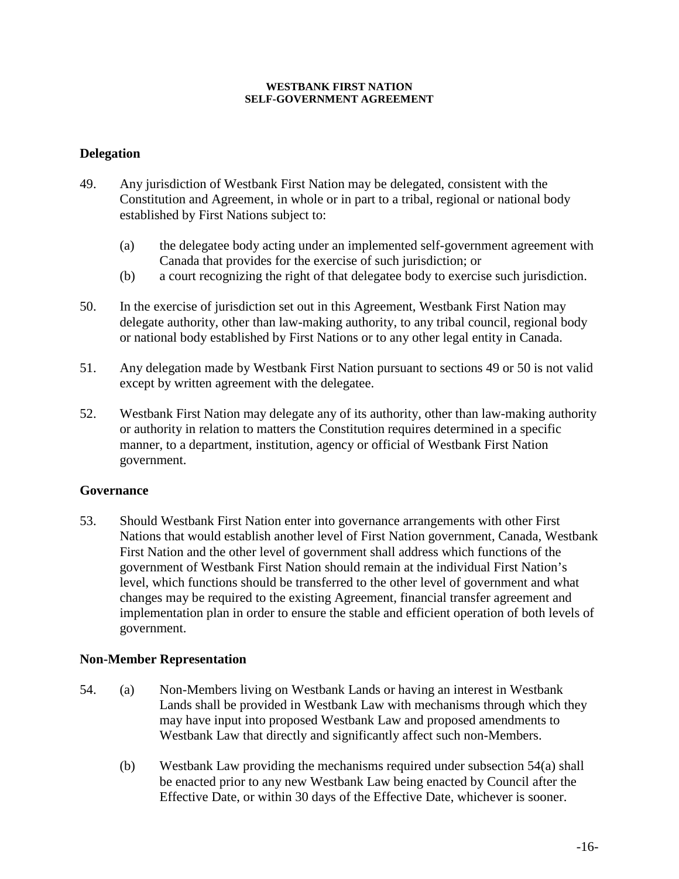## Delegation

49. Any jurisdiction of Westbank First Nation may be delegated, consistent with the Constitution and Agreement, in whole or in part to a tribal, regional or national body established by First Nations subject to:

    (a) the delegatee body acting under an implemented self-government agreement with Canada that provides for the exercise of such jurisdiction; or
    (b) a court recognizing the right of that delegatee body to exercise such jurisdiction.

50. In the exercise of jurisdiction set out in this Agreement, Westbank First Nation may delegate authority, other than law-making authority, to any tribal council, regional body or national body established by First Nations or to any other legal entity in Canada.

51. Any delegation made by Westbank First Nation pursuant to sections 49 or 50 is not valid except by written agreement with the delegatee.

52. Westbank First Nation may delegate any of its authority, other than law-making authority or authority in relation to matters the Constitution requires determined in a specific manner, to a department, institution, agency or official of Westbank First Nation government.

## Governance

53. Should Westbank First Nation enter into governance arrangements with other First Nations that would establish another level of First Nation government, Canada, Westbank First Nation and the other level of government shall address which functions of the government of Westbank First Nation should remain at the individual First Nation's level, which functions should be transferred to the other level of government and what changes may be required to the existing Agreement, financial transfer agreement and implementation plan in order to ensure the stable and efficient operation of both levels of government.

## Non-Member Representation

54. (a) Non-Members living on Westbank Lands or having an interest in Westbank Lands shall be provided in Westbank Law with mechanisms through which they may have input into proposed Westbank Law and proposed amendments to Westbank Law that directly and significantly affect such non-Members.

    (b) Westbank Law providing the mechanisms required under subsection 54(a) shall be enacted prior to any new Westbank Law being enacted by Council after the Effective Date, or within 30 days of the Effective Date, whichever is sooner.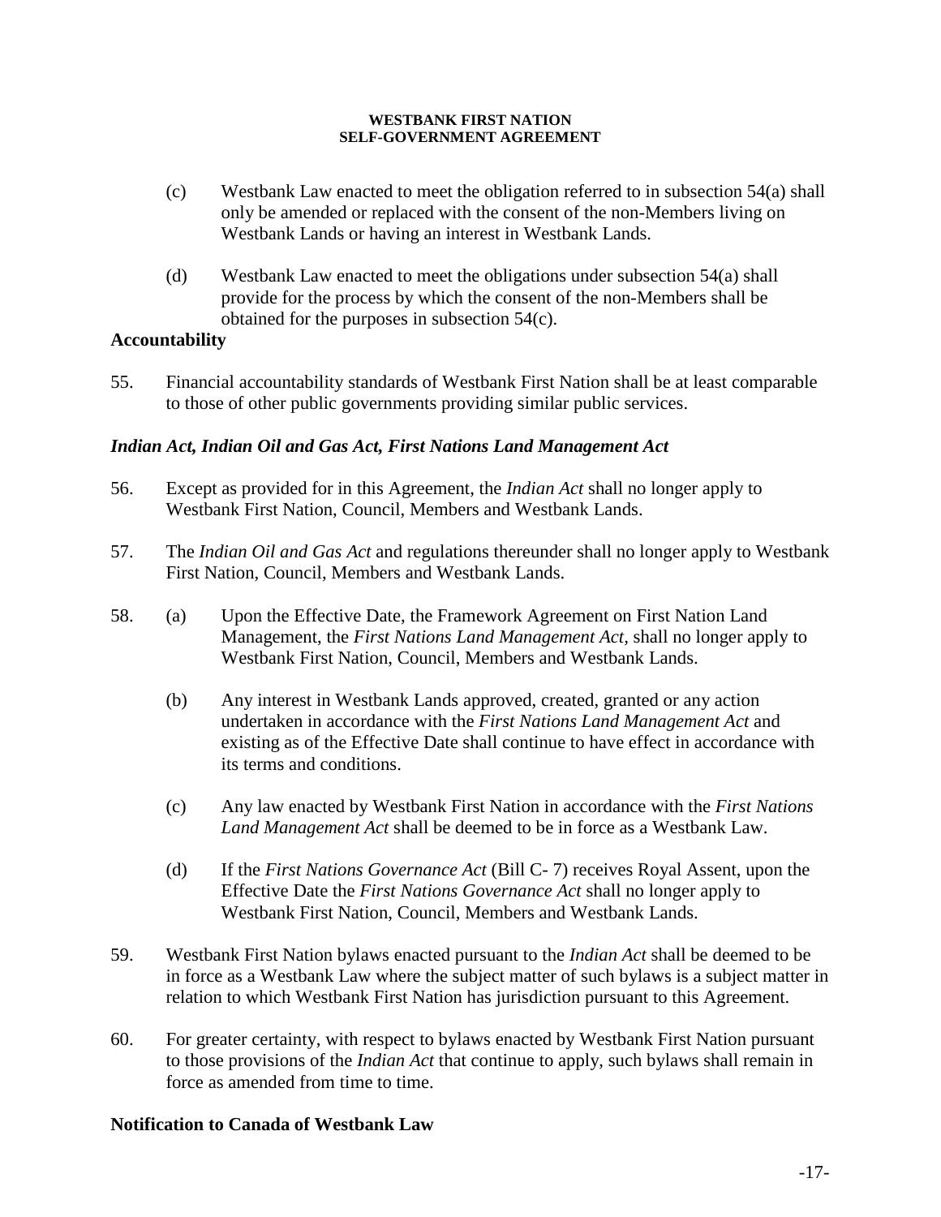(c) Westbank Law enacted to meet the obligation referred to in subsection 54(a) shall only be amended or replaced with the consent of the non-Members living on Westbank Lands or having an interest in Westbank Lands.

(d) Westbank Law enacted to meet the obligations under subsection 54(a) shall provide for the process by which the consent of the non-Members shall be obtained for the purposes in subsection 54(c).

**Accountability**

55. Financial accountability standards of Westbank First Nation shall be at least comparable to those of other public governments providing similar public services.

***Indian Act, Indian Oil and Gas Act, First Nations Land Management Act***

56. Except as provided for in this Agreement, the *Indian Act* shall no longer apply to Westbank First Nation, Council, Members and Westbank Lands.

57. The *Indian Oil and Gas Act* and regulations thereunder shall no longer apply to Westbank First Nation, Council, Members and Westbank Lands.

58. (a) Upon the Effective Date, the Framework Agreement on First Nation Land Management, the *First Nations Land Management Act*, shall no longer apply to Westbank First Nation, Council, Members and Westbank Lands.

(b) Any interest in Westbank Lands approved, created, granted or any action undertaken in accordance with the *First Nations Land Management Act* and existing as of the Effective Date shall continue to have effect in accordance with its terms and conditions.

(c) Any law enacted by Westbank First Nation in accordance with the *First Nations Land Management Act* shall be deemed to be in force as a Westbank Law.

(d) If the *First Nations Governance Act* (Bill C- 7) receives Royal Assent, upon the Effective Date the *First Nations Governance Act* shall no longer apply to Westbank First Nation, Council, Members and Westbank Lands.

59. Westbank First Nation bylaws enacted pursuant to the *Indian Act* shall be deemed to be in force as a Westbank Law where the subject matter of such bylaws is a subject matter in relation to which Westbank First Nation has jurisdiction pursuant to this Agreement.

60. For greater certainty, with respect to bylaws enacted by Westbank First Nation pursuant to those provisions of the *Indian Act* that continue to apply, such bylaws shall remain in force as amended from time to time.

**Notification to Canada of Westbank Law**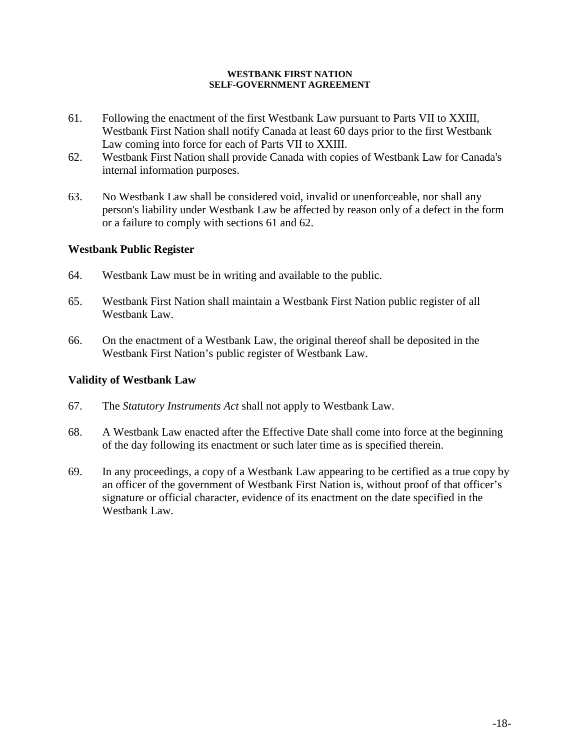61. Following the enactment of the first Westbank Law pursuant to Parts VII to XXIII, Westbank First Nation shall notify Canada at least 60 days prior to the first Westbank Law coming into force for each of Parts VII to XXIII.

62. Westbank First Nation shall provide Canada with copies of Westbank Law for Canada's internal information purposes.

63. No Westbank Law shall be considered void, invalid or unenforceable, nor shall any person's liability under Westbank Law be affected by reason only of a defect in the form or a failure to comply with sections 61 and 62.

### Westbank Public Register

64. Westbank Law must be in writing and available to the public.

65. Westbank First Nation shall maintain a Westbank First Nation public register of all Westbank Law.

66. On the enactment of a Westbank Law, the original thereof shall be deposited in the Westbank First Nation's public register of Westbank Law.

### Validity of Westbank Law

67. The *Statutory Instruments Act* shall not apply to Westbank Law.

68. A Westbank Law enacted after the Effective Date shall come into force at the beginning of the day following its enactment or such later time as is specified therein.

69. In any proceedings, a copy of a Westbank Law appearing to be certified as a true copy by an officer of the government of Westbank First Nation is, without proof of that officer's signature or official character, evidence of its enactment on the date specified in the Westbank Law.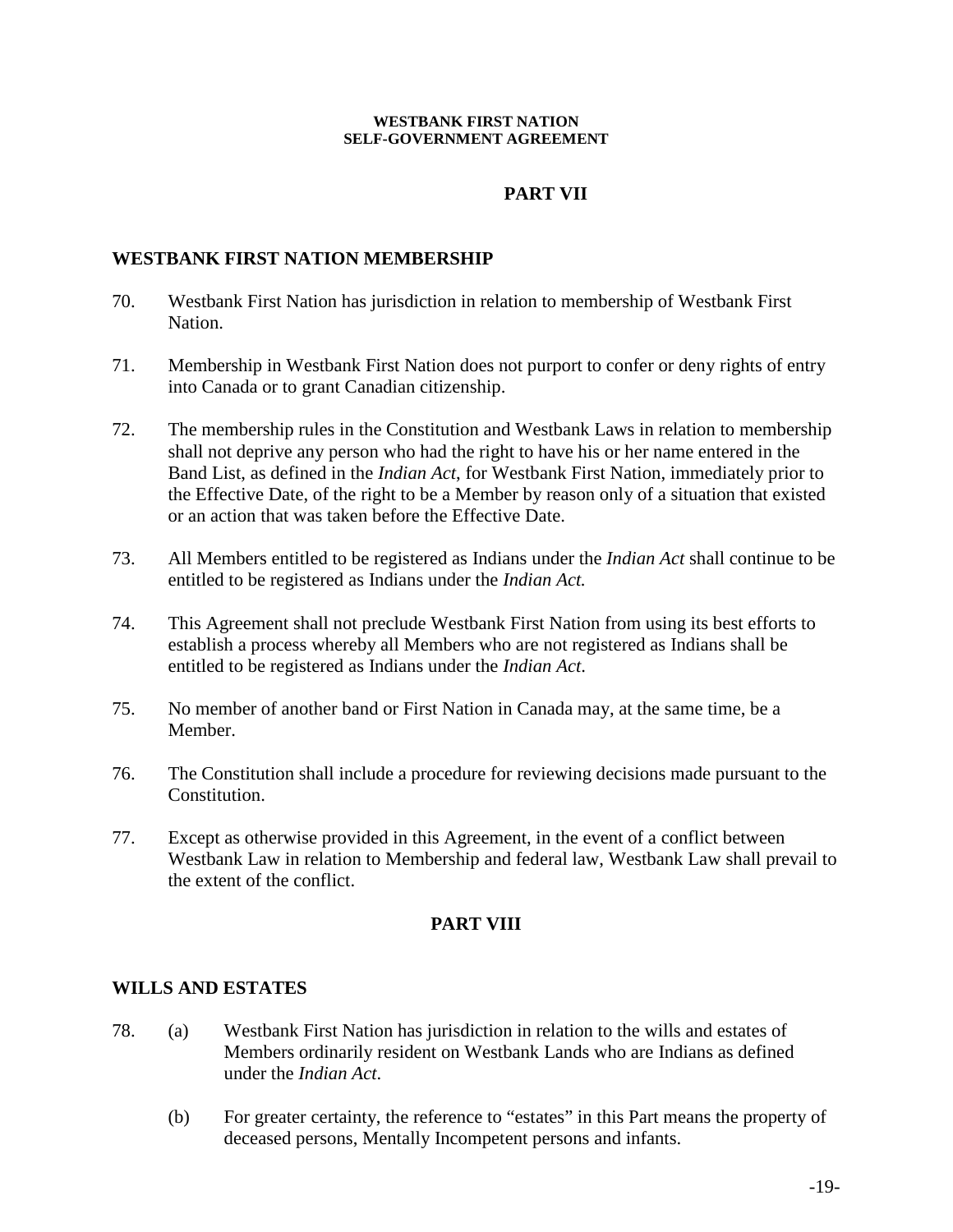## PART VII

### WESTBANK FIRST NATION MEMBERSHIP

70. Westbank First Nation has jurisdiction in relation to membership of Westbank First Nation.

71. Membership in Westbank First Nation does not purport to confer or deny rights of entry into Canada or to grant Canadian citizenship.

72. The membership rules in the Constitution and Westbank Laws in relation to membership shall not deprive any person who had the right to have his or her name entered in the Band List, as defined in the *Indian Act*, for Westbank First Nation, immediately prior to the Effective Date, of the right to be a Member by reason only of a situation that existed or an action that was taken before the Effective Date.

73. All Members entitled to be registered as Indians under the *Indian Act* shall continue to be entitled to be registered as Indians under the *Indian Act.*

74. This Agreement shall not preclude Westbank First Nation from using its best efforts to establish a process whereby all Members who are not registered as Indians shall be entitled to be registered as Indians under the *Indian Act*.

75. No member of another band or First Nation in Canada may, at the same time, be a Member.

76. The Constitution shall include a procedure for reviewing decisions made pursuant to the Constitution.

77. Except as otherwise provided in this Agreement, in the event of a conflict between Westbank Law in relation to Membership and federal law, Westbank Law shall prevail to the extent of the conflict.

## PART VIII

### WILLS AND ESTATES

78. (a) Westbank First Nation has jurisdiction in relation to the wills and estates of Members ordinarily resident on Westbank Lands who are Indians as defined under the *Indian Act*.

    (b) For greater certainty, the reference to "estates" in this Part means the property of deceased persons, Mentally Incompetent persons and infants.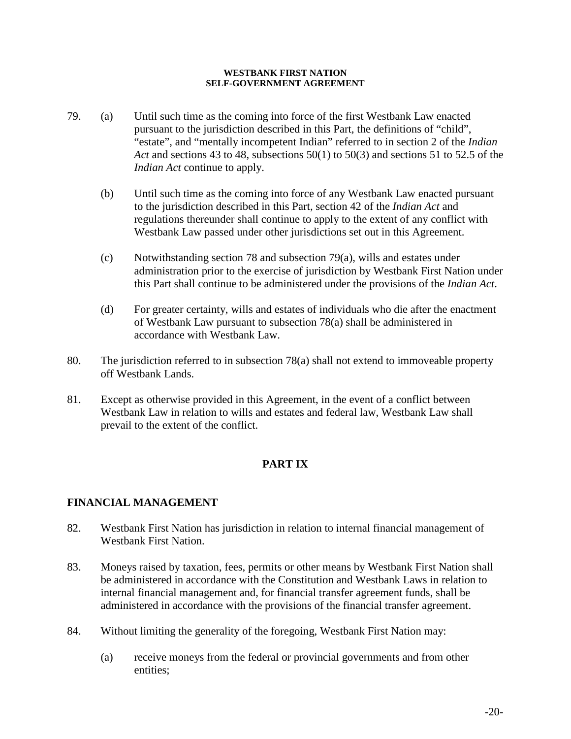79. (a) Until such time as the coming into force of the first Westbank Law enacted pursuant to the jurisdiction described in this Part, the definitions of "child", "estate", and "mentally incompetent Indian" referred to in section 2 of the *Indian Act* and sections 43 to 48, subsections 50(1) to 50(3) and sections 51 to 52.5 of the *Indian Act* continue to apply.

    (b) Until such time as the coming into force of any Westbank Law enacted pursuant to the jurisdiction described in this Part, section 42 of the *Indian Act* and regulations thereunder shall continue to apply to the extent of any conflict with Westbank Law passed under other jurisdictions set out in this Agreement.

    (c) Notwithstanding section 78 and subsection 79(a), wills and estates under administration prior to the exercise of jurisdiction by Westbank First Nation under this Part shall continue to be administered under the provisions of the *Indian Act*.

    (d) For greater certainty, wills and estates of individuals who die after the enactment of Westbank Law pursuant to subsection 78(a) shall be administered in accordance with Westbank Law.

80. The jurisdiction referred to in subsection 78(a) shall not extend to immoveable property off Westbank Lands.

81. Except as otherwise provided in this Agreement, in the event of a conflict between Westbank Law in relation to wills and estates and federal law, Westbank Law shall prevail to the extent of the conflict.

## PART IX

## FINANCIAL MANAGEMENT

82. Westbank First Nation has jurisdiction in relation to internal financial management of Westbank First Nation.

83. Moneys raised by taxation, fees, permits or other means by Westbank First Nation shall be administered in accordance with the Constitution and Westbank Laws in relation to internal financial management and, for financial transfer agreement funds, shall be administered in accordance with the provisions of the financial transfer agreement.

84. Without limiting the generality of the foregoing, Westbank First Nation may:

    (a) receive moneys from the federal or provincial governments and from other entities;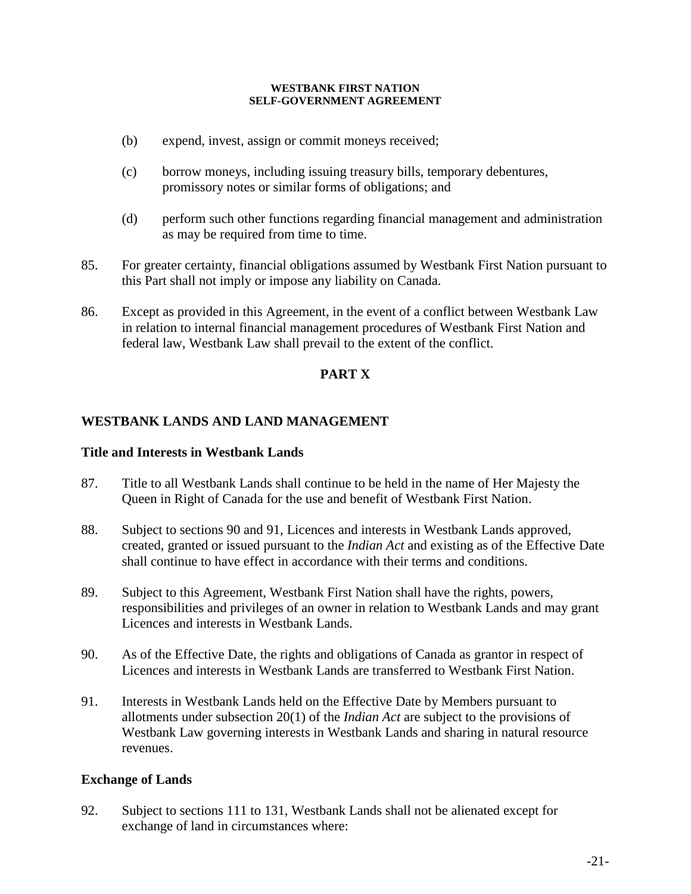(b) expend, invest, assign or commit moneys received;

(c) borrow moneys, including issuing treasury bills, temporary debentures, promissory notes or similar forms of obligations; and

(d) perform such other functions regarding financial management and administration as may be required from time to time.

85. For greater certainty, financial obligations assumed by Westbank First Nation pursuant to this Part shall not imply or impose any liability on Canada.

86. Except as provided in this Agreement, in the event of a conflict between Westbank Law in relation to internal financial management procedures of Westbank First Nation and federal law, Westbank Law shall prevail to the extent of the conflict.

## PART X

## WESTBANK LANDS AND LAND MANAGEMENT

### Title and Interests in Westbank Lands

87. Title to all Westbank Lands shall continue to be held in the name of Her Majesty the Queen in Right of Canada for the use and benefit of Westbank First Nation.

88. Subject to sections 90 and 91, Licences and interests in Westbank Lands approved, created, granted or issued pursuant to the *Indian Act* and existing as of the Effective Date shall continue to have effect in accordance with their terms and conditions.

89. Subject to this Agreement, Westbank First Nation shall have the rights, powers, responsibilities and privileges of an owner in relation to Westbank Lands and may grant Licences and interests in Westbank Lands.

90. As of the Effective Date, the rights and obligations of Canada as grantor in respect of Licences and interests in Westbank Lands are transferred to Westbank First Nation.

91. Interests in Westbank Lands held on the Effective Date by Members pursuant to allotments under subsection 20(1) of the *Indian Act* are subject to the provisions of Westbank Law governing interests in Westbank Lands and sharing in natural resource revenues.

### Exchange of Lands

92. Subject to sections 111 to 131, Westbank Lands shall not be alienated except for exchange of land in circumstances where: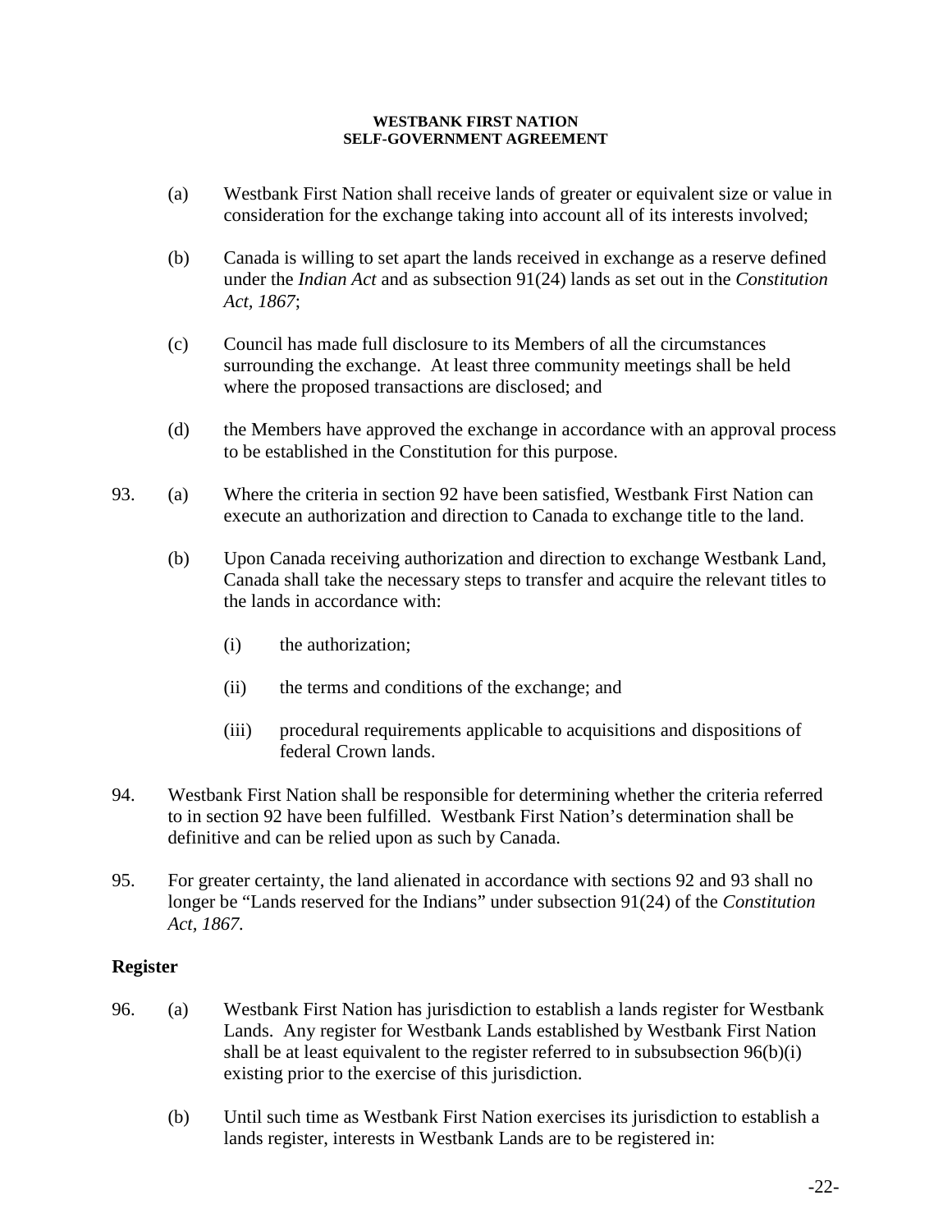(a) Westbank First Nation shall receive lands of greater or equivalent size or value in consideration for the exchange taking into account all of its interests involved;

(b) Canada is willing to set apart the lands received in exchange as a reserve defined under the *Indian Act* and as subsection 91(24) lands as set out in the *Constitution Act, 1867*;

(c) Council has made full disclosure to its Members of all the circumstances surrounding the exchange. At least three community meetings shall be held where the proposed transactions are disclosed; and

(d) the Members have approved the exchange in accordance with an approval process to be established in the Constitution for this purpose.

93. (a) Where the criteria in section 92 have been satisfied, Westbank First Nation can execute an authorization and direction to Canada to exchange title to the land.

(b) Upon Canada receiving authorization and direction to exchange Westbank Land, Canada shall take the necessary steps to transfer and acquire the relevant titles to the lands in accordance with:

(i) the authorization;

(ii) the terms and conditions of the exchange; and

(iii) procedural requirements applicable to acquisitions and dispositions of federal Crown lands.

94. Westbank First Nation shall be responsible for determining whether the criteria referred to in section 92 have been fulfilled. Westbank First Nation's determination shall be definitive and can be relied upon as such by Canada.

95. For greater certainty, the land alienated in accordance with sections 92 and 93 shall no longer be "Lands reserved for the Indians" under subsection 91(24) of the *Constitution Act, 1867*.

**Register**

96. (a) Westbank First Nation has jurisdiction to establish a lands register for Westbank Lands. Any register for Westbank Lands established by Westbank First Nation shall be at least equivalent to the register referred to in subsubsection 96(b)(i) existing prior to the exercise of this jurisdiction.

(b) Until such time as Westbank First Nation exercises its jurisdiction to establish a lands register, interests in Westbank Lands are to be registered in: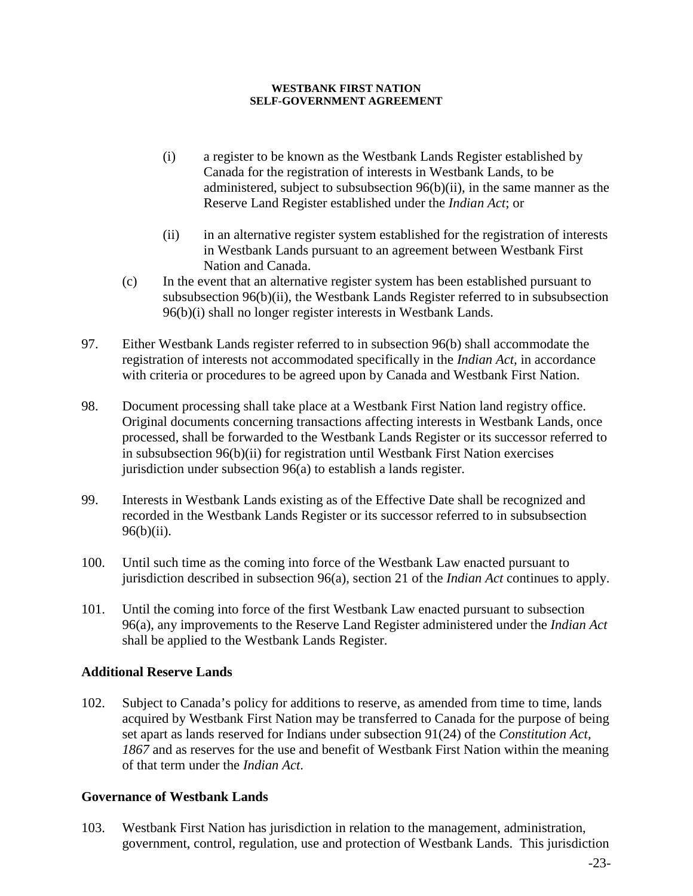(i) a register to be known as the Westbank Lands Register established by Canada for the registration of interests in Westbank Lands, to be administered, subject to subsubsection 96(b)(ii), in the same manner as the Reserve Land Register established under the *Indian Act*; or

(ii) in an alternative register system established for the registration of interests in Westbank Lands pursuant to an agreement between Westbank First Nation and Canada.

(c) In the event that an alternative register system has been established pursuant to subsubsection 96(b)(ii), the Westbank Lands Register referred to in subsubsection 96(b)(i) shall no longer register interests in Westbank Lands.

97. Either Westbank Lands register referred to in subsection 96(b) shall accommodate the registration of interests not accommodated specifically in the *Indian Act*, in accordance with criteria or procedures to be agreed upon by Canada and Westbank First Nation.

98. Document processing shall take place at a Westbank First Nation land registry office. Original documents concerning transactions affecting interests in Westbank Lands, once processed, shall be forwarded to the Westbank Lands Register or its successor referred to in subsubsection 96(b)(ii) for registration until Westbank First Nation exercises jurisdiction under subsection 96(a) to establish a lands register.

99. Interests in Westbank Lands existing as of the Effective Date shall be recognized and recorded in the Westbank Lands Register or its successor referred to in subsubsection 96(b)(ii).

100. Until such time as the coming into force of the Westbank Law enacted pursuant to jurisdiction described in subsection 96(a), section 21 of the *Indian Act* continues to apply.

101. Until the coming into force of the first Westbank Law enacted pursuant to subsection 96(a), any improvements to the Reserve Land Register administered under the *Indian Act* shall be applied to the Westbank Lands Register.

### Additional Reserve Lands

102. Subject to Canada's policy for additions to reserve, as amended from time to time, lands acquired by Westbank First Nation may be transferred to Canada for the purpose of being set apart as lands reserved for Indians under subsection 91(24) of the *Constitution Act, 1867* and as reserves for the use and benefit of Westbank First Nation within the meaning of that term under the *Indian Act*.

### Governance of Westbank Lands

103. Westbank First Nation has jurisdiction in relation to the management, administration, government, control, regulation, use and protection of Westbank Lands. This jurisdiction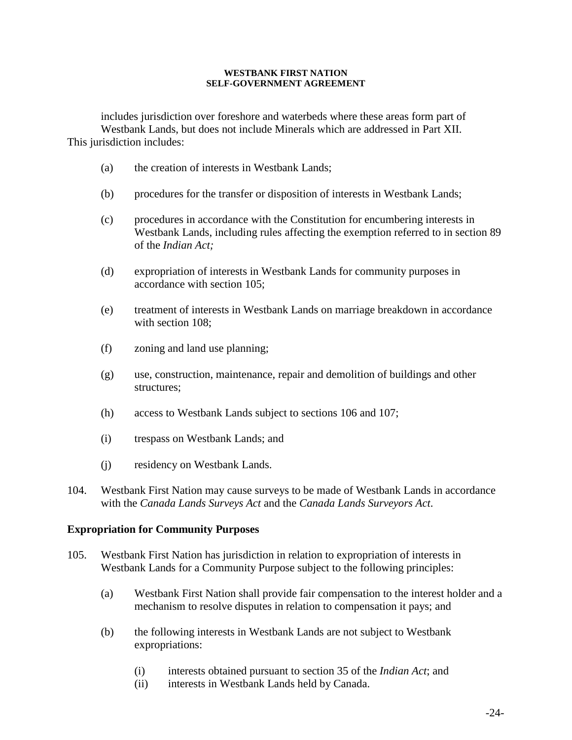includes jurisdiction over foreshore and waterbeds where these areas form part of Westbank Lands, but does not include Minerals which are addressed in Part XII. This jurisdiction includes:

(a) the creation of interests in Westbank Lands;

(b) procedures for the transfer or disposition of interests in Westbank Lands;

(c) procedures in accordance with the Constitution for encumbering interests in Westbank Lands, including rules affecting the exemption referred to in section 89 of the *Indian Act;*

(d) expropriation of interests in Westbank Lands for community purposes in accordance with section 105;

(e) treatment of interests in Westbank Lands on marriage breakdown in accordance with section 108;

(f) zoning and land use planning;

(g) use, construction, maintenance, repair and demolition of buildings and other structures;

(h) access to Westbank Lands subject to sections 106 and 107;

(i) trespass on Westbank Lands; and

(j) residency on Westbank Lands.

104. Westbank First Nation may cause surveys to be made of Westbank Lands in accordance with the *Canada Lands Surveys Act* and the *Canada Lands Surveyors Act*.

**Expropriation for Community Purposes**

105. Westbank First Nation has jurisdiction in relation to expropriation of interests in Westbank Lands for a Community Purpose subject to the following principles:

(a) Westbank First Nation shall provide fair compensation to the interest holder and a mechanism to resolve disputes in relation to compensation it pays; and

(b) the following interests in Westbank Lands are not subject to Westbank expropriations:

(i) interests obtained pursuant to section 35 of the *Indian Act*; and
(ii) interests in Westbank Lands held by Canada.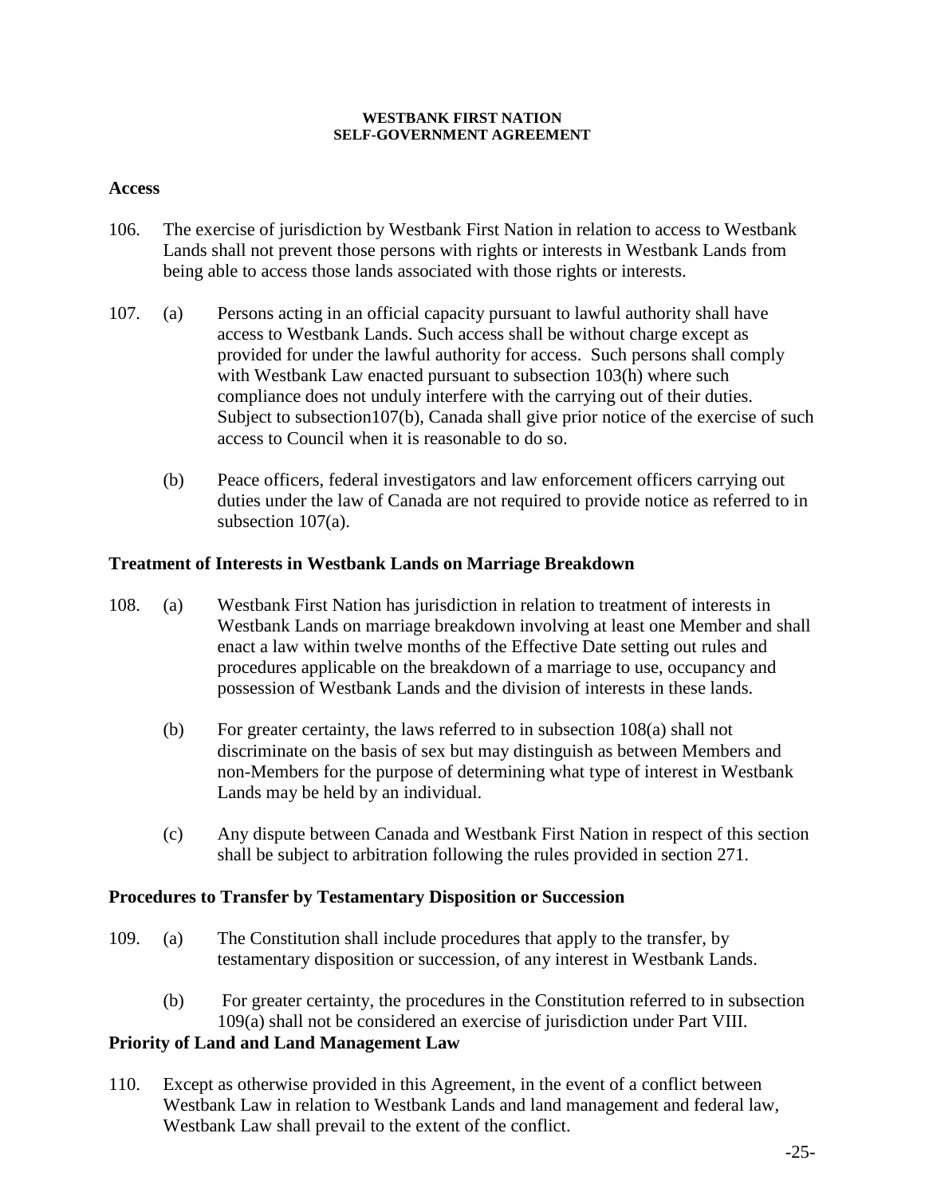**Access**

106. The exercise of jurisdiction by Westbank First Nation in relation to access to Westbank Lands shall not prevent those persons with rights or interests in Westbank Lands from being able to access those lands associated with those rights or interests.

107. (a) Persons acting in an official capacity pursuant to lawful authority shall have access to Westbank Lands. Such access shall be without charge except as provided for under the lawful authority for access. Such persons shall comply with Westbank Law enacted pursuant to subsection 103(h) where such compliance does not unduly interfere with the carrying out of their duties. Subject to subsection107(b), Canada shall give prior notice of the exercise of such access to Council when it is reasonable to do so.

(b) Peace officers, federal investigators and law enforcement officers carrying out duties under the law of Canada are not required to provide notice as referred to in subsection 107(a).

**Treatment of Interests in Westbank Lands on Marriage Breakdown**

108. (a) Westbank First Nation has jurisdiction in relation to treatment of interests in Westbank Lands on marriage breakdown involving at least one Member and shall enact a law within twelve months of the Effective Date setting out rules and procedures applicable on the breakdown of a marriage to use, occupancy and possession of Westbank Lands and the division of interests in these lands.

(b) For greater certainty, the laws referred to in subsection 108(a) shall not discriminate on the basis of sex but may distinguish as between Members and non-Members for the purpose of determining what type of interest in Westbank Lands may be held by an individual.

(c) Any dispute between Canada and Westbank First Nation in respect of this section shall be subject to arbitration following the rules provided in section 271.

**Procedures to Transfer by Testamentary Disposition or Succession**

109. (a) The Constitution shall include procedures that apply to the transfer, by testamentary disposition or succession, of any interest in Westbank Lands.

(b) For greater certainty, the procedures in the Constitution referred to in subsection 109(a) shall not be considered an exercise of jurisdiction under Part VIII.

**Priority of Land and Land Management Law**

110. Except as otherwise provided in this Agreement, in the event of a conflict between Westbank Law in relation to Westbank Lands and land management and federal law, Westbank Law shall prevail to the extent of the conflict.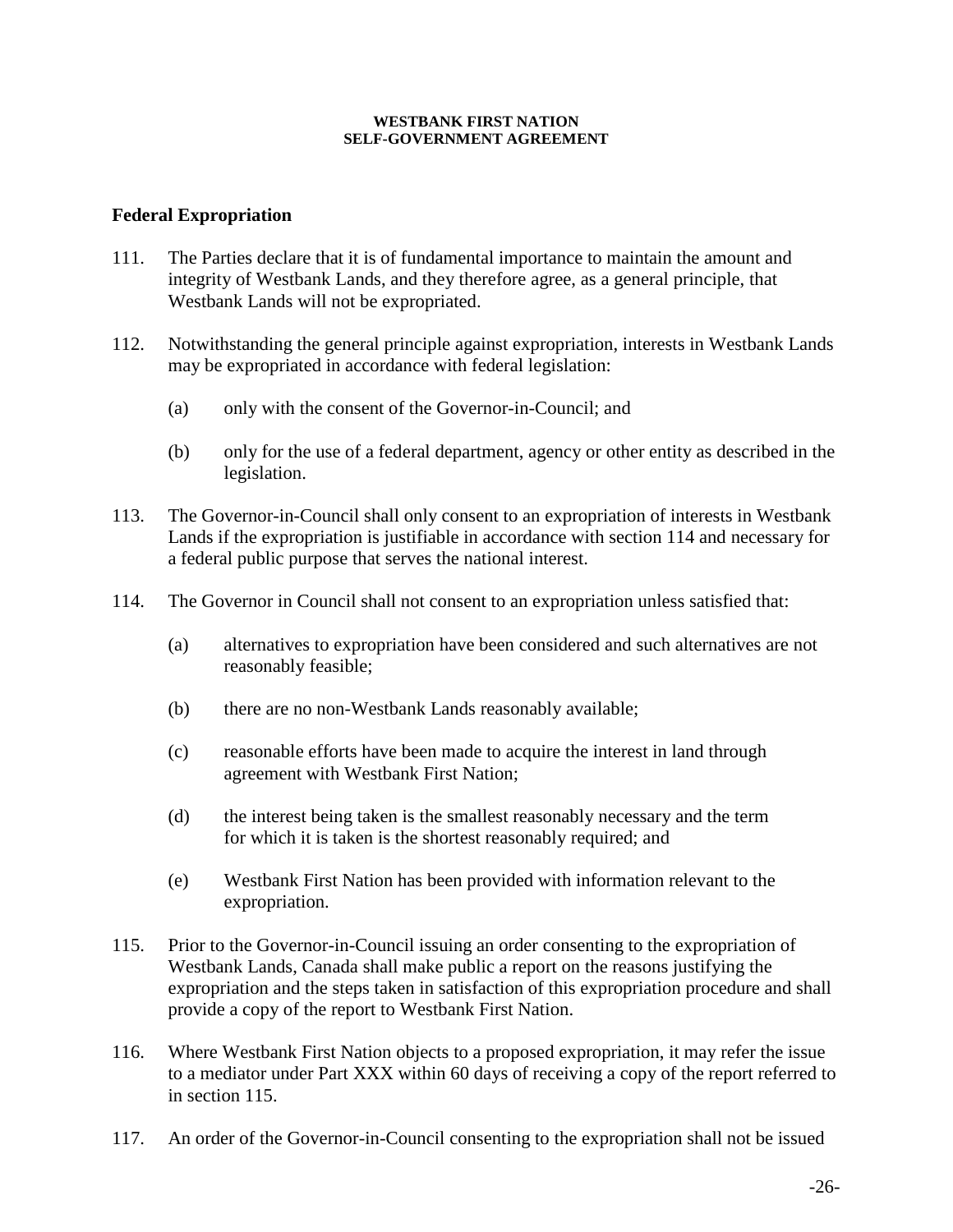## Federal Expropriation

111. The Parties declare that it is of fundamental importance to maintain the amount and integrity of Westbank Lands, and they therefore agree, as a general principle, that Westbank Lands will not be expropriated.

112. Notwithstanding the general principle against expropriation, interests in Westbank Lands may be expropriated in accordance with federal legislation:

   (a) only with the consent of the Governor-in-Council; and

   (b) only for the use of a federal department, agency or other entity as described in the legislation.

113. The Governor-in-Council shall only consent to an expropriation of interests in Westbank Lands if the expropriation is justifiable in accordance with section 114 and necessary for a federal public purpose that serves the national interest.

114. The Governor in Council shall not consent to an expropriation unless satisfied that:

   (a) alternatives to expropriation have been considered and such alternatives are not reasonably feasible;

   (b) there are no non-Westbank Lands reasonably available;

   (c) reasonable efforts have been made to acquire the interest in land through agreement with Westbank First Nation;

   (d) the interest being taken is the smallest reasonably necessary and the term for which it is taken is the shortest reasonably required; and

   (e) Westbank First Nation has been provided with information relevant to the expropriation.

115. Prior to the Governor-in-Council issuing an order consenting to the expropriation of Westbank Lands, Canada shall make public a report on the reasons justifying the expropriation and the steps taken in satisfaction of this expropriation procedure and shall provide a copy of the report to Westbank First Nation.

116. Where Westbank First Nation objects to a proposed expropriation, it may refer the issue to a mediator under Part XXX within 60 days of receiving a copy of the report referred to in section 115.

117. An order of the Governor-in-Council consenting to the expropriation shall not be issued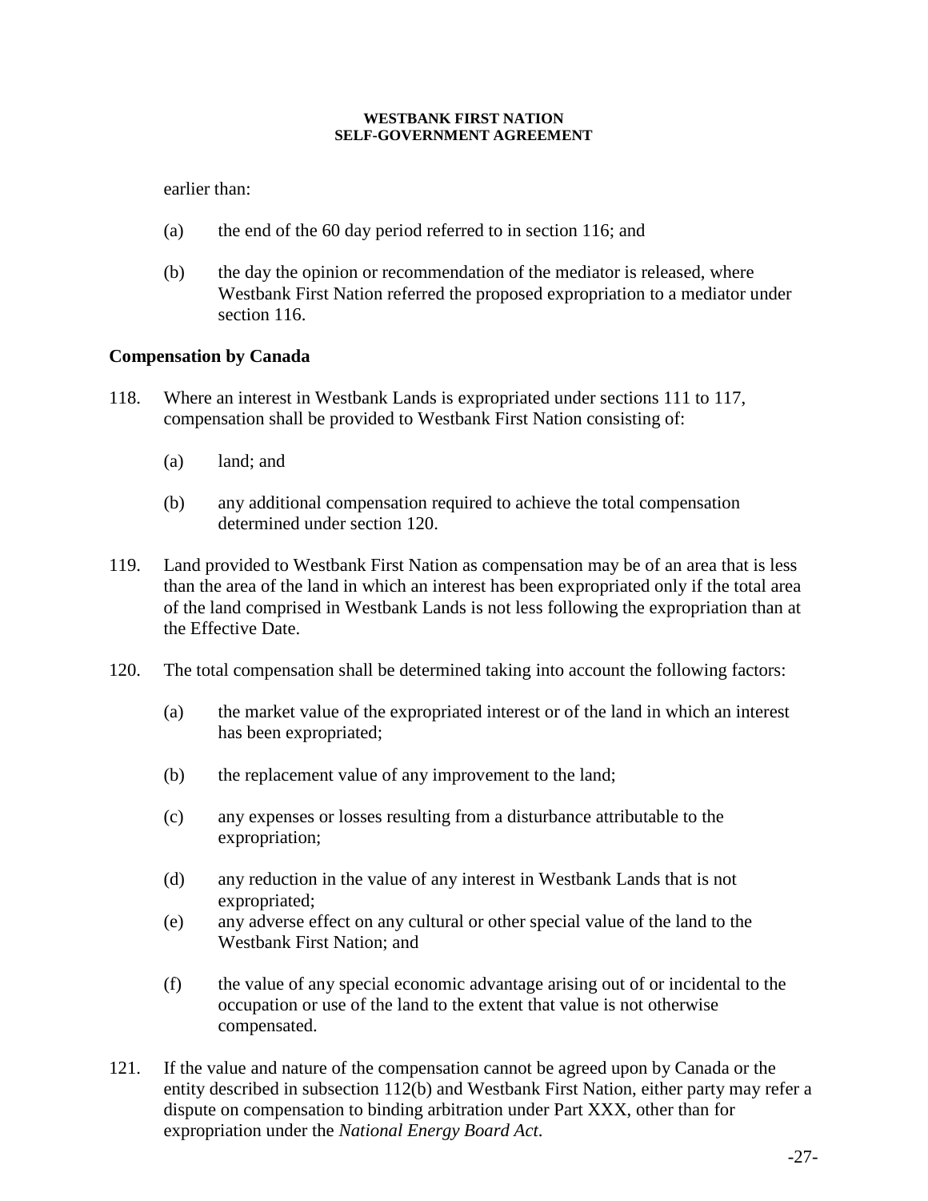earlier than:

(a) the end of the 60 day period referred to in section 116; and

(b) the day the opinion or recommendation of the mediator is released, where Westbank First Nation referred the proposed expropriation to a mediator under section 116.

## Compensation by Canada

118. Where an interest in Westbank Lands is expropriated under sections 111 to 117, compensation shall be provided to Westbank First Nation consisting of:

    (a) land; and

    (b) any additional compensation required to achieve the total compensation determined under section 120.

119. Land provided to Westbank First Nation as compensation may be of an area that is less than the area of the land in which an interest has been expropriated only if the total area of the land comprised in Westbank Lands is not less following the expropriation than at the Effective Date.

120. The total compensation shall be determined taking into account the following factors:

    (a) the market value of the expropriated interest or of the land in which an interest has been expropriated;

    (b) the replacement value of any improvement to the land;

    (c) any expenses or losses resulting from a disturbance attributable to the expropriation;

    (d) any reduction in the value of any interest in Westbank Lands that is not expropriated;

    (e) any adverse effect on any cultural or other special value of the land to the Westbank First Nation; and

    (f) the value of any special economic advantage arising out of or incidental to the occupation or use of the land to the extent that value is not otherwise compensated.

121. If the value and nature of the compensation cannot be agreed upon by Canada or the entity described in subsection 112(b) and Westbank First Nation, either party may refer a dispute on compensation to binding arbitration under Part XXX, other than for expropriation under the *National Energy Board Act*.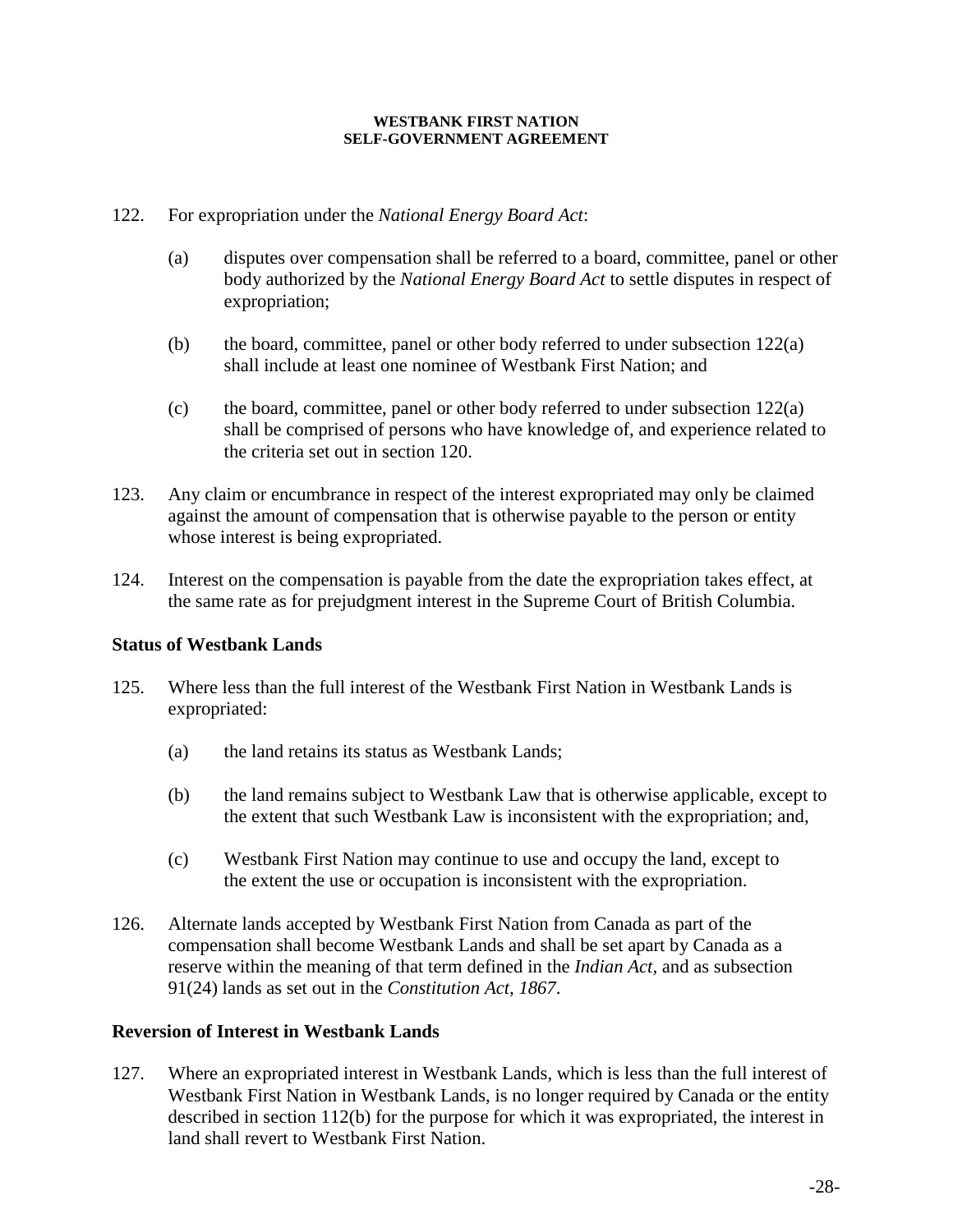122. For expropriation under the *National Energy Board Act*:

(a) disputes over compensation shall be referred to a board, committee, panel or other body authorized by the *National Energy Board Act* to settle disputes in respect of expropriation;

(b) the board, committee, panel or other body referred to under subsection 122(a) shall include at least one nominee of Westbank First Nation; and

(c) the board, committee, panel or other body referred to under subsection 122(a) shall be comprised of persons who have knowledge of, and experience related to the criteria set out in section 120.

123. Any claim or encumbrance in respect of the interest expropriated may only be claimed against the amount of compensation that is otherwise payable to the person or entity whose interest is being expropriated.

124. Interest on the compensation is payable from the date the expropriation takes effect, at the same rate as for prejudgment interest in the Supreme Court of British Columbia.

**Status of Westbank Lands**

125. Where less than the full interest of the Westbank First Nation in Westbank Lands is expropriated:

(a) the land retains its status as Westbank Lands;

(b) the land remains subject to Westbank Law that is otherwise applicable, except to the extent that such Westbank Law is inconsistent with the expropriation; and,

(c) Westbank First Nation may continue to use and occupy the land, except to the extent the use or occupation is inconsistent with the expropriation.

126. Alternate lands accepted by Westbank First Nation from Canada as part of the compensation shall become Westbank Lands and shall be set apart by Canada as a reserve within the meaning of that term defined in the *Indian Act*, and as subsection 91(24) lands as set out in the *Constitution Act, 1867*.

**Reversion of Interest in Westbank Lands**

127. Where an expropriated interest in Westbank Lands, which is less than the full interest of Westbank First Nation in Westbank Lands, is no longer required by Canada or the entity described in section 112(b) for the purpose for which it was expropriated, the interest in land shall revert to Westbank First Nation.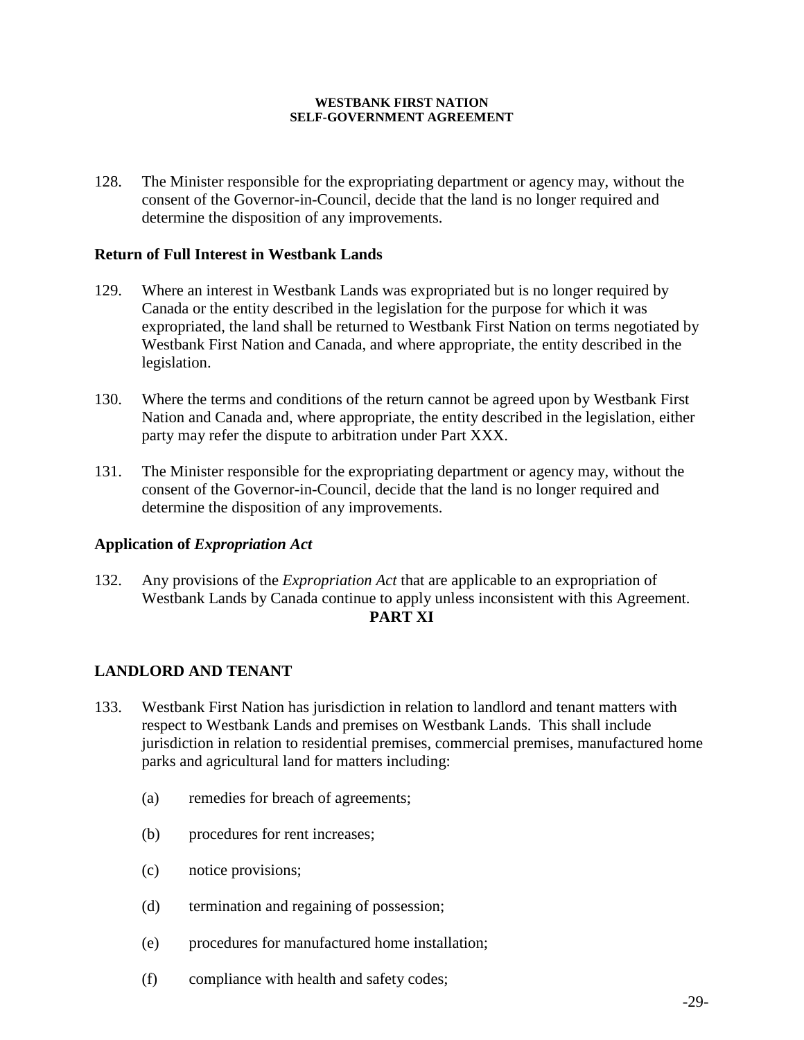128. The Minister responsible for the expropriating department or agency may, without the consent of the Governor-in-Council, decide that the land is no longer required and determine the disposition of any improvements.

**Return of Full Interest in Westbank Lands**

129. Where an interest in Westbank Lands was expropriated but is no longer required by Canada or the entity described in the legislation for the purpose for which it was expropriated, the land shall be returned to Westbank First Nation on terms negotiated by Westbank First Nation and Canada, and where appropriate, the entity described in the legislation.

130. Where the terms and conditions of the return cannot be agreed upon by Westbank First Nation and Canada and, where appropriate, the entity described in the legislation, either party may refer the dispute to arbitration under Part XXX.

131. The Minister responsible for the expropriating department or agency may, without the consent of the Governor-in-Council, decide that the land is no longer required and determine the disposition of any improvements.

**Application of *Expropriation Act***

132. Any provisions of the *Expropriation Act* that are applicable to an expropriation of Westbank Lands by Canada continue to apply unless inconsistent with this Agreement.

## PART XI

## LANDLORD AND TENANT

133. Westbank First Nation has jurisdiction in relation to landlord and tenant matters with respect to Westbank Lands and premises on Westbank Lands. This shall include jurisdiction in relation to residential premises, commercial premises, manufactured home parks and agricultural land for matters including:

    (a) remedies for breach of agreements;

    (b) procedures for rent increases;

    (c) notice provisions;

    (d) termination and regaining of possession;

    (e) procedures for manufactured home installation;

    (f) compliance with health and safety codes;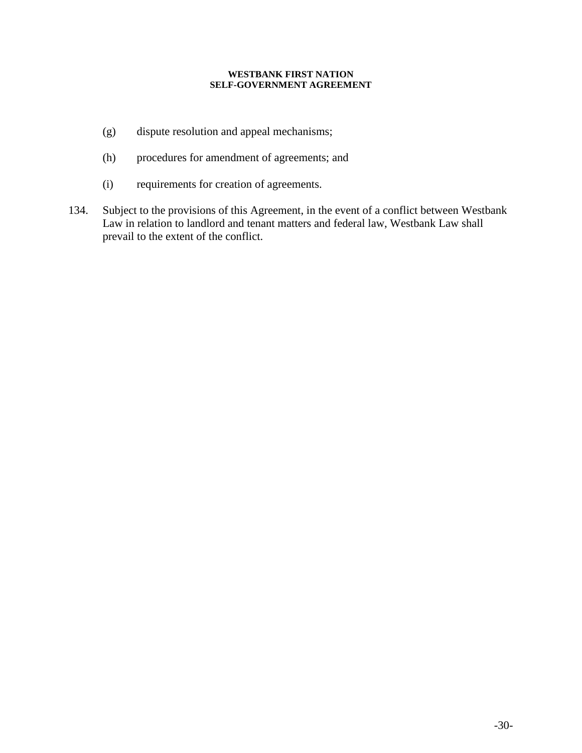(g) dispute resolution and appeal mechanisms;

(h) procedures for amendment of agreements; and

(i) requirements for creation of agreements.

134. Subject to the provisions of this Agreement, in the event of a conflict between Westbank Law in relation to landlord and tenant matters and federal law, Westbank Law shall prevail to the extent of the conflict.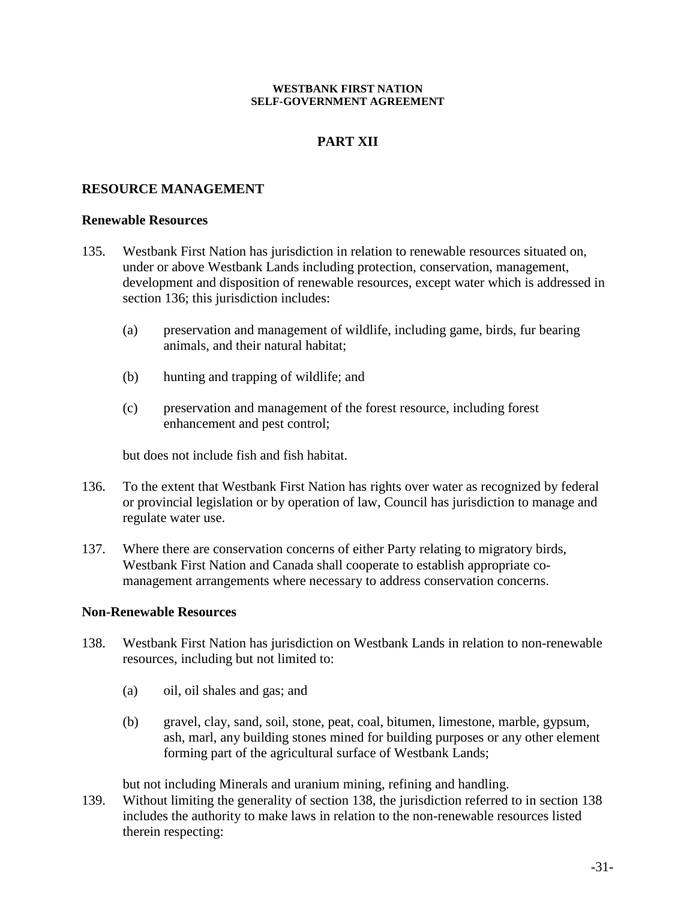## PART XII

### RESOURCE MANAGEMENT

#### Renewable Resources

135. Westbank First Nation has jurisdiction in relation to renewable resources situated on, under or above Westbank Lands including protection, conservation, management, development and disposition of renewable resources, except water which is addressed in section 136; this jurisdiction includes:

    (a) preservation and management of wildlife, including game, birds, fur bearing animals, and their natural habitat;

    (b) hunting and trapping of wildlife; and

    (c) preservation and management of the forest resource, including forest enhancement and pest control;

    but does not include fish and fish habitat.

136. To the extent that Westbank First Nation has rights over water as recognized by federal or provincial legislation or by operation of law, Council has jurisdiction to manage and regulate water use.

137. Where there are conservation concerns of either Party relating to migratory birds, Westbank First Nation and Canada shall cooperate to establish appropriate co-management arrangements where necessary to address conservation concerns.

#### Non-Renewable Resources

138. Westbank First Nation has jurisdiction on Westbank Lands in relation to non-renewable resources, including but not limited to:

    (a) oil, oil shales and gas; and

    (b) gravel, clay, sand, soil, stone, peat, coal, bitumen, limestone, marble, gypsum, ash, marl, any building stones mined for building purposes or any other element forming part of the agricultural surface of Westbank Lands;

    but not including Minerals and uranium mining, refining and handling.

139. Without limiting the generality of section 138, the jurisdiction referred to in section 138 includes the authority to make laws in relation to the non-renewable resources listed therein respecting: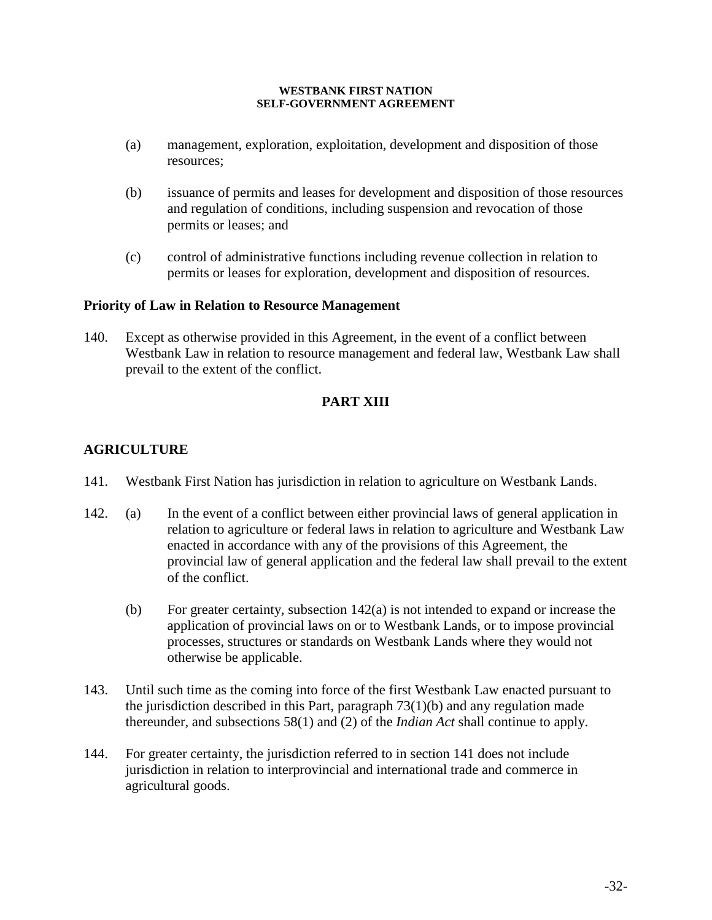(a) management, exploration, exploitation, development and disposition of those resources;

(b) issuance of permits and leases for development and disposition of those resources and regulation of conditions, including suspension and revocation of those permits or leases; and

(c) control of administrative functions including revenue collection in relation to permits or leases for exploration, development and disposition of resources.

**Priority of Law in Relation to Resource Management**

140. Except as otherwise provided in this Agreement, in the event of a conflict between Westbank Law in relation to resource management and federal law, Westbank Law shall prevail to the extent of the conflict.

## PART XIII

## AGRICULTURE

141. Westbank First Nation has jurisdiction in relation to agriculture on Westbank Lands.

142. (a) In the event of a conflict between either provincial laws of general application in relation to agriculture or federal laws in relation to agriculture and Westbank Law enacted in accordance with any of the provisions of this Agreement, the provincial law of general application and the federal law shall prevail to the extent of the conflict.

(b) For greater certainty, subsection 142(a) is not intended to expand or increase the application of provincial laws on or to Westbank Lands, or to impose provincial processes, structures or standards on Westbank Lands where they would not otherwise be applicable.

143. Until such time as the coming into force of the first Westbank Law enacted pursuant to the jurisdiction described in this Part, paragraph 73(1)(b) and any regulation made thereunder, and subsections 58(1) and (2) of the *Indian Act* shall continue to apply.

144. For greater certainty, the jurisdiction referred to in section 141 does not include jurisdiction in relation to interprovincial and international trade and commerce in agricultural goods.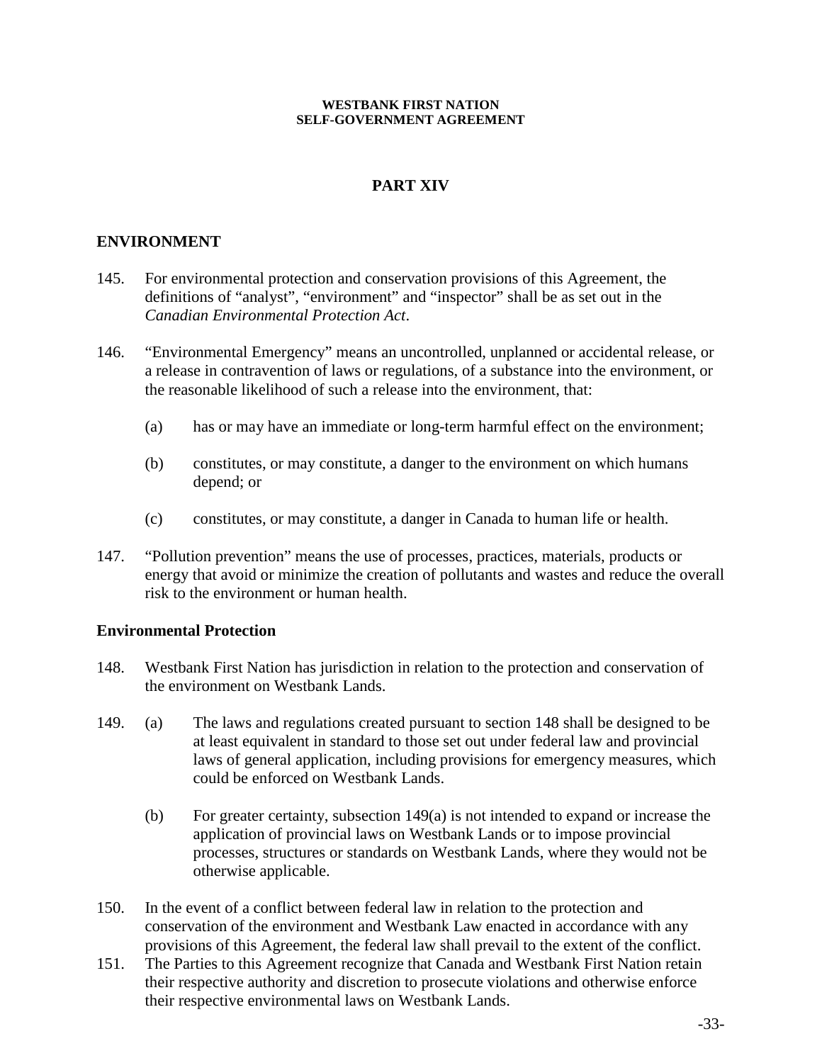# PART XIV

## ENVIRONMENT

145. For environmental protection and conservation provisions of this Agreement, the definitions of "analyst", "environment" and "inspector" shall be as set out in the *Canadian Environmental Protection Act*.

146. "Environmental Emergency" means an uncontrolled, unplanned or accidental release, or a release in contravention of laws or regulations, of a substance into the environment, or the reasonable likelihood of such a release into the environment, that:

    (a) has or may have an immediate or long-term harmful effect on the environment;

    (b) constitutes, or may constitute, a danger to the environment on which humans depend; or

    (c) constitutes, or may constitute, a danger in Canada to human life or health.

147. "Pollution prevention" means the use of processes, practices, materials, products or energy that avoid or minimize the creation of pollutants and wastes and reduce the overall risk to the environment or human health.

### Environmental Protection

148. Westbank First Nation has jurisdiction in relation to the protection and conservation of the environment on Westbank Lands.

149. (a) The laws and regulations created pursuant to section 148 shall be designed to be at least equivalent in standard to those set out under federal law and provincial laws of general application, including provisions for emergency measures, which could be enforced on Westbank Lands.

    (b) For greater certainty, subsection 149(a) is not intended to expand or increase the application of provincial laws on Westbank Lands or to impose provincial processes, structures or standards on Westbank Lands, where they would not be otherwise applicable.

150. In the event of a conflict between federal law in relation to the protection and conservation of the environment and Westbank Law enacted in accordance with any provisions of this Agreement, the federal law shall prevail to the extent of the conflict.

151. The Parties to this Agreement recognize that Canada and Westbank First Nation retain their respective authority and discretion to prosecute violations and otherwise enforce their respective environmental laws on Westbank Lands.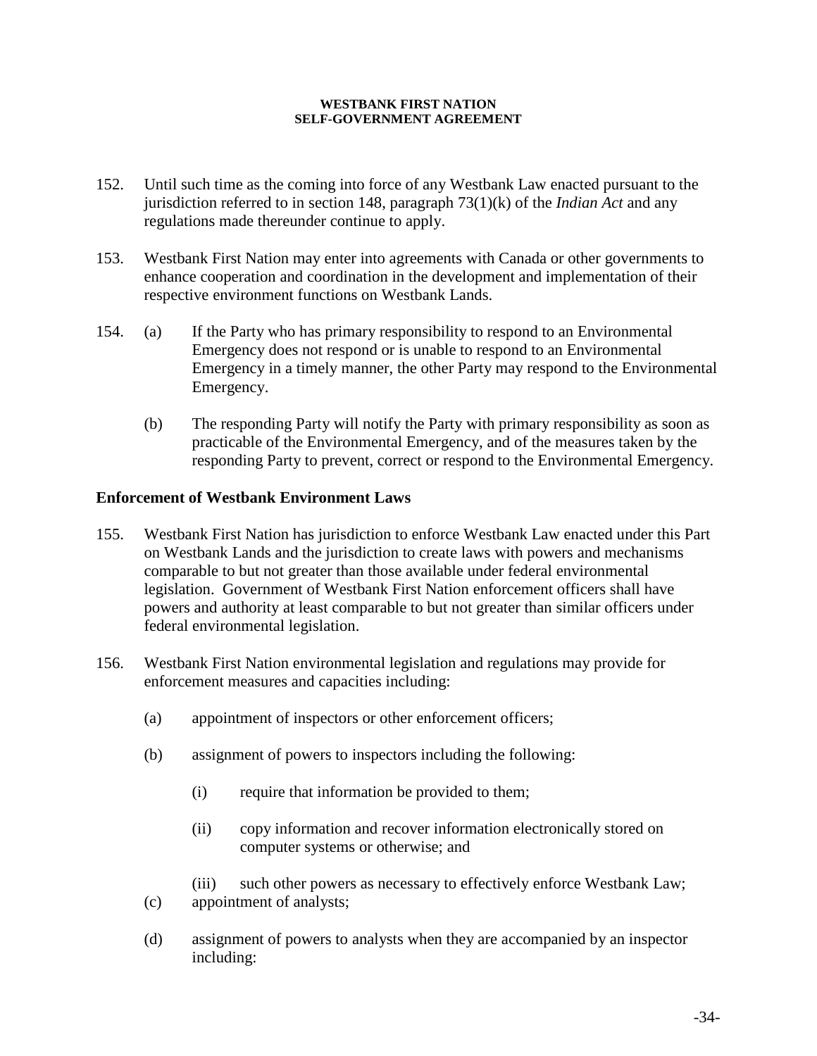152. Until such time as the coming into force of any Westbank Law enacted pursuant to the jurisdiction referred to in section 148, paragraph 73(1)(k) of the *Indian Act* and any regulations made thereunder continue to apply.

153. Westbank First Nation may enter into agreements with Canada or other governments to enhance cooperation and coordination in the development and implementation of their respective environment functions on Westbank Lands.

154. (a) If the Party who has primary responsibility to respond to an Environmental Emergency does not respond or is unable to respond to an Environmental Emergency in a timely manner, the other Party may respond to the Environmental Emergency.

 (b) The responding Party will notify the Party with primary responsibility as soon as practicable of the Environmental Emergency, and of the measures taken by the responding Party to prevent, correct or respond to the Environmental Emergency.

**Enforcement of Westbank Environment Laws**

155. Westbank First Nation has jurisdiction to enforce Westbank Law enacted under this Part on Westbank Lands and the jurisdiction to create laws with powers and mechanisms comparable to but not greater than those available under federal environmental legislation. Government of Westbank First Nation enforcement officers shall have powers and authority at least comparable to but not greater than similar officers under federal environmental legislation.

156. Westbank First Nation environmental legislation and regulations may provide for enforcement measures and capacities including:

 (a) appointment of inspectors or other enforcement officers;

 (b) assignment of powers to inspectors including the following:

  (i) require that information be provided to them;

  (ii) copy information and recover information electronically stored on computer systems or otherwise; and

  (iii) such other powers as necessary to effectively enforce Westbank Law;

 (c) appointment of analysts;

 (d) assignment of powers to analysts when they are accompanied by an inspector including: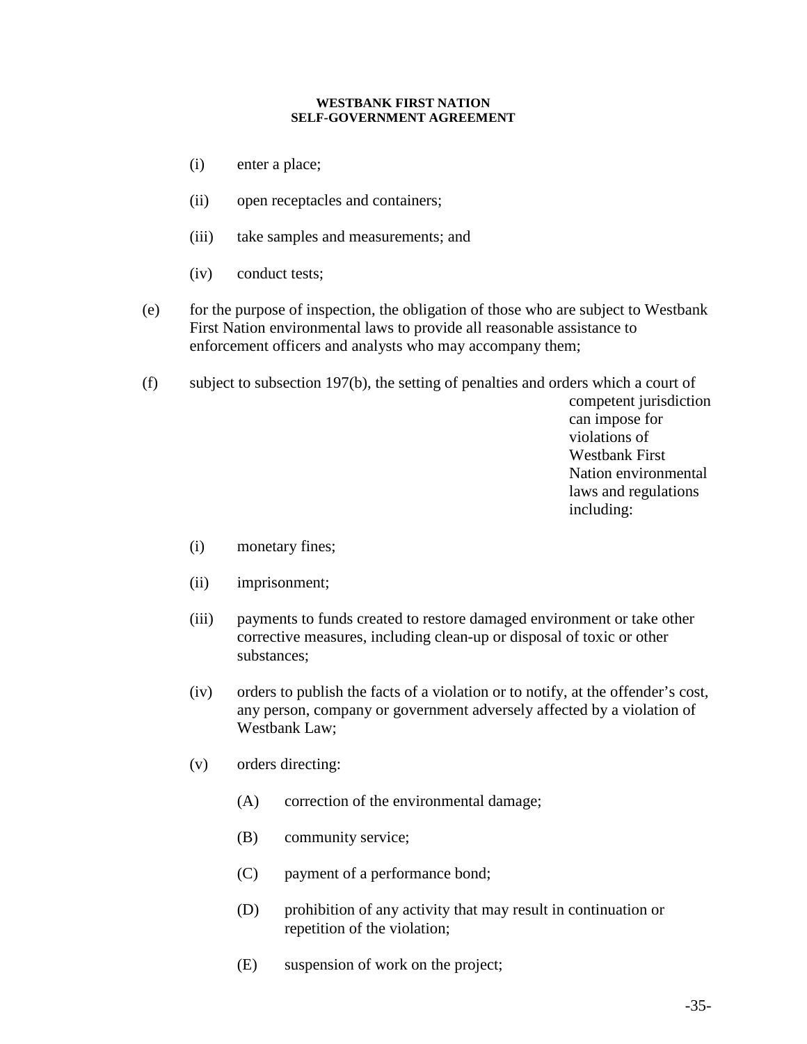(i) enter a place;

(ii) open receptacles and containers;

(iii) take samples and measurements; and

(iv) conduct tests;

(e) for the purpose of inspection, the obligation of those who are subject to Westbank First Nation environmental laws to provide all reasonable assistance to enforcement officers and analysts who may accompany them;

(f) subject to subsection 197(b), the setting of penalties and orders which a court of competent jurisdiction can impose for violations of Westbank First Nation environmental laws and regulations including:

(i) monetary fines;

(ii) imprisonment;

(iii) payments to funds created to restore damaged environment or take other corrective measures, including clean-up or disposal of toxic or other substances;

(iv) orders to publish the facts of a violation or to notify, at the offender's cost, any person, company or government adversely affected by a violation of Westbank Law;

(v) orders directing:

(A) correction of the environmental damage;

(B) community service;

(C) payment of a performance bond;

(D) prohibition of any activity that may result in continuation or repetition of the violation;

(E) suspension of work on the project;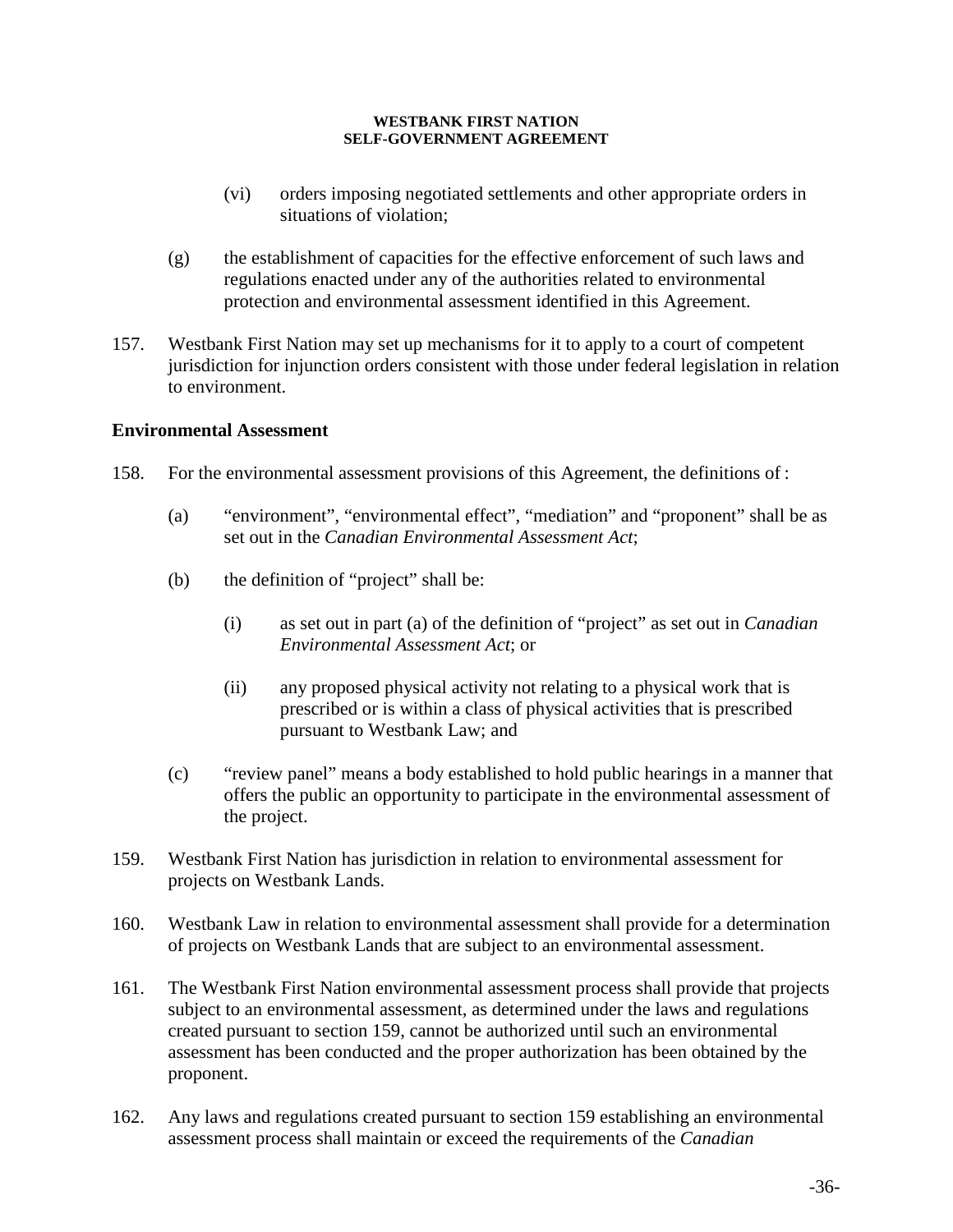(vi) orders imposing negotiated settlements and other appropriate orders in situations of violation;

(g) the establishment of capacities for the effective enforcement of such laws and regulations enacted under any of the authorities related to environmental protection and environmental assessment identified in this Agreement.

157. Westbank First Nation may set up mechanisms for it to apply to a court of competent jurisdiction for injunction orders consistent with those under federal legislation in relation to environment.

**Environmental Assessment**

158. For the environmental assessment provisions of this Agreement, the definitions of :

(a) "environment", "environmental effect", "mediation" and "proponent" shall be as set out in the *Canadian Environmental Assessment Act*;

(b) the definition of "project" shall be:

(i) as set out in part (a) of the definition of "project" as set out in *Canadian Environmental Assessment Act*; or

(ii) any proposed physical activity not relating to a physical work that is prescribed or is within a class of physical activities that is prescribed pursuant to Westbank Law; and

(c) "review panel" means a body established to hold public hearings in a manner that offers the public an opportunity to participate in the environmental assessment of the project.

159. Westbank First Nation has jurisdiction in relation to environmental assessment for projects on Westbank Lands.

160. Westbank Law in relation to environmental assessment shall provide for a determination of projects on Westbank Lands that are subject to an environmental assessment.

161. The Westbank First Nation environmental assessment process shall provide that projects subject to an environmental assessment, as determined under the laws and regulations created pursuant to section 159, cannot be authorized until such an environmental assessment has been conducted and the proper authorization has been obtained by the proponent.

162. Any laws and regulations created pursuant to section 159 establishing an environmental assessment process shall maintain or exceed the requirements of the *Canadian*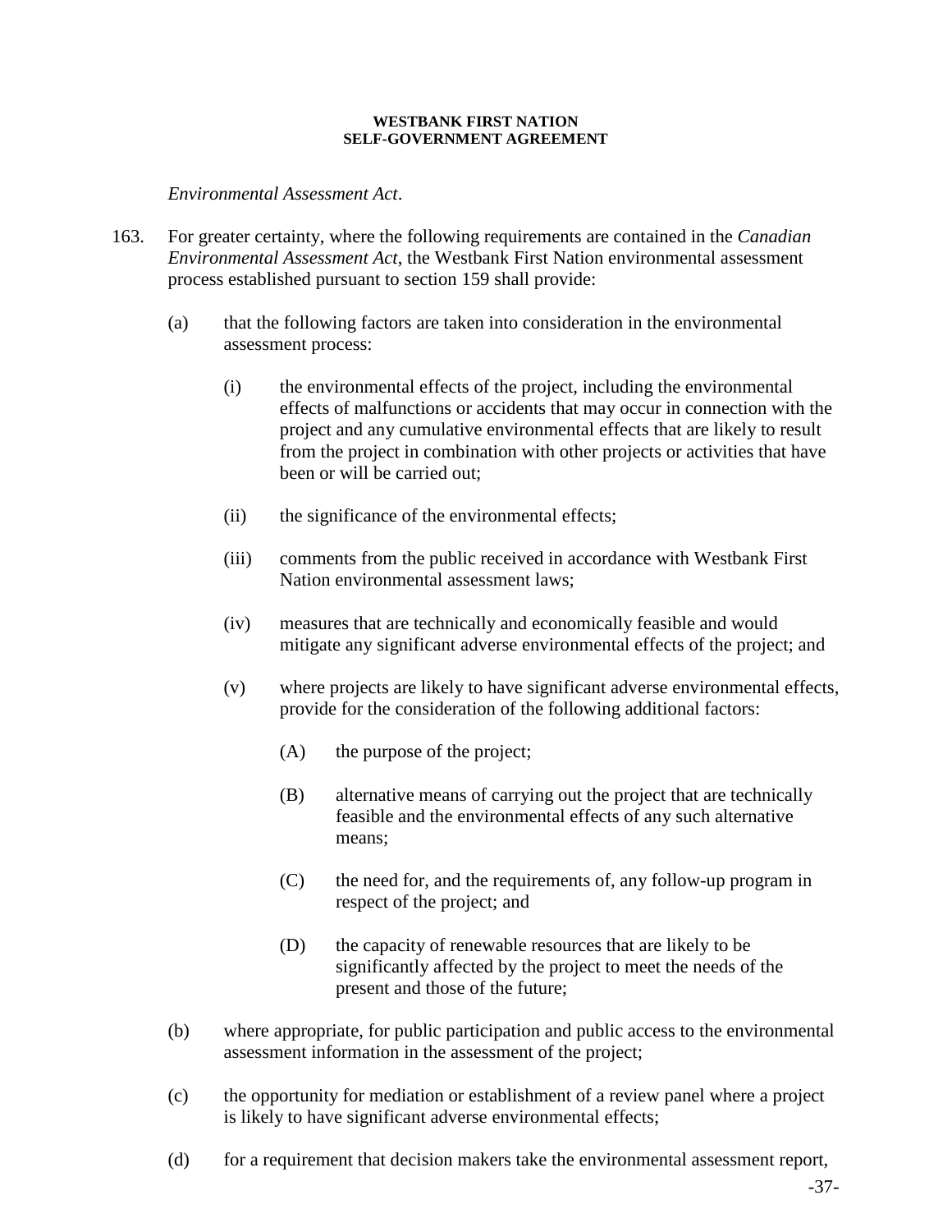*Environmental Assessment Act*.

163. For greater certainty, where the following requirements are contained in the *Canadian Environmental Assessment Act*, the Westbank First Nation environmental assessment process established pursuant to section 159 shall provide:

    (a) that the following factors are taken into consideration in the environmental assessment process:

        (i) the environmental effects of the project, including the environmental effects of malfunctions or accidents that may occur in connection with the project and any cumulative environmental effects that are likely to result from the project in combination with other projects or activities that have been or will be carried out;

        (ii) the significance of the environmental effects;

        (iii) comments from the public received in accordance with Westbank First Nation environmental assessment laws;

        (iv) measures that are technically and economically feasible and would mitigate any significant adverse environmental effects of the project; and

        (v) where projects are likely to have significant adverse environmental effects, provide for the consideration of the following additional factors:

            (A) the purpose of the project;

            (B) alternative means of carrying out the project that are technically feasible and the environmental effects of any such alternative means;

            (C) the need for, and the requirements of, any follow-up program in respect of the project; and

            (D) the capacity of renewable resources that are likely to be significantly affected by the project to meet the needs of the present and those of the future;

    (b) where appropriate, for public participation and public access to the environmental assessment information in the assessment of the project;

    (c) the opportunity for mediation or establishment of a review panel where a project is likely to have significant adverse environmental effects;

    (d) for a requirement that decision makers take the environmental assessment report,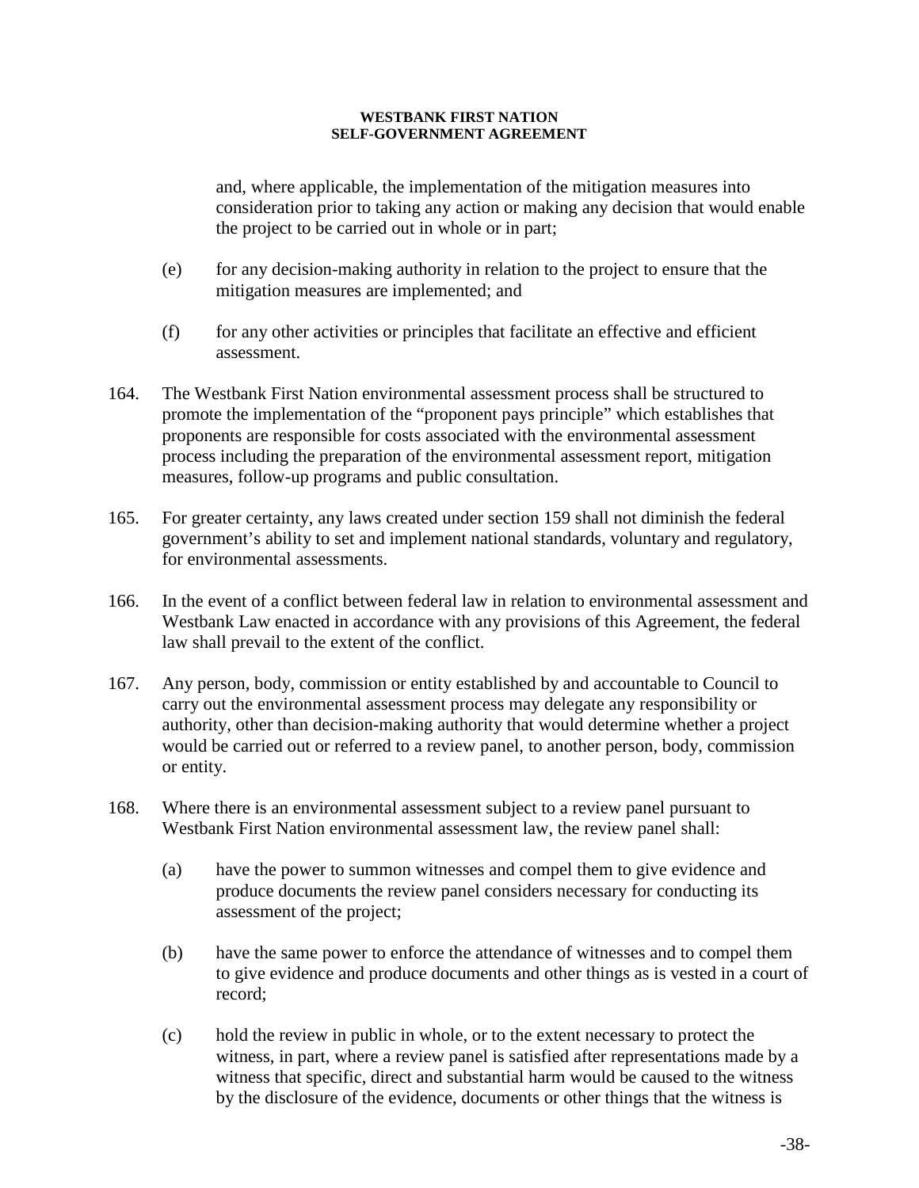and, where applicable, the implementation of the mitigation measures into consideration prior to taking any action or making any decision that would enable the project to be carried out in whole or in part;

(e) for any decision-making authority in relation to the project to ensure that the mitigation measures are implemented; and

(f) for any other activities or principles that facilitate an effective and efficient assessment.

164. The Westbank First Nation environmental assessment process shall be structured to promote the implementation of the "proponent pays principle" which establishes that proponents are responsible for costs associated with the environmental assessment process including the preparation of the environmental assessment report, mitigation measures, follow-up programs and public consultation.

165. For greater certainty, any laws created under section 159 shall not diminish the federal government's ability to set and implement national standards, voluntary and regulatory, for environmental assessments.

166. In the event of a conflict between federal law in relation to environmental assessment and Westbank Law enacted in accordance with any provisions of this Agreement, the federal law shall prevail to the extent of the conflict.

167. Any person, body, commission or entity established by and accountable to Council to carry out the environmental assessment process may delegate any responsibility or authority, other than decision-making authority that would determine whether a project would be carried out or referred to a review panel, to another person, body, commission or entity.

168. Where there is an environmental assessment subject to a review panel pursuant to Westbank First Nation environmental assessment law, the review panel shall:

(a) have the power to summon witnesses and compel them to give evidence and produce documents the review panel considers necessary for conducting its assessment of the project;

(b) have the same power to enforce the attendance of witnesses and to compel them to give evidence and produce documents and other things as is vested in a court of record;

(c) hold the review in public in whole, or to the extent necessary to protect the witness, in part, where a review panel is satisfied after representations made by a witness that specific, direct and substantial harm would be caused to the witness by the disclosure of the evidence, documents or other things that the witness is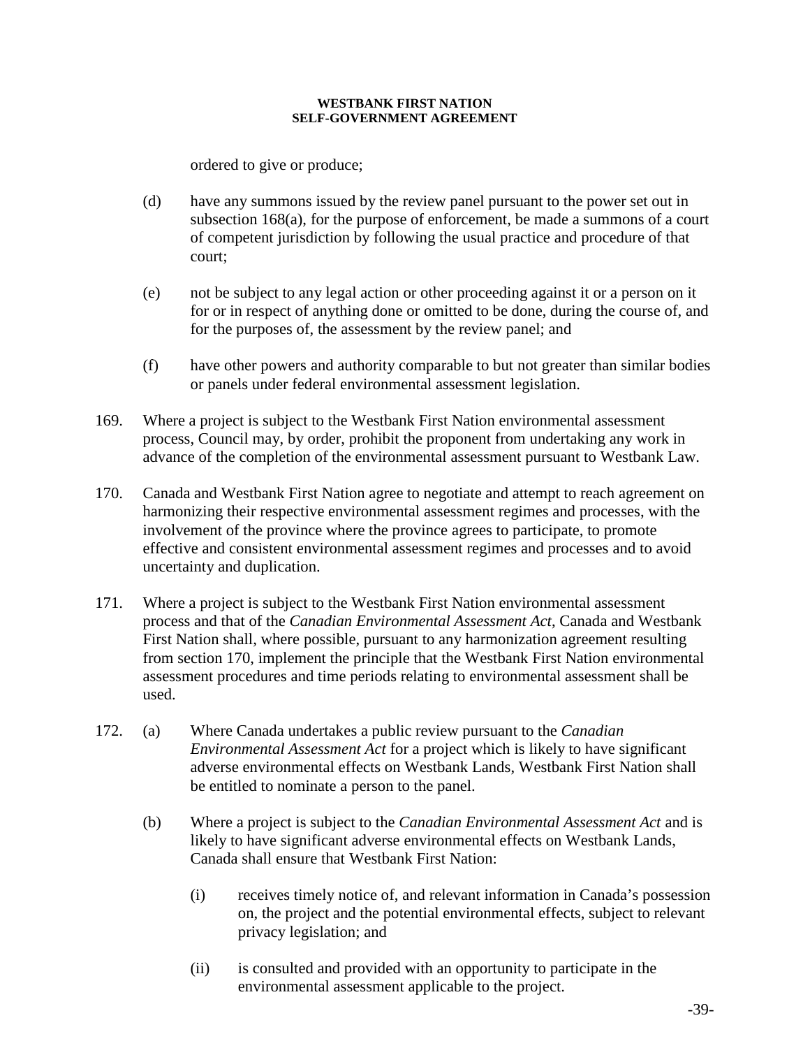ordered to give or produce;

(d) have any summons issued by the review panel pursuant to the power set out in subsection 168(a), for the purpose of enforcement, be made a summons of a court of competent jurisdiction by following the usual practice and procedure of that court;

(e) not be subject to any legal action or other proceeding against it or a person on it for or in respect of anything done or omitted to be done, during the course of, and for the purposes of, the assessment by the review panel; and

(f) have other powers and authority comparable to but not greater than similar bodies or panels under federal environmental assessment legislation.

169. Where a project is subject to the Westbank First Nation environmental assessment process, Council may, by order, prohibit the proponent from undertaking any work in advance of the completion of the environmental assessment pursuant to Westbank Law.

170. Canada and Westbank First Nation agree to negotiate and attempt to reach agreement on harmonizing their respective environmental assessment regimes and processes, with the involvement of the province where the province agrees to participate, to promote effective and consistent environmental assessment regimes and processes and to avoid uncertainty and duplication.

171. Where a project is subject to the Westbank First Nation environmental assessment process and that of the *Canadian Environmental Assessment Act*, Canada and Westbank First Nation shall, where possible, pursuant to any harmonization agreement resulting from section 170, implement the principle that the Westbank First Nation environmental assessment procedures and time periods relating to environmental assessment shall be used.

172. (a) Where Canada undertakes a public review pursuant to the *Canadian Environmental Assessment Act* for a project which is likely to have significant adverse environmental effects on Westbank Lands, Westbank First Nation shall be entitled to nominate a person to the panel.

(b) Where a project is subject to the *Canadian Environmental Assessment Act* and is likely to have significant adverse environmental effects on Westbank Lands, Canada shall ensure that Westbank First Nation:

(i) receives timely notice of, and relevant information in Canada's possession on, the project and the potential environmental effects, subject to relevant privacy legislation; and

(ii) is consulted and provided with an opportunity to participate in the environmental assessment applicable to the project.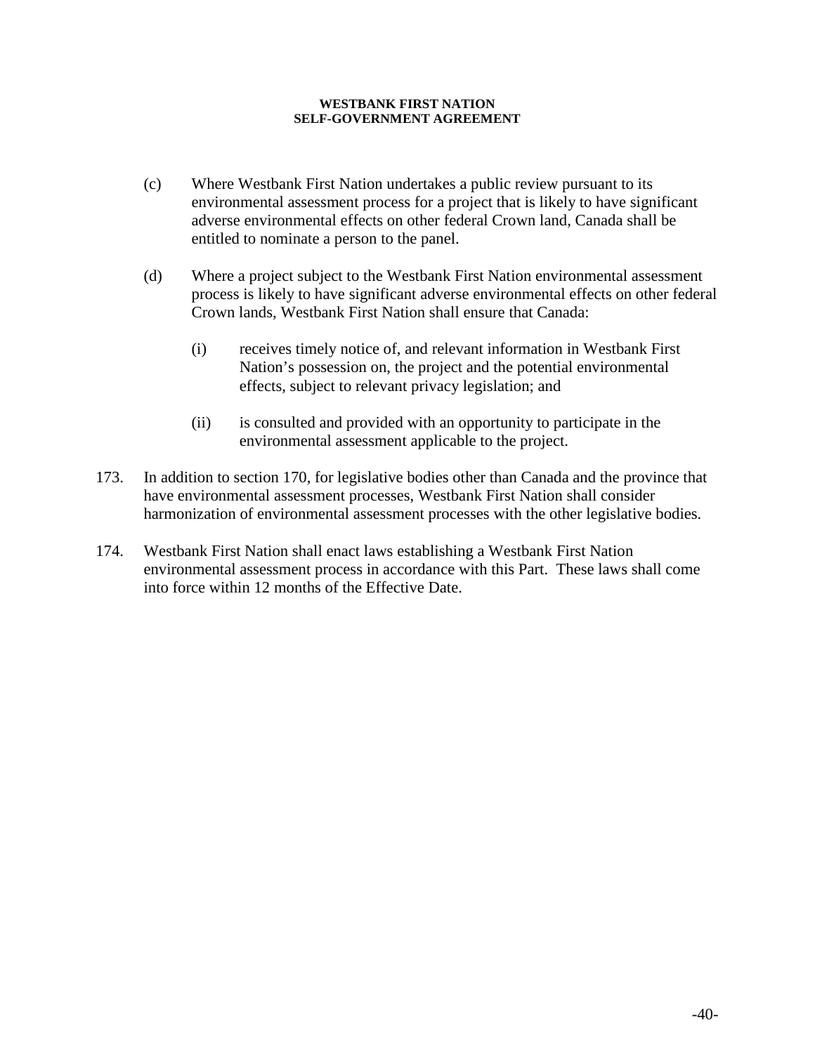(c) Where Westbank First Nation undertakes a public review pursuant to its environmental assessment process for a project that is likely to have significant adverse environmental effects on other federal Crown land, Canada shall be entitled to nominate a person to the panel.

(d) Where a project subject to the Westbank First Nation environmental assessment process is likely to have significant adverse environmental effects on other federal Crown lands, Westbank First Nation shall ensure that Canada:

(i) receives timely notice of, and relevant information in Westbank First Nation's possession on, the project and the potential environmental effects, subject to relevant privacy legislation; and

(ii) is consulted and provided with an opportunity to participate in the environmental assessment applicable to the project.

173. In addition to section 170, for legislative bodies other than Canada and the province that have environmental assessment processes, Westbank First Nation shall consider harmonization of environmental assessment processes with the other legislative bodies.

174. Westbank First Nation shall enact laws establishing a Westbank First Nation environmental assessment process in accordance with this Part. These laws shall come into force within 12 months of the Effective Date.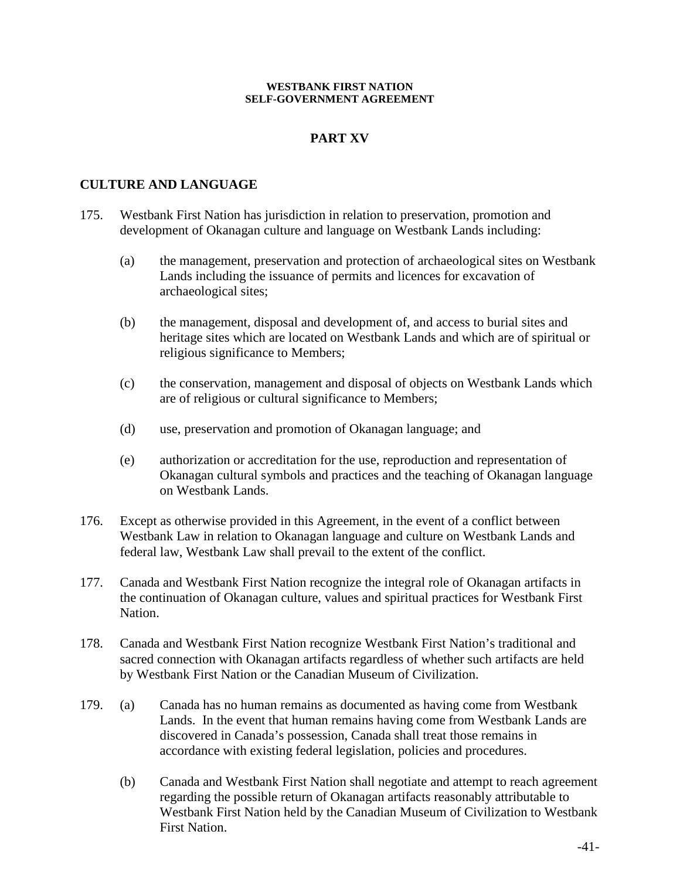## PART XV

### CULTURE AND LANGUAGE

175. Westbank First Nation has jurisdiction in relation to preservation, promotion and development of Okanagan culture and language on Westbank Lands including:

   (a) the management, preservation and protection of archaeological sites on Westbank Lands including the issuance of permits and licences for excavation of archaeological sites;

   (b) the management, disposal and development of, and access to burial sites and heritage sites which are located on Westbank Lands and which are of spiritual or religious significance to Members;

   (c) the conservation, management and disposal of objects on Westbank Lands which are of religious or cultural significance to Members;

   (d) use, preservation and promotion of Okanagan language; and

   (e) authorization or accreditation for the use, reproduction and representation of Okanagan cultural symbols and practices and the teaching of Okanagan language on Westbank Lands.

176. Except as otherwise provided in this Agreement, in the event of a conflict between Westbank Law in relation to Okanagan language and culture on Westbank Lands and federal law, Westbank Law shall prevail to the extent of the conflict.

177. Canada and Westbank First Nation recognize the integral role of Okanagan artifacts in the continuation of Okanagan culture, values and spiritual practices for Westbank First Nation.

178. Canada and Westbank First Nation recognize Westbank First Nation's traditional and sacred connection with Okanagan artifacts regardless of whether such artifacts are held by Westbank First Nation or the Canadian Museum of Civilization.

179. (a) Canada has no human remains as documented as having come from Westbank Lands. In the event that human remains having come from Westbank Lands are discovered in Canada's possession, Canada shall treat those remains in accordance with existing federal legislation, policies and procedures.

   (b) Canada and Westbank First Nation shall negotiate and attempt to reach agreement regarding the possible return of Okanagan artifacts reasonably attributable to Westbank First Nation held by the Canadian Museum of Civilization to Westbank First Nation.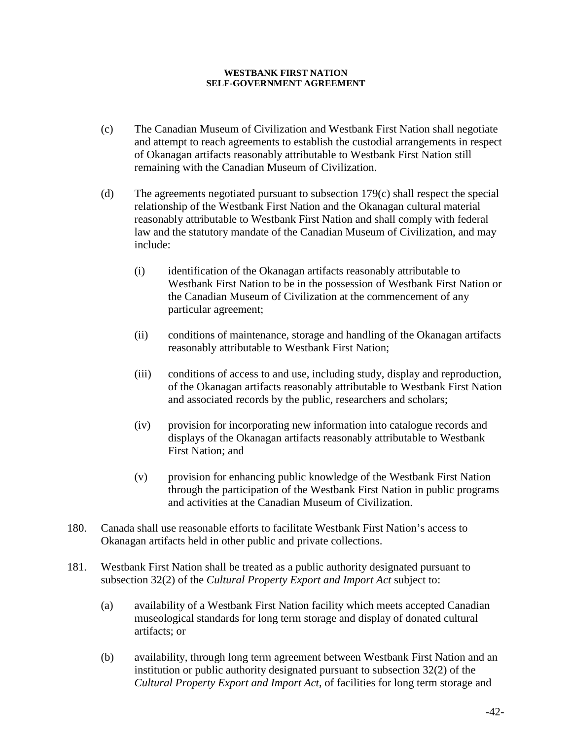(c) The Canadian Museum of Civilization and Westbank First Nation shall negotiate and attempt to reach agreements to establish the custodial arrangements in respect of Okanagan artifacts reasonably attributable to Westbank First Nation still remaining with the Canadian Museum of Civilization.

(d) The agreements negotiated pursuant to subsection 179(c) shall respect the special relationship of the Westbank First Nation and the Okanagan cultural material reasonably attributable to Westbank First Nation and shall comply with federal law and the statutory mandate of the Canadian Museum of Civilization, and may include:

   (i) identification of the Okanagan artifacts reasonably attributable to Westbank First Nation to be in the possession of Westbank First Nation or the Canadian Museum of Civilization at the commencement of any particular agreement;

   (ii) conditions of maintenance, storage and handling of the Okanagan artifacts reasonably attributable to Westbank First Nation;

   (iii) conditions of access to and use, including study, display and reproduction, of the Okanagan artifacts reasonably attributable to Westbank First Nation and associated records by the public, researchers and scholars;

   (iv) provision for incorporating new information into catalogue records and displays of the Okanagan artifacts reasonably attributable to Westbank First Nation; and

   (v) provision for enhancing public knowledge of the Westbank First Nation through the participation of the Westbank First Nation in public programs and activities at the Canadian Museum of Civilization.

180. Canada shall use reasonable efforts to facilitate Westbank First Nation's access to Okanagan artifacts held in other public and private collections.

181. Westbank First Nation shall be treated as a public authority designated pursuant to subsection 32(2) of the *Cultural Property Export and Import Act* subject to:

   (a) availability of a Westbank First Nation facility which meets accepted Canadian museological standards for long term storage and display of donated cultural artifacts; or

   (b) availability, through long term agreement between Westbank First Nation and an institution or public authority designated pursuant to subsection 32(2) of the *Cultural Property Export and Import Act*, of facilities for long term storage and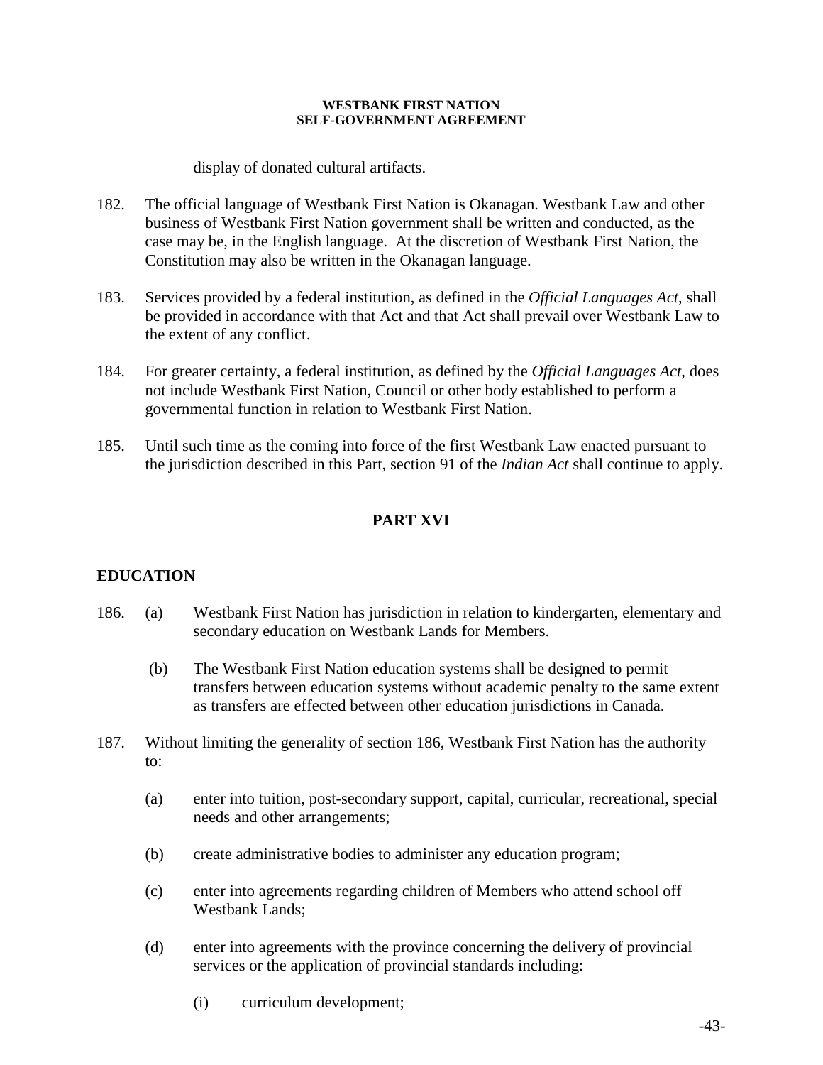display of donated cultural artifacts.

182. The official language of Westbank First Nation is Okanagan. Westbank Law and other business of Westbank First Nation government shall be written and conducted, as the case may be, in the English language. At the discretion of Westbank First Nation, the Constitution may also be written in the Okanagan language.

183. Services provided by a federal institution, as defined in the *Official Languages Act*, shall be provided in accordance with that Act and that Act shall prevail over Westbank Law to the extent of any conflict.

184. For greater certainty, a federal institution, as defined by the *Official Languages Act*, does not include Westbank First Nation, Council or other body established to perform a governmental function in relation to Westbank First Nation.

185. Until such time as the coming into force of the first Westbank Law enacted pursuant to the jurisdiction described in this Part, section 91 of the *Indian Act* shall continue to apply.

## PART XVI

### EDUCATION

186. (a) Westbank First Nation has jurisdiction in relation to kindergarten, elementary and secondary education on Westbank Lands for Members.

 (b) The Westbank First Nation education systems shall be designed to permit transfers between education systems without academic penalty to the same extent as transfers are effected between other education jurisdictions in Canada.

187. Without limiting the generality of section 186, Westbank First Nation has the authority to:

 (a) enter into tuition, post-secondary support, capital, curricular, recreational, special needs and other arrangements;

 (b) create administrative bodies to administer any education program;

 (c) enter into agreements regarding children of Members who attend school off Westbank Lands;

 (d) enter into agreements with the province concerning the delivery of provincial services or the application of provincial standards including:

  (i) curriculum development;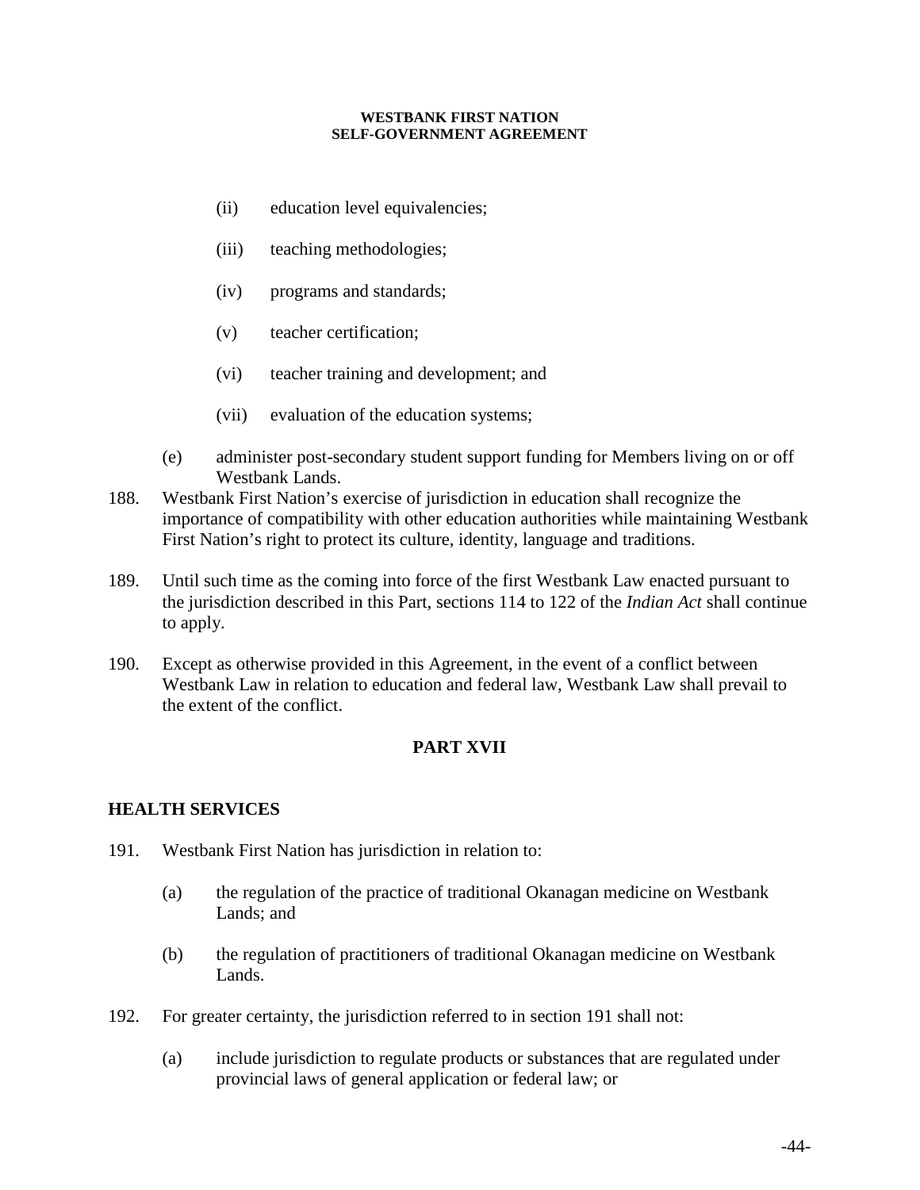(ii) education level equivalencies;

(iii) teaching methodologies;

(iv) programs and standards;

(v) teacher certification;

(vi) teacher training and development; and

(vii) evaluation of the education systems;

(e) administer post-secondary student support funding for Members living on or off Westbank Lands.

188. Westbank First Nation's exercise of jurisdiction in education shall recognize the importance of compatibility with other education authorities while maintaining Westbank First Nation's right to protect its culture, identity, language and traditions.

189. Until such time as the coming into force of the first Westbank Law enacted pursuant to the jurisdiction described in this Part, sections 114 to 122 of the *Indian Act* shall continue to apply.

190. Except as otherwise provided in this Agreement, in the event of a conflict between Westbank Law in relation to education and federal law, Westbank Law shall prevail to the extent of the conflict.

## PART XVII

### HEALTH SERVICES

191. Westbank First Nation has jurisdiction in relation to:

(a) the regulation of the practice of traditional Okanagan medicine on Westbank Lands; and

(b) the regulation of practitioners of traditional Okanagan medicine on Westbank Lands.

192. For greater certainty, the jurisdiction referred to in section 191 shall not:

(a) include jurisdiction to regulate products or substances that are regulated under provincial laws of general application or federal law; or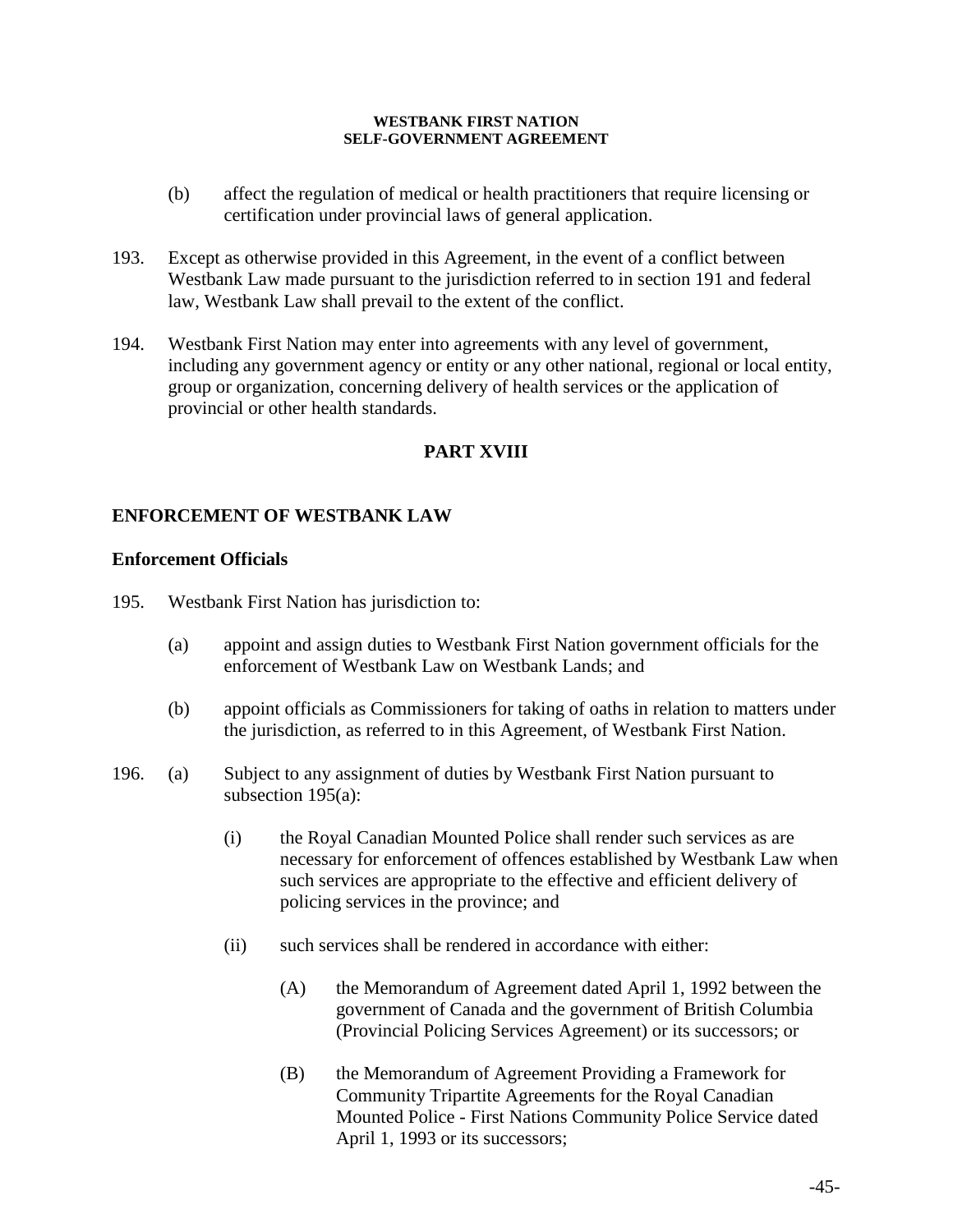(b) affect the regulation of medical or health practitioners that require licensing or certification under provincial laws of general application.

193. Except as otherwise provided in this Agreement, in the event of a conflict between Westbank Law made pursuant to the jurisdiction referred to in section 191 and federal law, Westbank Law shall prevail to the extent of the conflict.

194. Westbank First Nation may enter into agreements with any level of government, including any government agency or entity or any other national, regional or local entity, group or organization, concerning delivery of health services or the application of provincial or other health standards.

## PART XVIII

## ENFORCEMENT OF WESTBANK LAW

### Enforcement Officials

195. Westbank First Nation has jurisdiction to:

(a) appoint and assign duties to Westbank First Nation government officials for the enforcement of Westbank Law on Westbank Lands; and

(b) appoint officials as Commissioners for taking of oaths in relation to matters under the jurisdiction, as referred to in this Agreement, of Westbank First Nation.

196. (a) Subject to any assignment of duties by Westbank First Nation pursuant to subsection 195(a):

(i) the Royal Canadian Mounted Police shall render such services as are necessary for enforcement of offences established by Westbank Law when such services are appropriate to the effective and efficient delivery of policing services in the province; and

(ii) such services shall be rendered in accordance with either:

(A) the Memorandum of Agreement dated April 1, 1992 between the government of Canada and the government of British Columbia (Provincial Policing Services Agreement) or its successors; or

(B) the Memorandum of Agreement Providing a Framework for Community Tripartite Agreements for the Royal Canadian Mounted Police - First Nations Community Police Service dated April 1, 1993 or its successors;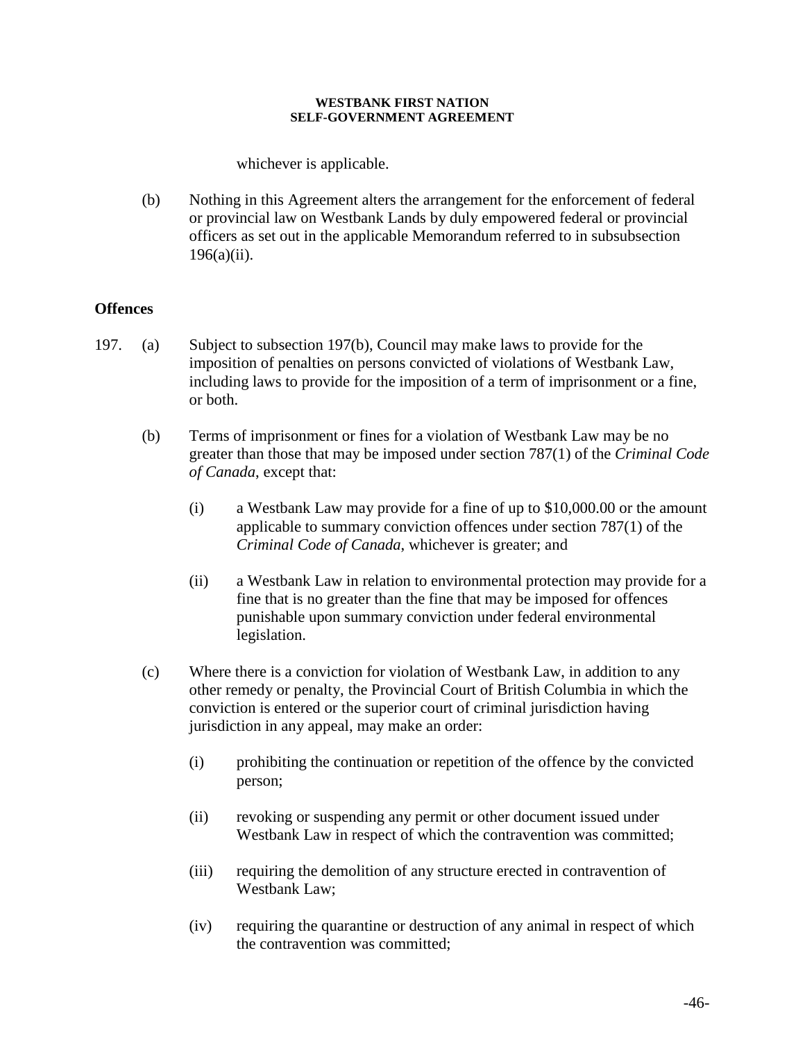whichever is applicable.

(b) Nothing in this Agreement alters the arrangement for the enforcement of federal or provincial law on Westbank Lands by duly empowered federal or provincial officers as set out in the applicable Memorandum referred to in subsubsection 196(a)(ii).

## Offences

197. (a) Subject to subsection 197(b), Council may make laws to provide for the imposition of penalties on persons convicted of violations of Westbank Law, including laws to provide for the imposition of a term of imprisonment or a fine, or both.

(b) Terms of imprisonment or fines for a violation of Westbank Law may be no greater than those that may be imposed under section 787(1) of the *Criminal Code of Canada*, except that:

(i) a Westbank Law may provide for a fine of up to $10,000.00 or the amount applicable to summary conviction offences under section 787(1) of the *Criminal Code of Canada*, whichever is greater; and

(ii) a Westbank Law in relation to environmental protection may provide for a fine that is no greater than the fine that may be imposed for offences punishable upon summary conviction under federal environmental legislation.

(c) Where there is a conviction for violation of Westbank Law, in addition to any other remedy or penalty, the Provincial Court of British Columbia in which the conviction is entered or the superior court of criminal jurisdiction having jurisdiction in any appeal, may make an order:

(i) prohibiting the continuation or repetition of the offence by the convicted person;

(ii) revoking or suspending any permit or other document issued under Westbank Law in respect of which the contravention was committed;

(iii) requiring the demolition of any structure erected in contravention of Westbank Law;

(iv) requiring the quarantine or destruction of any animal in respect of which the contravention was committed;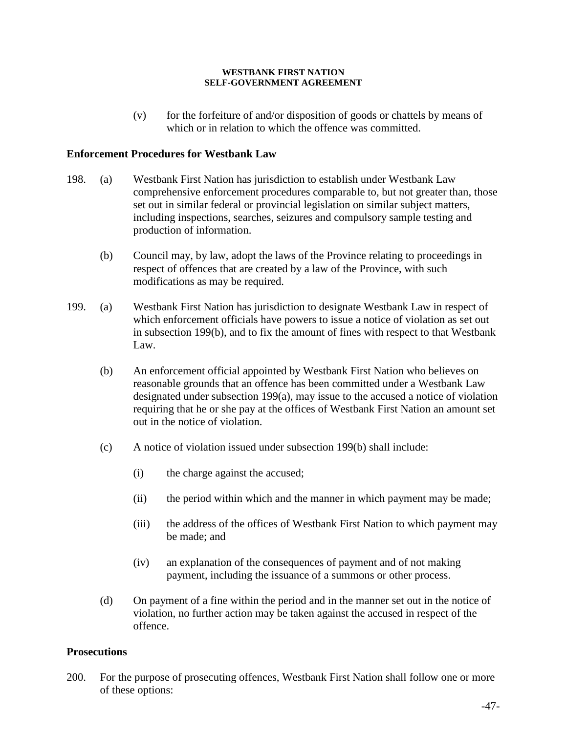(v) for the forfeiture of and/or disposition of goods or chattels by means of which or in relation to which the offence was committed.

## Enforcement Procedures for Westbank Law

198. (a) Westbank First Nation has jurisdiction to establish under Westbank Law comprehensive enforcement procedures comparable to, but not greater than, those set out in similar federal or provincial legislation on similar subject matters, including inspections, searches, seizures and compulsory sample testing and production of information.

(b) Council may, by law, adopt the laws of the Province relating to proceedings in respect of offences that are created by a law of the Province, with such modifications as may be required.

199. (a) Westbank First Nation has jurisdiction to designate Westbank Law in respect of which enforcement officials have powers to issue a notice of violation as set out in subsection 199(b), and to fix the amount of fines with respect to that Westbank Law.

(b) An enforcement official appointed by Westbank First Nation who believes on reasonable grounds that an offence has been committed under a Westbank Law designated under subsection 199(a), may issue to the accused a notice of violation requiring that he or she pay at the offices of Westbank First Nation an amount set out in the notice of violation.

(c) A notice of violation issued under subsection 199(b) shall include:

(i) the charge against the accused;

(ii) the period within which and the manner in which payment may be made;

(iii) the address of the offices of Westbank First Nation to which payment may be made; and

(iv) an explanation of the consequences of payment and of not making payment, including the issuance of a summons or other process.

(d) On payment of a fine within the period and in the manner set out in the notice of violation, no further action may be taken against the accused in respect of the offence.

## Prosecutions

200. For the purpose of prosecuting offences, Westbank First Nation shall follow one or more of these options: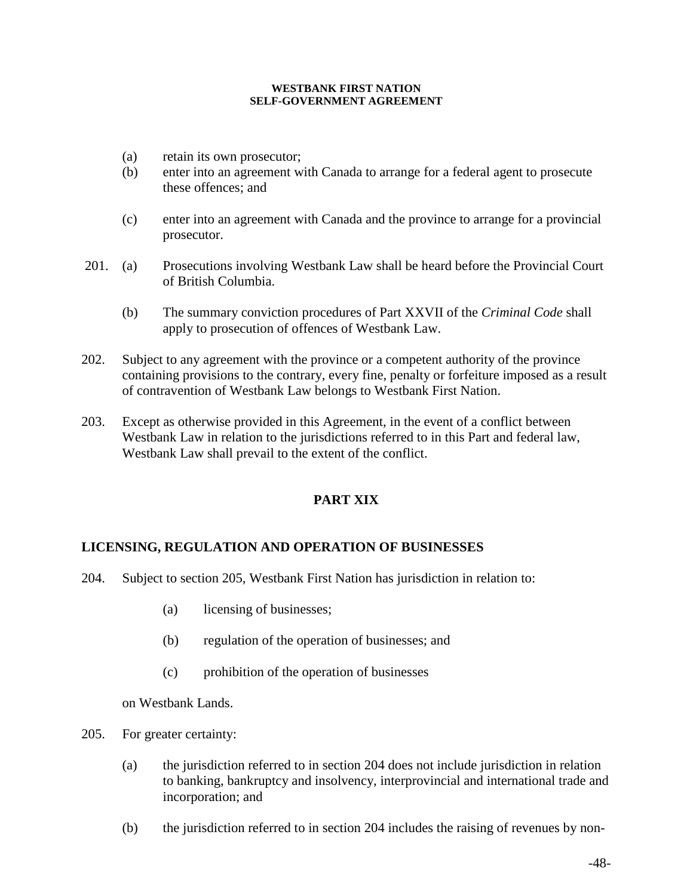(a) retain its own prosecutor;

(b) enter into an agreement with Canada to arrange for a federal agent to prosecute these offences; and

(c) enter into an agreement with Canada and the province to arrange for a provincial prosecutor.

201. (a) Prosecutions involving Westbank Law shall be heard before the Provincial Court of British Columbia.

(b) The summary conviction procedures of Part XXVII of the *Criminal Code* shall apply to prosecution of offences of Westbank Law.

202. Subject to any agreement with the province or a competent authority of the province containing provisions to the contrary, every fine, penalty or forfeiture imposed as a result of contravention of Westbank Law belongs to Westbank First Nation.

203. Except as otherwise provided in this Agreement, in the event of a conflict between Westbank Law in relation to the jurisdictions referred to in this Part and federal law, Westbank Law shall prevail to the extent of the conflict.

## PART XIX

### LICENSING, REGULATION AND OPERATION OF BUSINESSES

204. Subject to section 205, Westbank First Nation has jurisdiction in relation to:

(a) licensing of businesses;

(b) regulation of the operation of businesses; and

(c) prohibition of the operation of businesses

on Westbank Lands.

205. For greater certainty:

(a) the jurisdiction referred to in section 204 does not include jurisdiction in relation to banking, bankruptcy and insolvency, interprovincial and international trade and incorporation; and

(b) the jurisdiction referred to in section 204 includes the raising of revenues by non-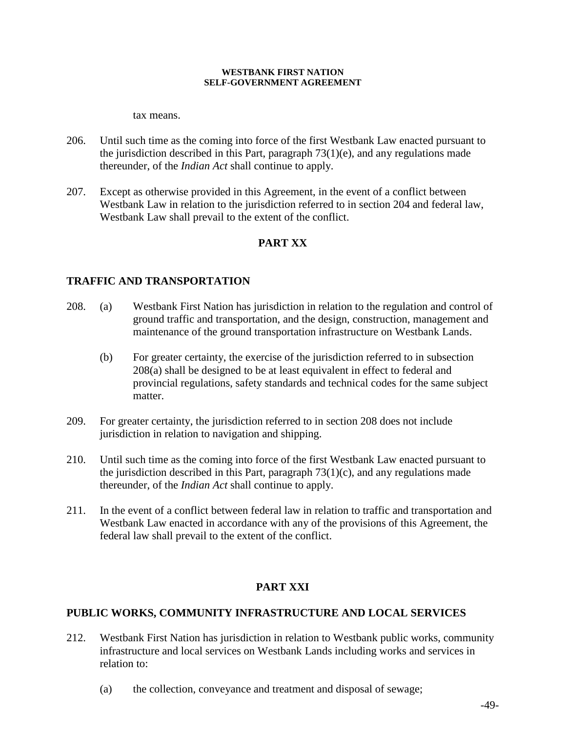tax means.

206. Until such time as the coming into force of the first Westbank Law enacted pursuant to the jurisdiction described in this Part, paragraph 73(1)(e), and any regulations made thereunder, of the *Indian Act* shall continue to apply.

207. Except as otherwise provided in this Agreement, in the event of a conflict between Westbank Law in relation to the jurisdiction referred to in section 204 and federal law, Westbank Law shall prevail to the extent of the conflict.

## PART XX

## TRAFFIC AND TRANSPORTATION

208. (a) Westbank First Nation has jurisdiction in relation to the regulation and control of ground traffic and transportation, and the design, construction, management and maintenance of the ground transportation infrastructure on Westbank Lands.

 (b) For greater certainty, the exercise of the jurisdiction referred to in subsection 208(a) shall be designed to be at least equivalent in effect to federal and provincial regulations, safety standards and technical codes for the same subject matter.

209. For greater certainty, the jurisdiction referred to in section 208 does not include jurisdiction in relation to navigation and shipping.

210. Until such time as the coming into force of the first Westbank Law enacted pursuant to the jurisdiction described in this Part, paragraph 73(1)(c), and any regulations made thereunder, of the *Indian Act* shall continue to apply.

211. In the event of a conflict between federal law in relation to traffic and transportation and Westbank Law enacted in accordance with any of the provisions of this Agreement, the federal law shall prevail to the extent of the conflict.

## PART XXI

## PUBLIC WORKS, COMMUNITY INFRASTRUCTURE AND LOCAL SERVICES

212. Westbank First Nation has jurisdiction in relation to Westbank public works, community infrastructure and local services on Westbank Lands including works and services in relation to:

 (a) the collection, conveyance and treatment and disposal of sewage;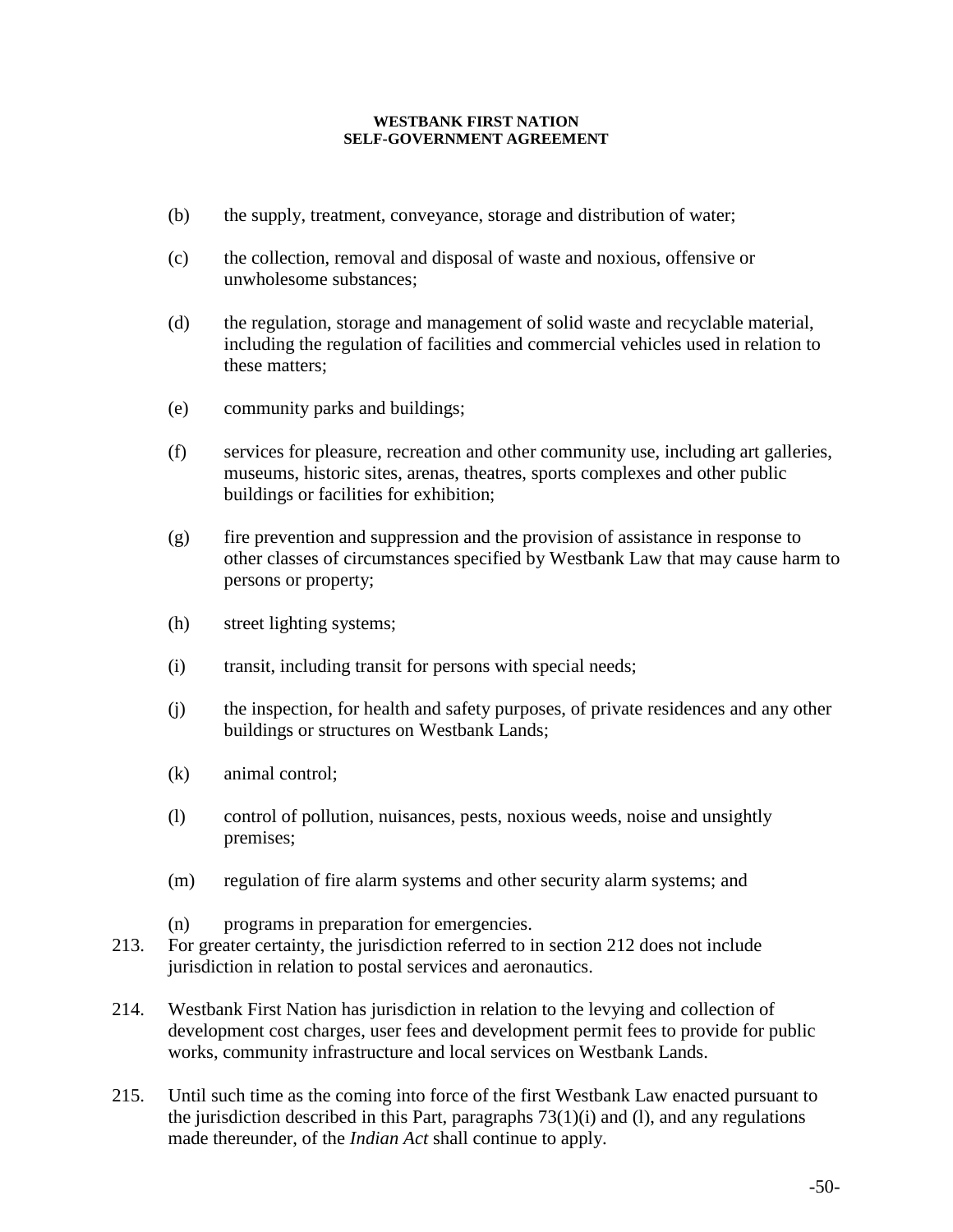(b) the supply, treatment, conveyance, storage and distribution of water;

(c) the collection, removal and disposal of waste and noxious, offensive or unwholesome substances;

(d) the regulation, storage and management of solid waste and recyclable material, including the regulation of facilities and commercial vehicles used in relation to these matters;

(e) community parks and buildings;

(f) services for pleasure, recreation and other community use, including art galleries, museums, historic sites, arenas, theatres, sports complexes and other public buildings or facilities for exhibition;

(g) fire prevention and suppression and the provision of assistance in response to other classes of circumstances specified by Westbank Law that may cause harm to persons or property;

(h) street lighting systems;

(i) transit, including transit for persons with special needs;

(j) the inspection, for health and safety purposes, of private residences and any other buildings or structures on Westbank Lands;

(k) animal control;

(l) control of pollution, nuisances, pests, noxious weeds, noise and unsightly premises;

(m) regulation of fire alarm systems and other security alarm systems; and

(n) programs in preparation for emergencies.

213. For greater certainty, the jurisdiction referred to in section 212 does not include jurisdiction in relation to postal services and aeronautics.

214. Westbank First Nation has jurisdiction in relation to the levying and collection of development cost charges, user fees and development permit fees to provide for public works, community infrastructure and local services on Westbank Lands.

215. Until such time as the coming into force of the first Westbank Law enacted pursuant to the jurisdiction described in this Part, paragraphs 73(1)(i) and (l), and any regulations made thereunder, of the *Indian Act* shall continue to apply.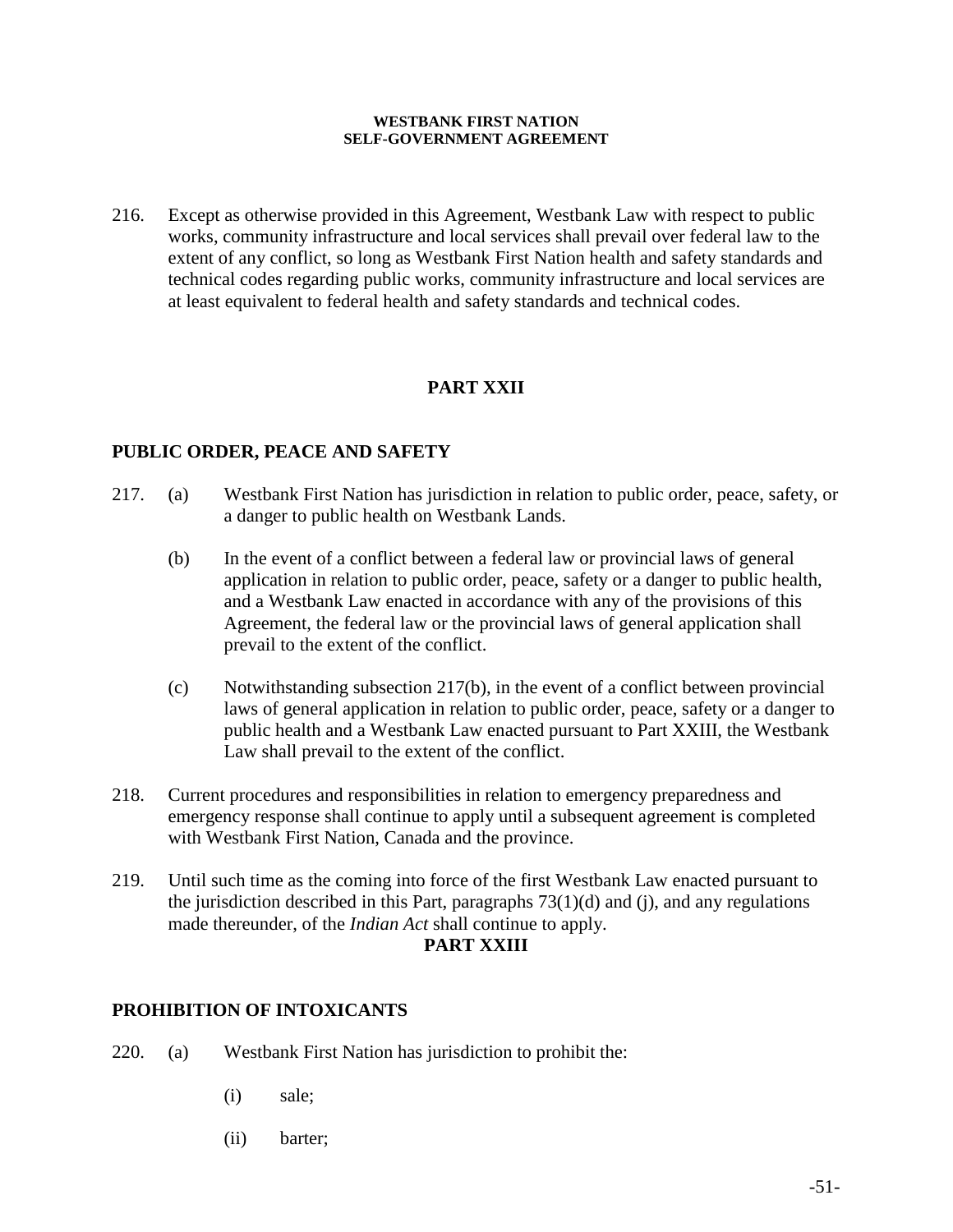216. Except as otherwise provided in this Agreement, Westbank Law with respect to public works, community infrastructure and local services shall prevail over federal law to the extent of any conflict, so long as Westbank First Nation health and safety standards and technical codes regarding public works, community infrastructure and local services are at least equivalent to federal health and safety standards and technical codes.

## PART XXII

### PUBLIC ORDER, PEACE AND SAFETY

217. (a) Westbank First Nation has jurisdiction in relation to public order, peace, safety, or a danger to public health on Westbank Lands.

(b) In the event of a conflict between a federal law or provincial laws of general application in relation to public order, peace, safety or a danger to public health, and a Westbank Law enacted in accordance with any of the provisions of this Agreement, the federal law or the provincial laws of general application shall prevail to the extent of the conflict.

(c) Notwithstanding subsection 217(b), in the event of a conflict between provincial laws of general application in relation to public order, peace, safety or a danger to public health and a Westbank Law enacted pursuant to Part XXIII, the Westbank Law shall prevail to the extent of the conflict.

218. Current procedures and responsibilities in relation to emergency preparedness and emergency response shall continue to apply until a subsequent agreement is completed with Westbank First Nation, Canada and the province.

219. Until such time as the coming into force of the first Westbank Law enacted pursuant to the jurisdiction described in this Part, paragraphs 73(1)(d) and (j), and any regulations made thereunder, of the *Indian Act* shall continue to apply.

## PART XXIII

### PROHIBITION OF INTOXICANTS

220. (a) Westbank First Nation has jurisdiction to prohibit the:

(i) sale;

(ii) barter;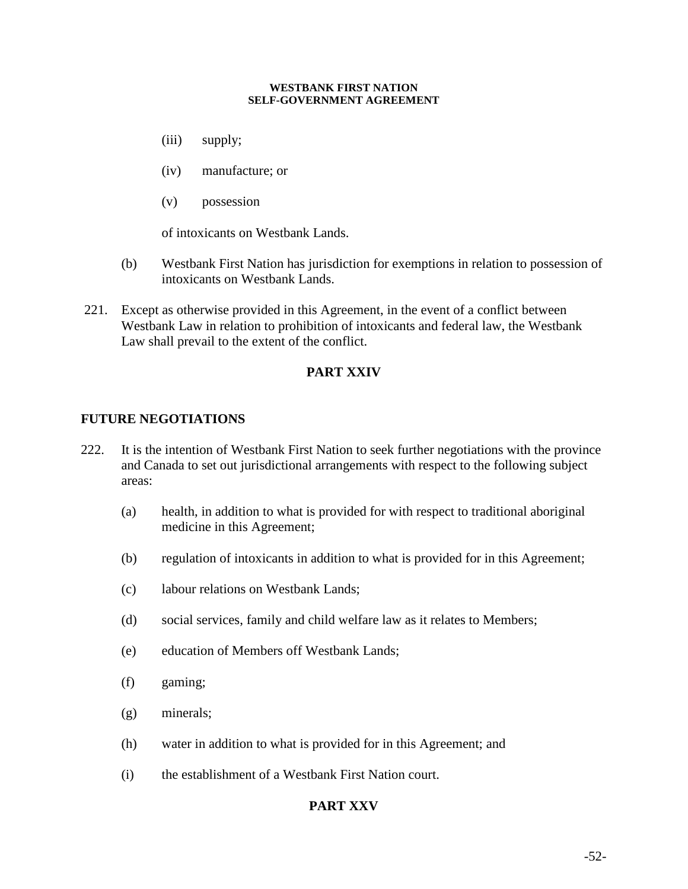(iii) supply;

(iv) manufacture; or

(v) possession

of intoxicants on Westbank Lands.

(b) Westbank First Nation has jurisdiction for exemptions in relation to possession of intoxicants on Westbank Lands.

221. Except as otherwise provided in this Agreement, in the event of a conflict between Westbank Law in relation to prohibition of intoxicants and federal law, the Westbank Law shall prevail to the extent of the conflict.

## PART XXIV

### FUTURE NEGOTIATIONS

222. It is the intention of Westbank First Nation to seek further negotiations with the province and Canada to set out jurisdictional arrangements with respect to the following subject areas:

(a) health, in addition to what is provided for with respect to traditional aboriginal medicine in this Agreement;

(b) regulation of intoxicants in addition to what is provided for in this Agreement;

(c) labour relations on Westbank Lands;

(d) social services, family and child welfare law as it relates to Members;

(e) education of Members off Westbank Lands;

(f) gaming;

(g) minerals;

(h) water in addition to what is provided for in this Agreement; and

(i) the establishment of a Westbank First Nation court.

## PART XXV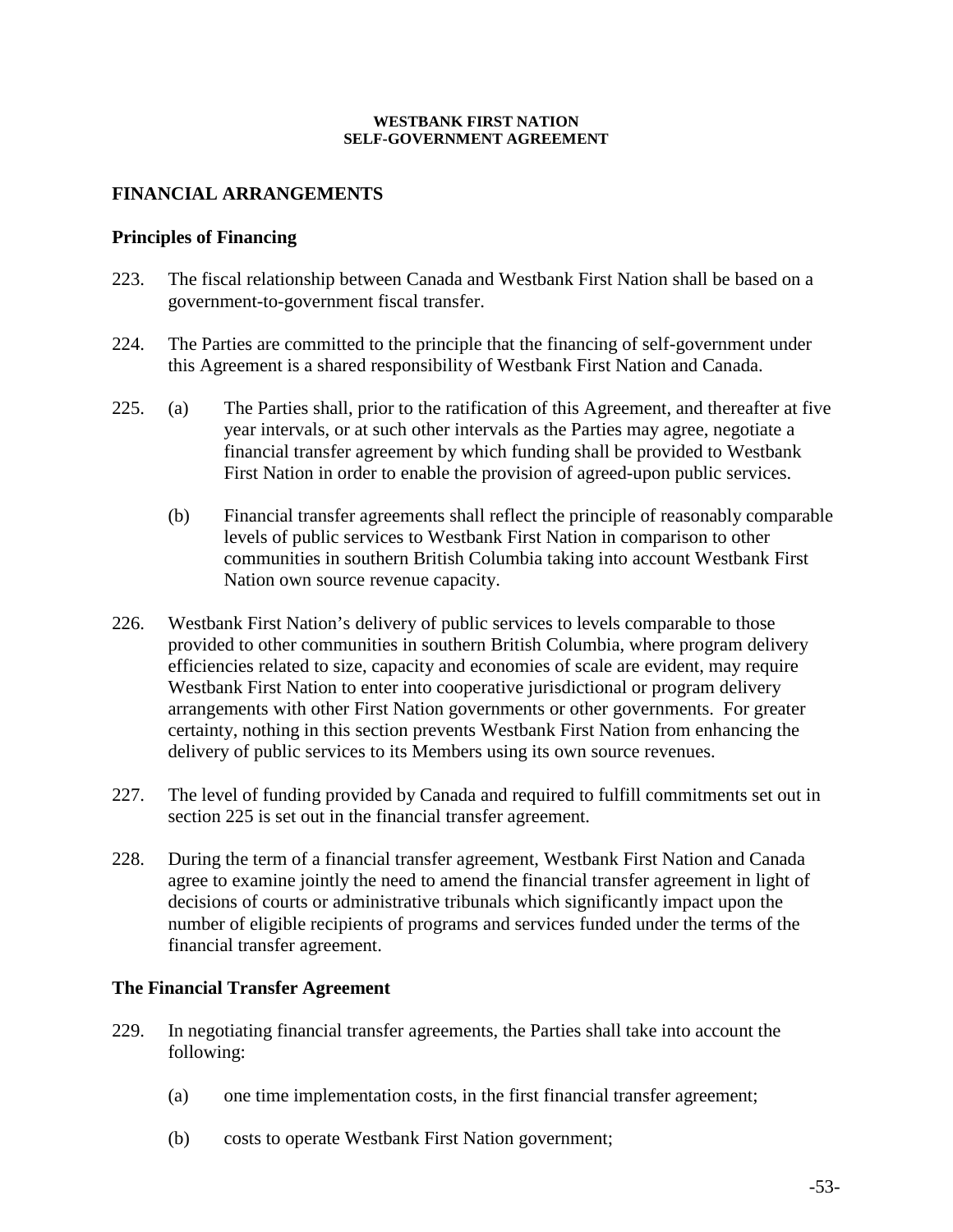## FINANCIAL ARRANGEMENTS

### Principles of Financing

223. The fiscal relationship between Canada and Westbank First Nation shall be based on a government-to-government fiscal transfer.

224. The Parties are committed to the principle that the financing of self-government under this Agreement is a shared responsibility of Westbank First Nation and Canada.

225. (a) The Parties shall, prior to the ratification of this Agreement, and thereafter at five year intervals, or at such other intervals as the Parties may agree, negotiate a financial transfer agreement by which funding shall be provided to Westbank First Nation in order to enable the provision of agreed-upon public services.

   (b) Financial transfer agreements shall reflect the principle of reasonably comparable levels of public services to Westbank First Nation in comparison to other communities in southern British Columbia taking into account Westbank First Nation own source revenue capacity.

226. Westbank First Nation's delivery of public services to levels comparable to those provided to other communities in southern British Columbia, where program delivery efficiencies related to size, capacity and economies of scale are evident, may require Westbank First Nation to enter into cooperative jurisdictional or program delivery arrangements with other First Nation governments or other governments. For greater certainty, nothing in this section prevents Westbank First Nation from enhancing the delivery of public services to its Members using its own source revenues.

227. The level of funding provided by Canada and required to fulfill commitments set out in section 225 is set out in the financial transfer agreement.

228. During the term of a financial transfer agreement, Westbank First Nation and Canada agree to examine jointly the need to amend the financial transfer agreement in light of decisions of courts or administrative tribunals which significantly impact upon the number of eligible recipients of programs and services funded under the terms of the financial transfer agreement.

### The Financial Transfer Agreement

229. In negotiating financial transfer agreements, the Parties shall take into account the following:

   (a) one time implementation costs, in the first financial transfer agreement;

   (b) costs to operate Westbank First Nation government;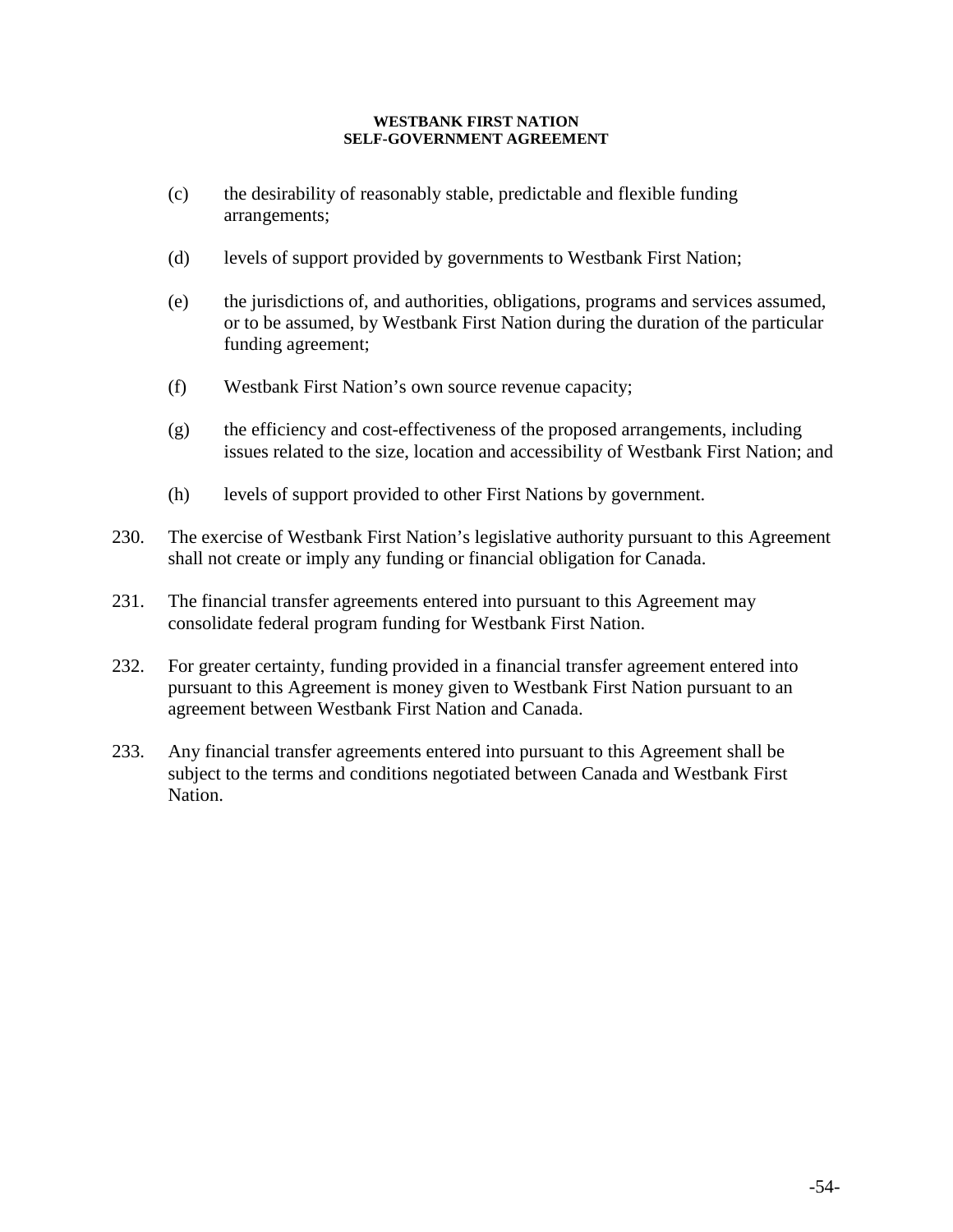(c) the desirability of reasonably stable, predictable and flexible funding arrangements;

(d) levels of support provided by governments to Westbank First Nation;

(e) the jurisdictions of, and authorities, obligations, programs and services assumed, or to be assumed, by Westbank First Nation during the duration of the particular funding agreement;

(f) Westbank First Nation's own source revenue capacity;

(g) the efficiency and cost-effectiveness of the proposed arrangements, including issues related to the size, location and accessibility of Westbank First Nation; and

(h) levels of support provided to other First Nations by government.

230. The exercise of Westbank First Nation's legislative authority pursuant to this Agreement shall not create or imply any funding or financial obligation for Canada.

231. The financial transfer agreements entered into pursuant to this Agreement may consolidate federal program funding for Westbank First Nation.

232. For greater certainty, funding provided in a financial transfer agreement entered into pursuant to this Agreement is money given to Westbank First Nation pursuant to an agreement between Westbank First Nation and Canada.

233. Any financial transfer agreements entered into pursuant to this Agreement shall be subject to the terms and conditions negotiated between Canada and Westbank First Nation.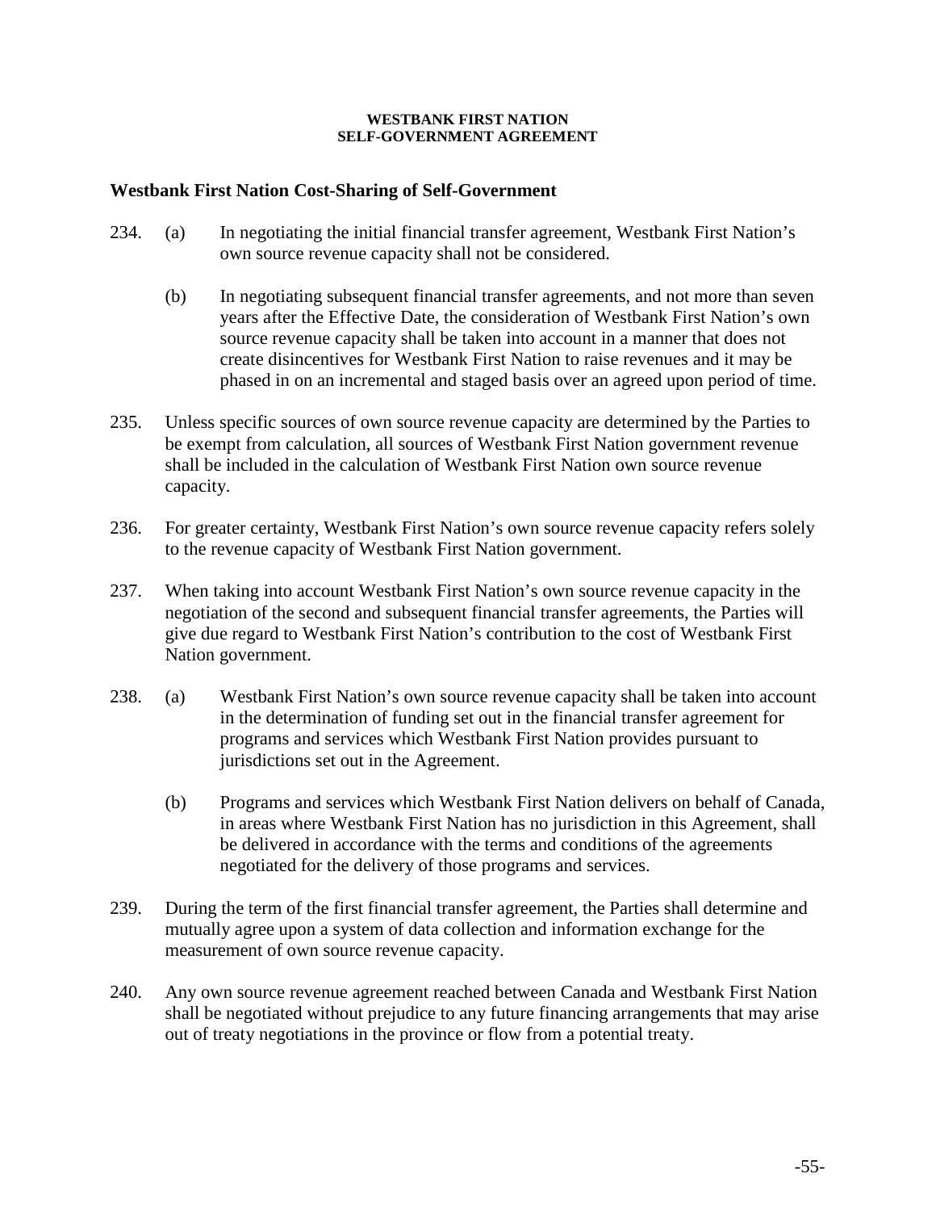## Westbank First Nation Cost-Sharing of Self-Government

234. (a) In negotiating the initial financial transfer agreement, Westbank First Nation's own source revenue capacity shall not be considered.

     (b) In negotiating subsequent financial transfer agreements, and not more than seven years after the Effective Date, the consideration of Westbank First Nation's own source revenue capacity shall be taken into account in a manner that does not create disincentives for Westbank First Nation to raise revenues and it may be phased in on an incremental and staged basis over an agreed upon period of time.

235. Unless specific sources of own source revenue capacity are determined by the Parties to be exempt from calculation, all sources of Westbank First Nation government revenue shall be included in the calculation of Westbank First Nation own source revenue capacity.

236. For greater certainty, Westbank First Nation's own source revenue capacity refers solely to the revenue capacity of Westbank First Nation government.

237. When taking into account Westbank First Nation's own source revenue capacity in the negotiation of the second and subsequent financial transfer agreements, the Parties will give due regard to Westbank First Nation's contribution to the cost of Westbank First Nation government.

238. (a) Westbank First Nation's own source revenue capacity shall be taken into account in the determination of funding set out in the financial transfer agreement for programs and services which Westbank First Nation provides pursuant to jurisdictions set out in the Agreement.

     (b) Programs and services which Westbank First Nation delivers on behalf of Canada, in areas where Westbank First Nation has no jurisdiction in this Agreement, shall be delivered in accordance with the terms and conditions of the agreements negotiated for the delivery of those programs and services.

239. During the term of the first financial transfer agreement, the Parties shall determine and mutually agree upon a system of data collection and information exchange for the measurement of own source revenue capacity.

240. Any own source revenue agreement reached between Canada and Westbank First Nation shall be negotiated without prejudice to any future financing arrangements that may arise out of treaty negotiations in the province or flow from a potential treaty.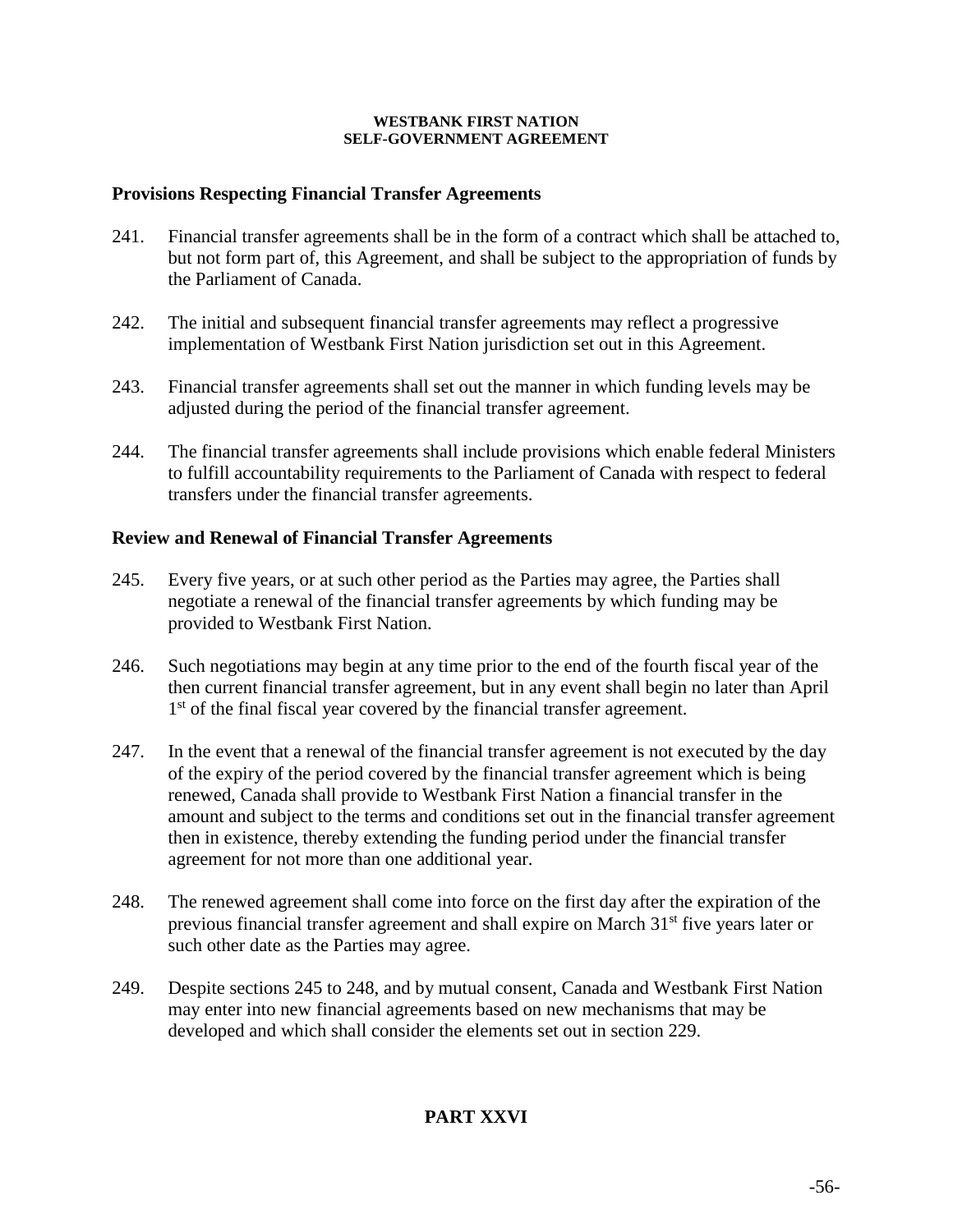### Provisions Respecting Financial Transfer Agreements

241. Financial transfer agreements shall be in the form of a contract which shall be attached to, but not form part of, this Agreement, and shall be subject to the appropriation of funds by the Parliament of Canada.

242. The initial and subsequent financial transfer agreements may reflect a progressive implementation of Westbank First Nation jurisdiction set out in this Agreement.

243. Financial transfer agreements shall set out the manner in which funding levels may be adjusted during the period of the financial transfer agreement.

244. The financial transfer agreements shall include provisions which enable federal Ministers to fulfill accountability requirements to the Parliament of Canada with respect to federal transfers under the financial transfer agreements.

### Review and Renewal of Financial Transfer Agreements

245. Every five years, or at such other period as the Parties may agree, the Parties shall negotiate a renewal of the financial transfer agreements by which funding may be provided to Westbank First Nation.

246. Such negotiations may begin at any time prior to the end of the fourth fiscal year of the then current financial transfer agreement, but in any event shall begin no later than April 1st of the final fiscal year covered by the financial transfer agreement.

247. In the event that a renewal of the financial transfer agreement is not executed by the day of the expiry of the period covered by the financial transfer agreement which is being renewed, Canada shall provide to Westbank First Nation a financial transfer in the amount and subject to the terms and conditions set out in the financial transfer agreement then in existence, thereby extending the funding period under the financial transfer agreement for not more than one additional year.

248. The renewed agreement shall come into force on the first day after the expiration of the previous financial transfer agreement and shall expire on March 31st five years later or such other date as the Parties may agree.

249. Despite sections 245 to 248, and by mutual consent, Canada and Westbank First Nation may enter into new financial agreements based on new mechanisms that may be developed and which shall consider the elements set out in section 229.

## PART XXVI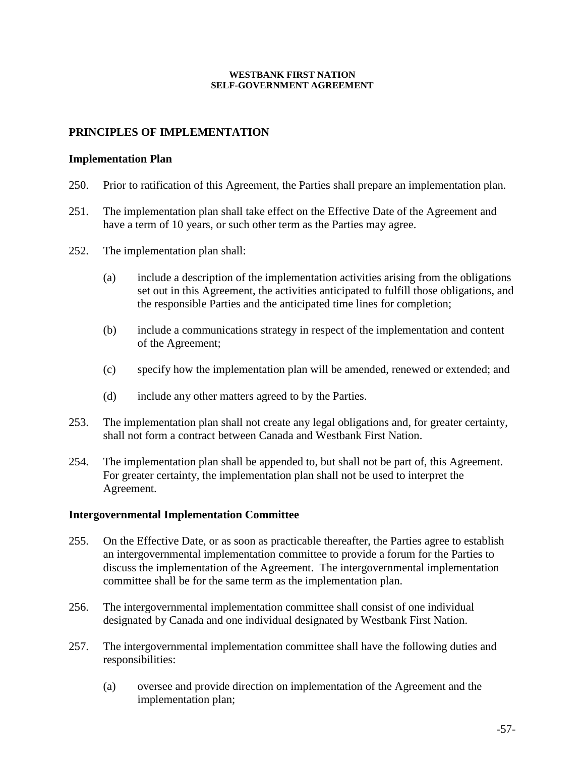## PRINCIPLES OF IMPLEMENTATION

### Implementation Plan

250. Prior to ratification of this Agreement, the Parties shall prepare an implementation plan.

251. The implementation plan shall take effect on the Effective Date of the Agreement and have a term of 10 years, or such other term as the Parties may agree.

252. The implementation plan shall:

    (a) include a description of the implementation activities arising from the obligations set out in this Agreement, the activities anticipated to fulfill those obligations, and the responsible Parties and the anticipated time lines for completion;

    (b) include a communications strategy in respect of the implementation and content of the Agreement;

    (c) specify how the implementation plan will be amended, renewed or extended; and

    (d) include any other matters agreed to by the Parties.

253. The implementation plan shall not create any legal obligations and, for greater certainty, shall not form a contract between Canada and Westbank First Nation.

254. The implementation plan shall be appended to, but shall not be part of, this Agreement. For greater certainty, the implementation plan shall not be used to interpret the Agreement.

### Intergovernmental Implementation Committee

255. On the Effective Date, or as soon as practicable thereafter, the Parties agree to establish an intergovernmental implementation committee to provide a forum for the Parties to discuss the implementation of the Agreement. The intergovernmental implementation committee shall be for the same term as the implementation plan.

256. The intergovernmental implementation committee shall consist of one individual designated by Canada and one individual designated by Westbank First Nation.

257. The intergovernmental implementation committee shall have the following duties and responsibilities:

    (a) oversee and provide direction on implementation of the Agreement and the implementation plan;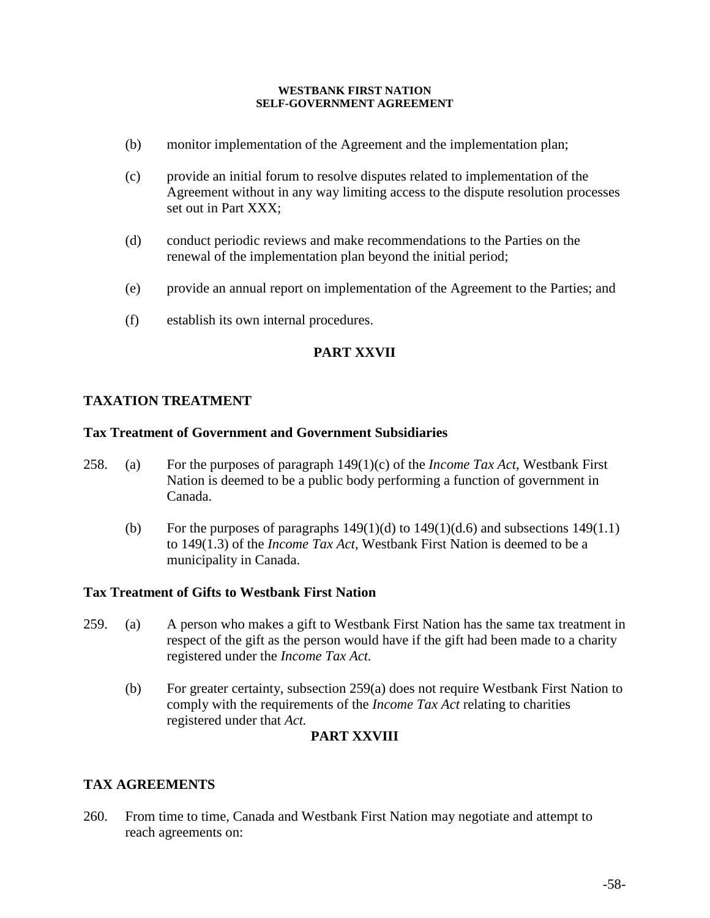(b) monitor implementation of the Agreement and the implementation plan;

(c) provide an initial forum to resolve disputes related to implementation of the Agreement without in any way limiting access to the dispute resolution processes set out in Part XXX;

(d) conduct periodic reviews and make recommendations to the Parties on the renewal of the implementation plan beyond the initial period;

(e) provide an annual report on implementation of the Agreement to the Parties; and

(f) establish its own internal procedures.

## PART XXVII

## TAXATION TREATMENT

### Tax Treatment of Government and Government Subsidiaries

258. (a) For the purposes of paragraph 149(1)(c) of the *Income Tax Act*, Westbank First Nation is deemed to be a public body performing a function of government in Canada.

(b) For the purposes of paragraphs 149(1)(d) to 149(1)(d.6) and subsections 149(1.1) to 149(1.3) of the *Income Tax Act,* Westbank First Nation is deemed to be a municipality in Canada.

### Tax Treatment of Gifts to Westbank First Nation

259. (a) A person who makes a gift to Westbank First Nation has the same tax treatment in respect of the gift as the person would have if the gift had been made to a charity registered under the *Income Tax Act.*

(b) For greater certainty, subsection 259(a) does not require Westbank First Nation to comply with the requirements of the *Income Tax Act* relating to charities registered under that *Act.*

## PART XXVIII

## TAX AGREEMENTS

260. From time to time, Canada and Westbank First Nation may negotiate and attempt to reach agreements on: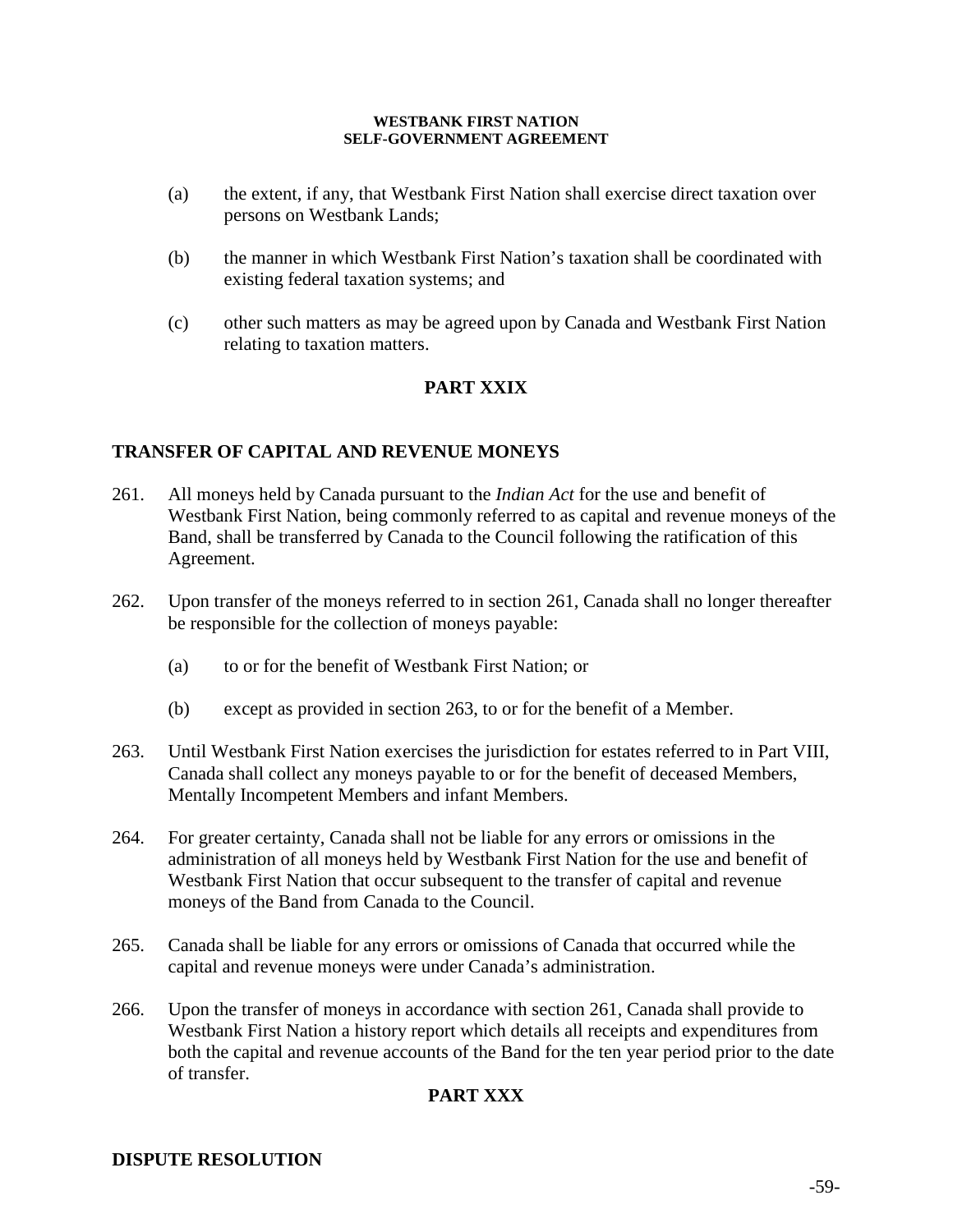(a) the extent, if any, that Westbank First Nation shall exercise direct taxation over persons on Westbank Lands;

(b) the manner in which Westbank First Nation's taxation shall be coordinated with existing federal taxation systems; and

(c) other such matters as may be agreed upon by Canada and Westbank First Nation relating to taxation matters.

## PART XXIX

### TRANSFER OF CAPITAL AND REVENUE MONEYS

261. All moneys held by Canada pursuant to the *Indian Act* for the use and benefit of Westbank First Nation, being commonly referred to as capital and revenue moneys of the Band, shall be transferred by Canada to the Council following the ratification of this Agreement.

262. Upon transfer of the moneys referred to in section 261, Canada shall no longer thereafter be responsible for the collection of moneys payable:

   (a) to or for the benefit of Westbank First Nation; or

   (b) except as provided in section 263, to or for the benefit of a Member.

263. Until Westbank First Nation exercises the jurisdiction for estates referred to in Part VIII, Canada shall collect any moneys payable to or for the benefit of deceased Members, Mentally Incompetent Members and infant Members.

264. For greater certainty, Canada shall not be liable for any errors or omissions in the administration of all moneys held by Westbank First Nation for the use and benefit of Westbank First Nation that occur subsequent to the transfer of capital and revenue moneys of the Band from Canada to the Council.

265. Canada shall be liable for any errors or omissions of Canada that occurred while the capital and revenue moneys were under Canada's administration.

266. Upon the transfer of moneys in accordance with section 261, Canada shall provide to Westbank First Nation a history report which details all receipts and expenditures from both the capital and revenue accounts of the Band for the ten year period prior to the date of transfer.

## PART XXX

### DISPUTE RESOLUTION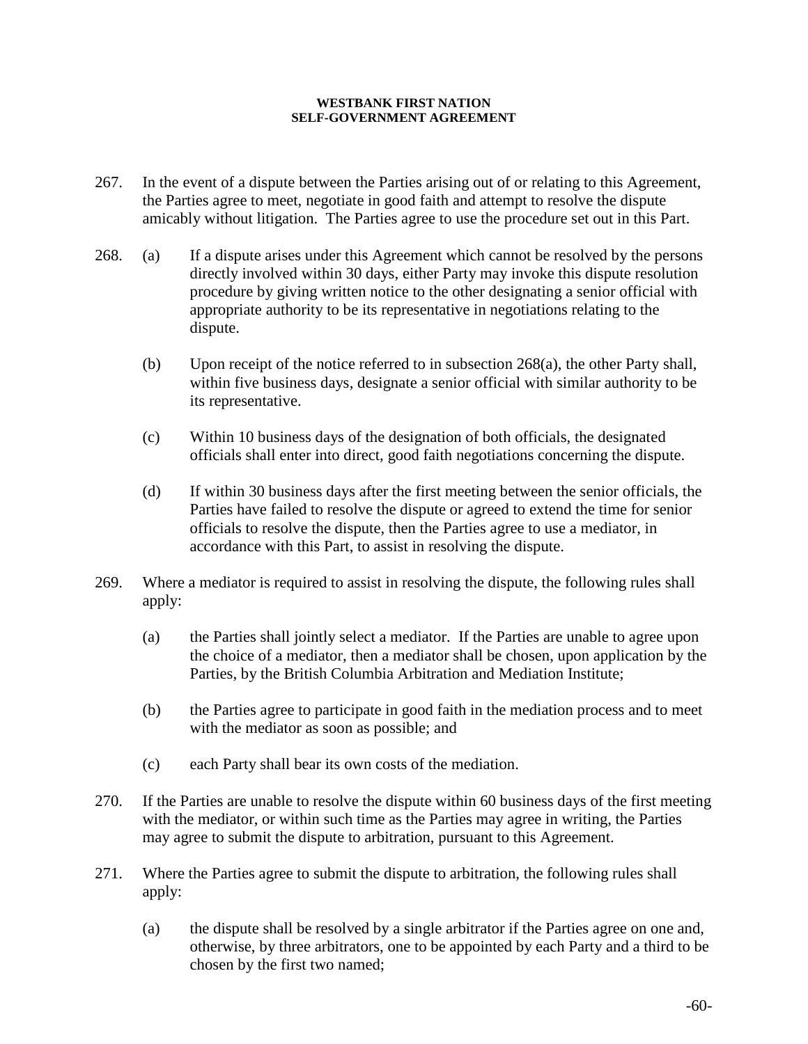267. In the event of a dispute between the Parties arising out of or relating to this Agreement, the Parties agree to meet, negotiate in good faith and attempt to resolve the dispute amicably without litigation. The Parties agree to use the procedure set out in this Part.

268. (a) If a dispute arises under this Agreement which cannot be resolved by the persons directly involved within 30 days, either Party may invoke this dispute resolution procedure by giving written notice to the other designating a senior official with appropriate authority to be its representative in negotiations relating to the dispute.

     (b) Upon receipt of the notice referred to in subsection 268(a), the other Party shall, within five business days, designate a senior official with similar authority to be its representative.

     (c) Within 10 business days of the designation of both officials, the designated officials shall enter into direct, good faith negotiations concerning the dispute.

     (d) If within 30 business days after the first meeting between the senior officials, the Parties have failed to resolve the dispute or agreed to extend the time for senior officials to resolve the dispute, then the Parties agree to use a mediator, in accordance with this Part, to assist in resolving the dispute.

269. Where a mediator is required to assist in resolving the dispute, the following rules shall apply:

     (a) the Parties shall jointly select a mediator. If the Parties are unable to agree upon the choice of a mediator, then a mediator shall be chosen, upon application by the Parties, by the British Columbia Arbitration and Mediation Institute;

     (b) the Parties agree to participate in good faith in the mediation process and to meet with the mediator as soon as possible; and

     (c) each Party shall bear its own costs of the mediation.

270. If the Parties are unable to resolve the dispute within 60 business days of the first meeting with the mediator, or within such time as the Parties may agree in writing, the Parties may agree to submit the dispute to arbitration, pursuant to this Agreement.

271. Where the Parties agree to submit the dispute to arbitration, the following rules shall apply:

     (a) the dispute shall be resolved by a single arbitrator if the Parties agree on one and, otherwise, by three arbitrators, one to be appointed by each Party and a third to be chosen by the first two named;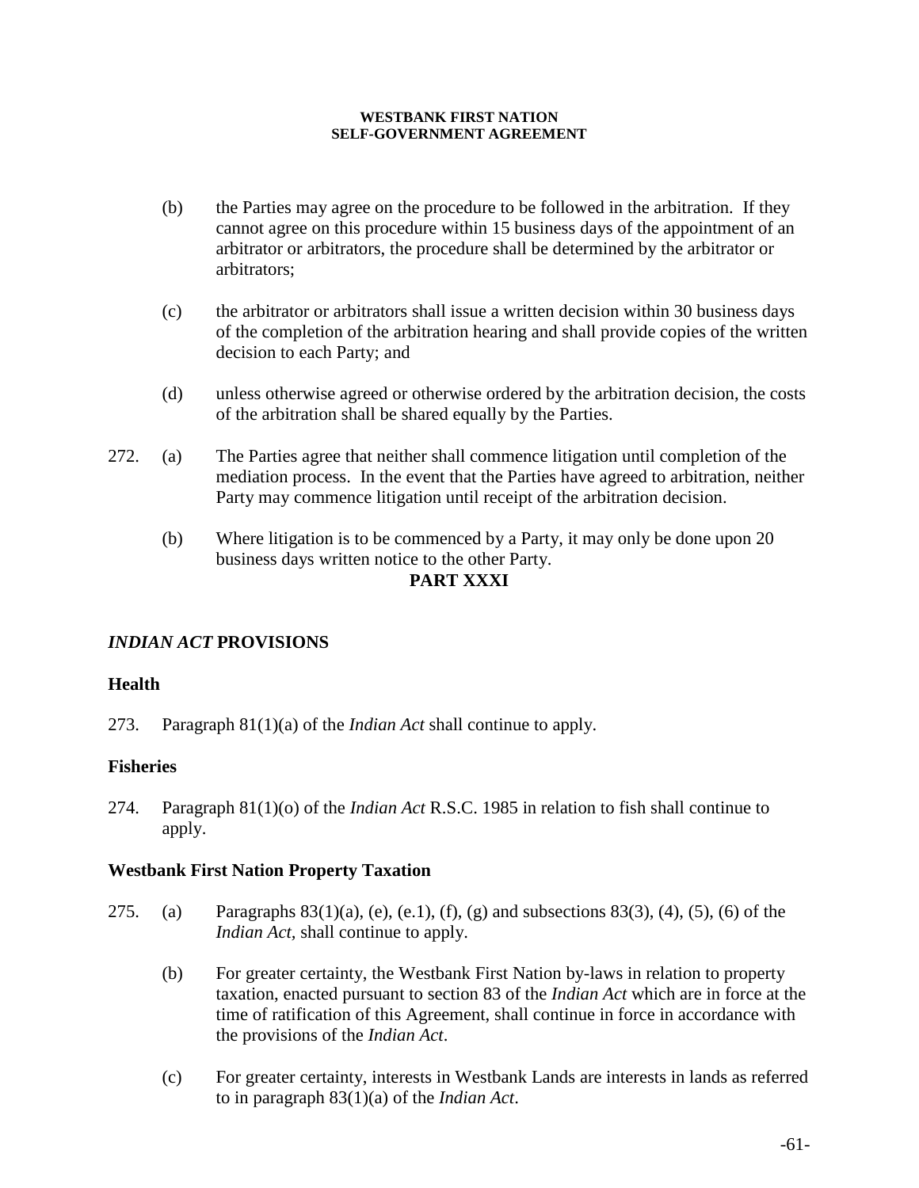(b) the Parties may agree on the procedure to be followed in the arbitration. If they cannot agree on this procedure within 15 business days of the appointment of an arbitrator or arbitrators, the procedure shall be determined by the arbitrator or arbitrators;

(c) the arbitrator or arbitrators shall issue a written decision within 30 business days of the completion of the arbitration hearing and shall provide copies of the written decision to each Party; and

(d) unless otherwise agreed or otherwise ordered by the arbitration decision, the costs of the arbitration shall be shared equally by the Parties.

272. (a) The Parties agree that neither shall commence litigation until completion of the mediation process. In the event that the Parties have agreed to arbitration, neither Party may commence litigation until receipt of the arbitration decision.

(b) Where litigation is to be commenced by a Party, it may only be done upon 20 business days written notice to the other Party.

## PART XXXI

## *INDIAN ACT* PROVISIONS

### Health

273. Paragraph 81(1)(a) of the *Indian Act* shall continue to apply.

### Fisheries

274. Paragraph 81(1)(o) of the *Indian Act* R.S.C. 1985 in relation to fish shall continue to apply.

### Westbank First Nation Property Taxation

275. (a) Paragraphs 83(1)(a), (e), (e.1), (f), (g) and subsections 83(3), (4), (5), (6) of the *Indian Act*, shall continue to apply.

(b) For greater certainty, the Westbank First Nation by-laws in relation to property taxation, enacted pursuant to section 83 of the *Indian Act* which are in force at the time of ratification of this Agreement, shall continue in force in accordance with the provisions of the *Indian Act*.

(c) For greater certainty, interests in Westbank Lands are interests in lands as referred to in paragraph 83(1)(a) of the *Indian Act*.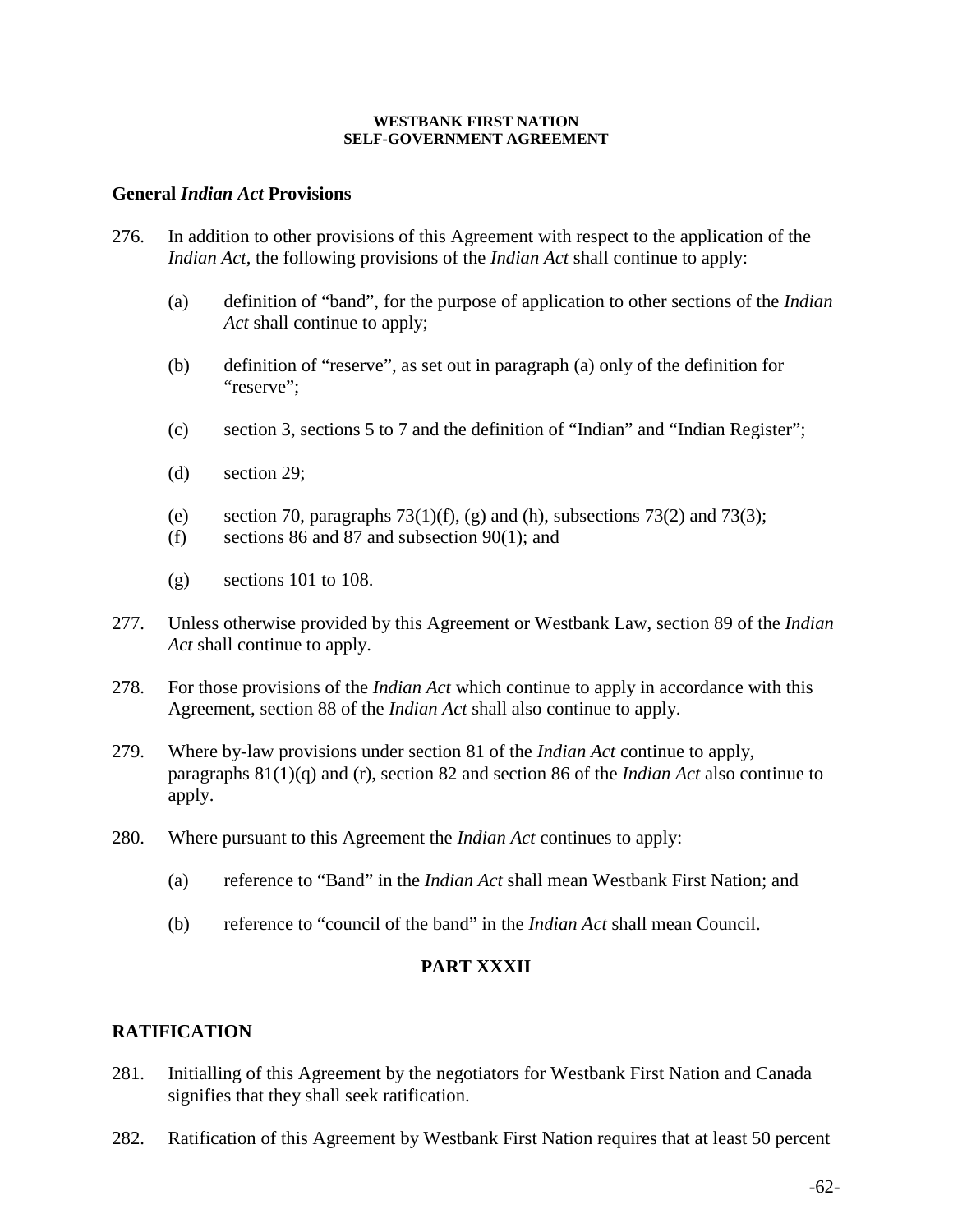## General *Indian Act* Provisions

276. In addition to other provisions of this Agreement with respect to the application of the *Indian Act*, the following provisions of the *Indian Act* shall continue to apply:

    (a) definition of "band", for the purpose of application to other sections of the *Indian Act* shall continue to apply;

    (b) definition of "reserve", as set out in paragraph (a) only of the definition for "reserve";

    (c) section 3, sections 5 to 7 and the definition of "Indian" and "Indian Register";

    (d) section 29;

    (e) section 70, paragraphs 73(1)(f), (g) and (h), subsections 73(2) and 73(3);

    (f) sections 86 and 87 and subsection 90(1); and

    (g) sections 101 to 108.

277. Unless otherwise provided by this Agreement or Westbank Law, section 89 of the *Indian Act* shall continue to apply.

278. For those provisions of the *Indian Act* which continue to apply in accordance with this Agreement, section 88 of the *Indian Act* shall also continue to apply.

279. Where by-law provisions under section 81 of the *Indian Act* continue to apply, paragraphs 81(1)(q) and (r), section 82 and section 86 of the *Indian Act* also continue to apply.

280. Where pursuant to this Agreement the *Indian Act* continues to apply:

    (a) reference to "Band" in the *Indian Act* shall mean Westbank First Nation; and

    (b) reference to "council of the band" in the *Indian Act* shall mean Council.

# PART XXXII

## RATIFICATION

281. Initialling of this Agreement by the negotiators for Westbank First Nation and Canada signifies that they shall seek ratification.

282. Ratification of this Agreement by Westbank First Nation requires that at least 50 percent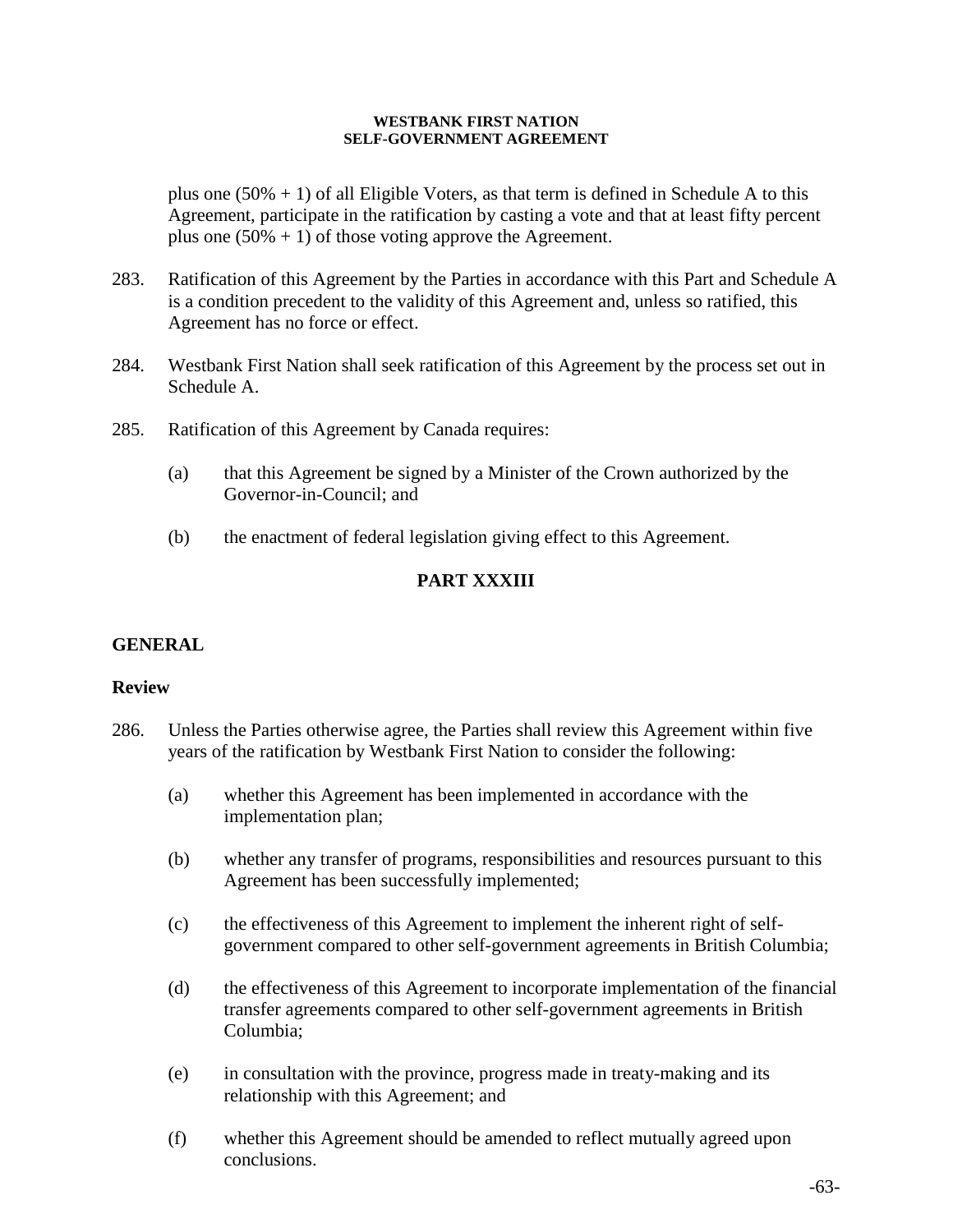plus one (50% + 1) of all Eligible Voters, as that term is defined in Schedule A to this Agreement, participate in the ratification by casting a vote and that at least fifty percent plus one (50% + 1) of those voting approve the Agreement.

283. Ratification of this Agreement by the Parties in accordance with this Part and Schedule A is a condition precedent to the validity of this Agreement and, unless so ratified, this Agreement has no force or effect.

284. Westbank First Nation shall seek ratification of this Agreement by the process set out in Schedule A.

285. Ratification of this Agreement by Canada requires:

(a) that this Agreement be signed by a Minister of the Crown authorized by the Governor-in-Council; and

(b) the enactment of federal legislation giving effect to this Agreement.

## PART XXXIII

## GENERAL

### Review

286. Unless the Parties otherwise agree, the Parties shall review this Agreement within five years of the ratification by Westbank First Nation to consider the following:

(a) whether this Agreement has been implemented in accordance with the implementation plan;

(b) whether any transfer of programs, responsibilities and resources pursuant to this Agreement has been successfully implemented;

(c) the effectiveness of this Agreement to implement the inherent right of self-government compared to other self-government agreements in British Columbia;

(d) the effectiveness of this Agreement to incorporate implementation of the financial transfer agreements compared to other self-government agreements in British Columbia;

(e) in consultation with the province, progress made in treaty-making and its relationship with this Agreement; and

(f) whether this Agreement should be amended to reflect mutually agreed upon conclusions.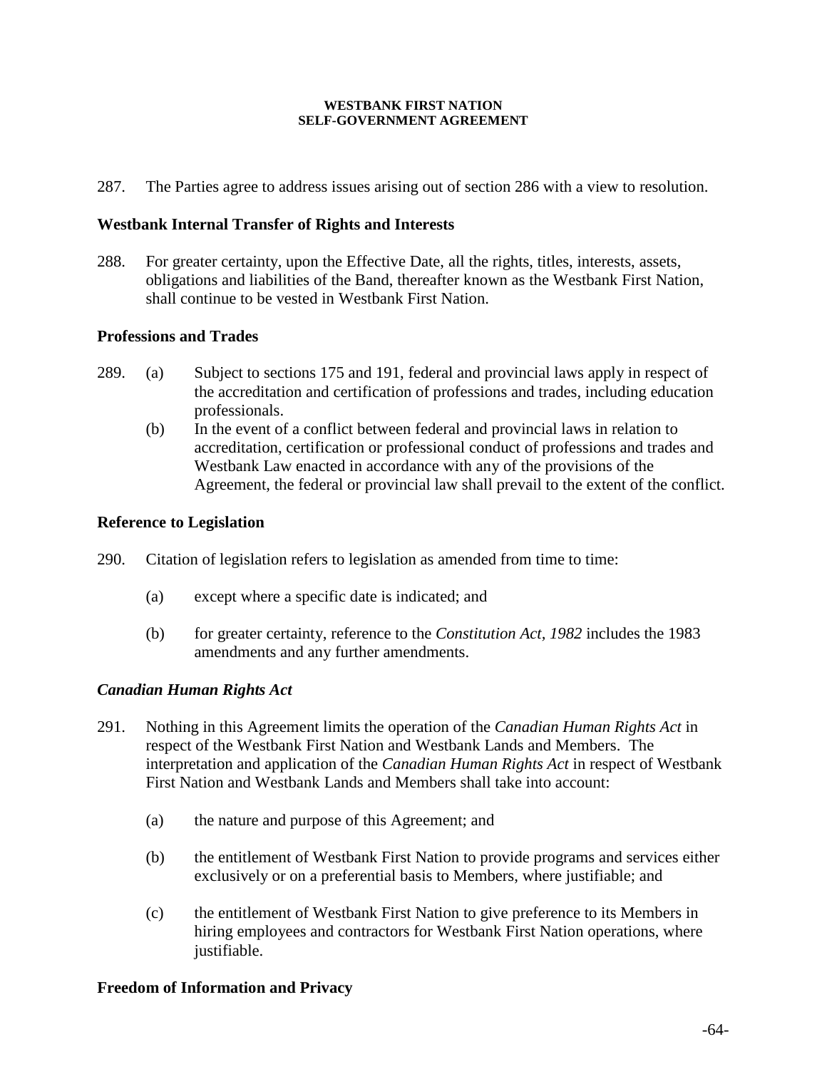287. The Parties agree to address issues arising out of section 286 with a view to resolution.

**Westbank Internal Transfer of Rights and Interests**

288. For greater certainty, upon the Effective Date, all the rights, titles, interests, assets, obligations and liabilities of the Band, thereafter known as the Westbank First Nation, shall continue to be vested in Westbank First Nation.

**Professions and Trades**

289. (a) Subject to sections 175 and 191, federal and provincial laws apply in respect of the accreditation and certification of professions and trades, including education professionals.

(b) In the event of a conflict between federal and provincial laws in relation to accreditation, certification or professional conduct of professions and trades and Westbank Law enacted in accordance with any of the provisions of the Agreement, the federal or provincial law shall prevail to the extent of the conflict.

**Reference to Legislation**

290. Citation of legislation refers to legislation as amended from time to time:

(a) except where a specific date is indicated; and

(b) for greater certainty, reference to the *Constitution Act, 1982* includes the 1983 amendments and any further amendments.

***Canadian Human Rights Act***

291. Nothing in this Agreement limits the operation of the *Canadian Human Rights Act* in respect of the Westbank First Nation and Westbank Lands and Members. The interpretation and application of the *Canadian Human Rights Act* in respect of Westbank First Nation and Westbank Lands and Members shall take into account:

(a) the nature and purpose of this Agreement; and

(b) the entitlement of Westbank First Nation to provide programs and services either exclusively or on a preferential basis to Members, where justifiable; and

(c) the entitlement of Westbank First Nation to give preference to its Members in hiring employees and contractors for Westbank First Nation operations, where justifiable.

**Freedom of Information and Privacy**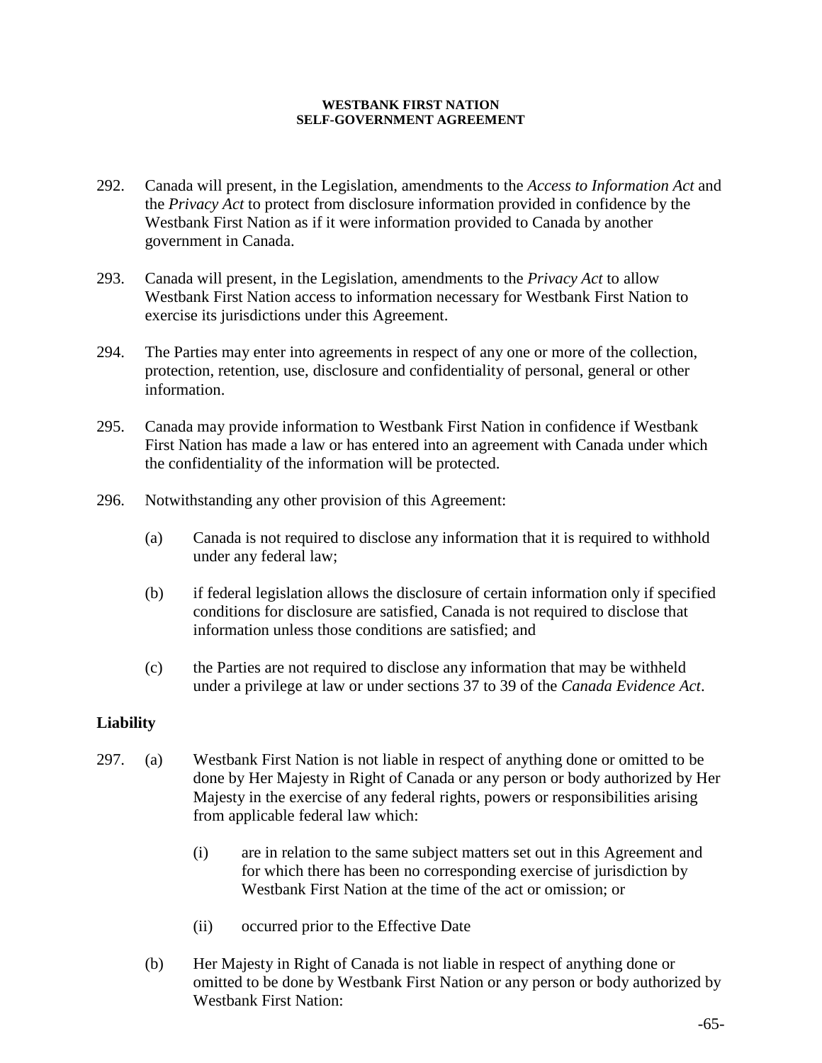292. Canada will present, in the Legislation, amendments to the *Access to Information Act* and the *Privacy Act* to protect from disclosure information provided in confidence by the Westbank First Nation as if it were information provided to Canada by another government in Canada.

293. Canada will present, in the Legislation, amendments to the *Privacy Act* to allow Westbank First Nation access to information necessary for Westbank First Nation to exercise its jurisdictions under this Agreement.

294. The Parties may enter into agreements in respect of any one or more of the collection, protection, retention, use, disclosure and confidentiality of personal, general or other information.

295. Canada may provide information to Westbank First Nation in confidence if Westbank First Nation has made a law or has entered into an agreement with Canada under which the confidentiality of the information will be protected.

296. Notwithstanding any other provision of this Agreement:

  (a) Canada is not required to disclose any information that it is required to withhold under any federal law;

  (b) if federal legislation allows the disclosure of certain information only if specified conditions for disclosure are satisfied, Canada is not required to disclose that information unless those conditions are satisfied; and

  (c) the Parties are not required to disclose any information that may be withheld under a privilege at law or under sections 37 to 39 of the *Canada Evidence Act*.

**Liability**

297. (a) Westbank First Nation is not liable in respect of anything done or omitted to be done by Her Majesty in Right of Canada or any person or body authorized by Her Majesty in the exercise of any federal rights, powers or responsibilities arising from applicable federal law which:

    (i) are in relation to the same subject matters set out in this Agreement and for which there has been no corresponding exercise of jurisdiction by Westbank First Nation at the time of the act or omission; or

    (ii) occurred prior to the Effective Date

  (b) Her Majesty in Right of Canada is not liable in respect of anything done or omitted to be done by Westbank First Nation or any person or body authorized by Westbank First Nation: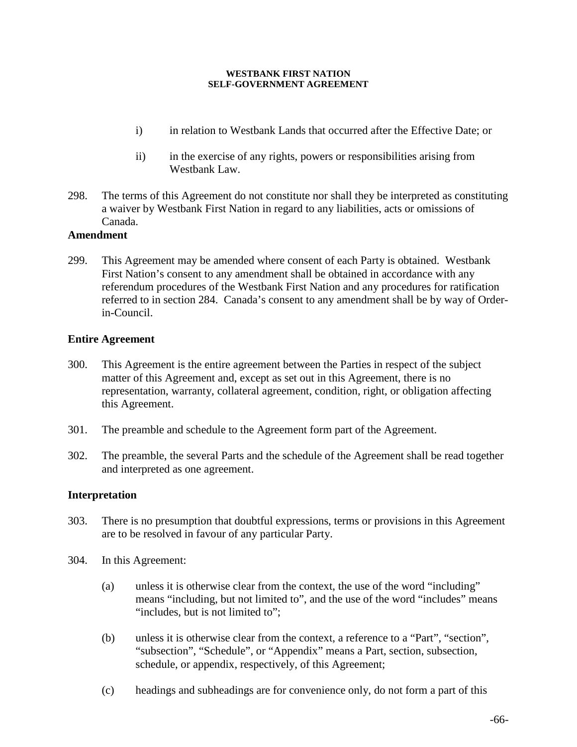i) in relation to Westbank Lands that occurred after the Effective Date; or

ii) in the exercise of any rights, powers or responsibilities arising from Westbank Law.

298. The terms of this Agreement do not constitute nor shall they be interpreted as constituting a waiver by Westbank First Nation in regard to any liabilities, acts or omissions of Canada.

**Amendment**

299. This Agreement may be amended where consent of each Party is obtained. Westbank First Nation's consent to any amendment shall be obtained in accordance with any referendum procedures of the Westbank First Nation and any procedures for ratification referred to in section 284. Canada's consent to any amendment shall be by way of Order-in-Council.

**Entire Agreement**

300. This Agreement is the entire agreement between the Parties in respect of the subject matter of this Agreement and, except as set out in this Agreement, there is no representation, warranty, collateral agreement, condition, right, or obligation affecting this Agreement.

301. The preamble and schedule to the Agreement form part of the Agreement.

302. The preamble, the several Parts and the schedule of the Agreement shall be read together and interpreted as one agreement.

**Interpretation**

303. There is no presumption that doubtful expressions, terms or provisions in this Agreement are to be resolved in favour of any particular Party.

304. In this Agreement:

(a) unless it is otherwise clear from the context, the use of the word "including" means "including, but not limited to", and the use of the word "includes" means "includes, but is not limited to";

(b) unless it is otherwise clear from the context, a reference to a "Part", "section", "subsection", "Schedule", or "Appendix" means a Part, section, subsection, schedule, or appendix, respectively, of this Agreement;

(c) headings and subheadings are for convenience only, do not form a part of this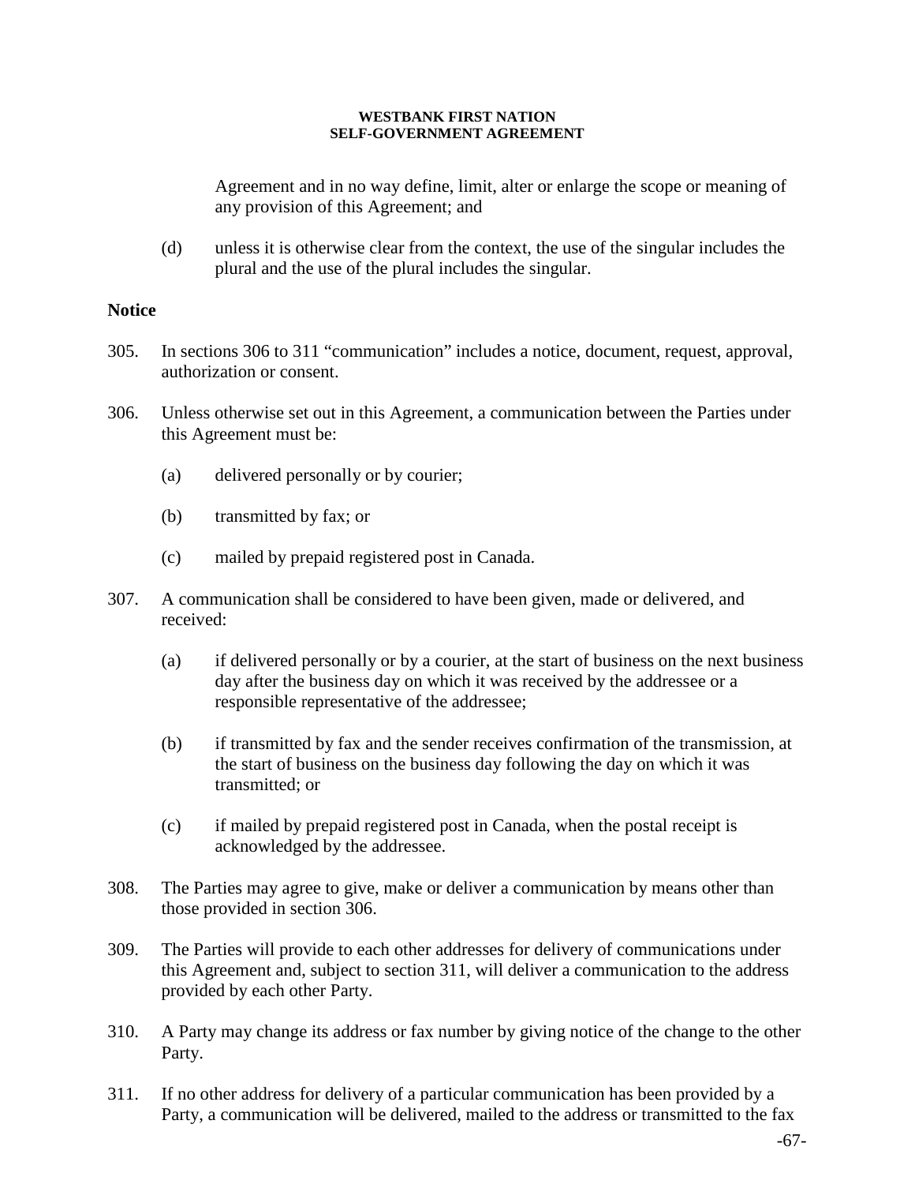Agreement and in no way define, limit, alter or enlarge the scope or meaning of any provision of this Agreement; and

(d) unless it is otherwise clear from the context, the use of the singular includes the plural and the use of the plural includes the singular.

**Notice**

305. In sections 306 to 311 "communication" includes a notice, document, request, approval, authorization or consent.

306. Unless otherwise set out in this Agreement, a communication between the Parties under this Agreement must be:

(a) delivered personally or by courier;

(b) transmitted by fax; or

(c) mailed by prepaid registered post in Canada.

307. A communication shall be considered to have been given, made or delivered, and received:

(a) if delivered personally or by a courier, at the start of business on the next business day after the business day on which it was received by the addressee or a responsible representative of the addressee;

(b) if transmitted by fax and the sender receives confirmation of the transmission, at the start of business on the business day following the day on which it was transmitted; or

(c) if mailed by prepaid registered post in Canada, when the postal receipt is acknowledged by the addressee.

308. The Parties may agree to give, make or deliver a communication by means other than those provided in section 306.

309. The Parties will provide to each other addresses for delivery of communications under this Agreement and, subject to section 311, will deliver a communication to the address provided by each other Party.

310. A Party may change its address or fax number by giving notice of the change to the other Party.

311. If no other address for delivery of a particular communication has been provided by a Party, a communication will be delivered, mailed to the address or transmitted to the fax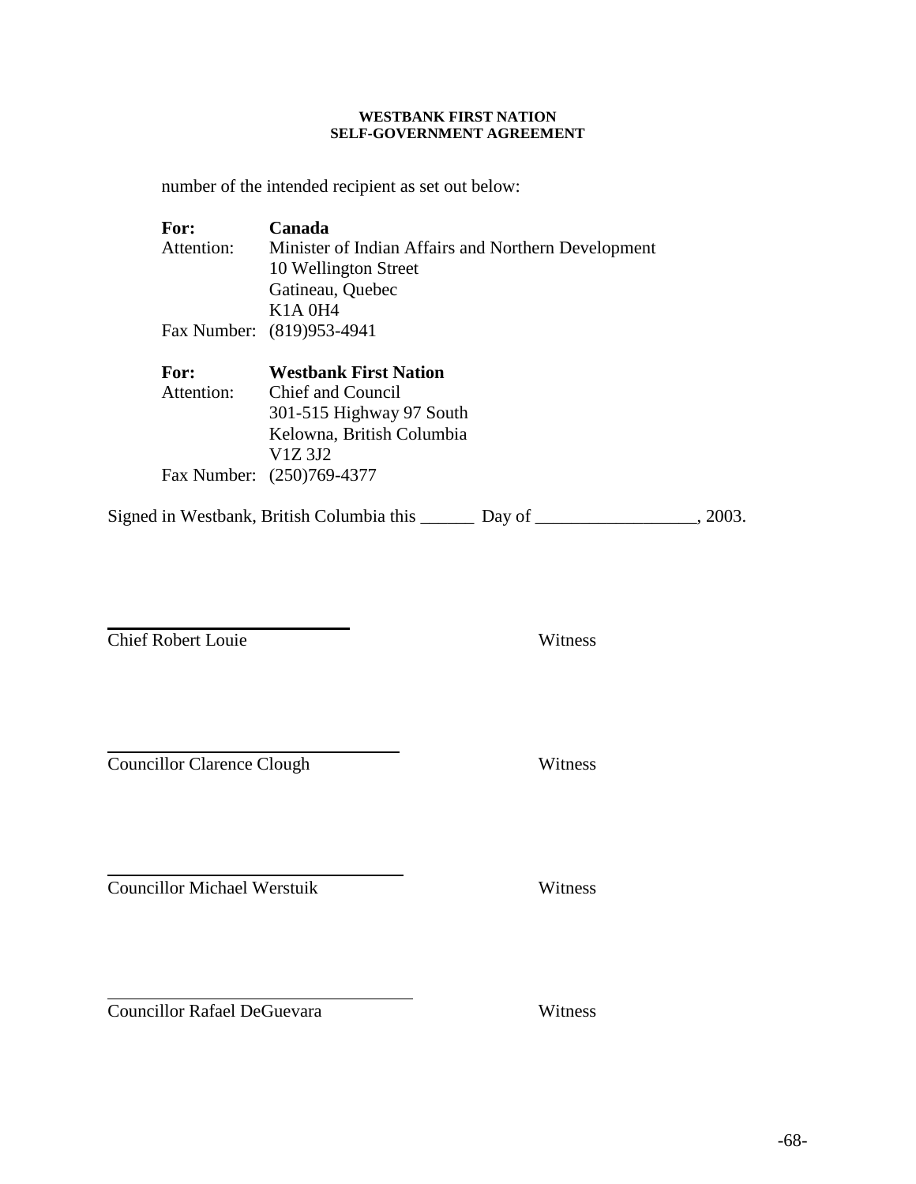number of the intended recipient as set out below:

**For:** **Canada**
Attention: Minister of Indian Affairs and Northern Development
10 Wellington Street
Gatineau, Quebec
K1A 0H4
Fax Number: (819)953-4941

**For:** **Westbank First Nation**
Attention: Chief and Council
301-515 Highway 97 South
Kelowna, British Columbia
V1Z 3J2
Fax Number: (250)769-4377

Signed in Westbank, British Columbia this ______ Day of __________________, 2003.

| | |
|---|---|
| ____________________________ | |
| Chief Robert Louie | Witness |
| ____________________________ | |
| Councillor Clarence Clough | Witness |
| ____________________________ | |
| Councillor Michael Werstuik | Witness |
| ____________________________ | |
| Councillor Rafael DeGuevara | Witness |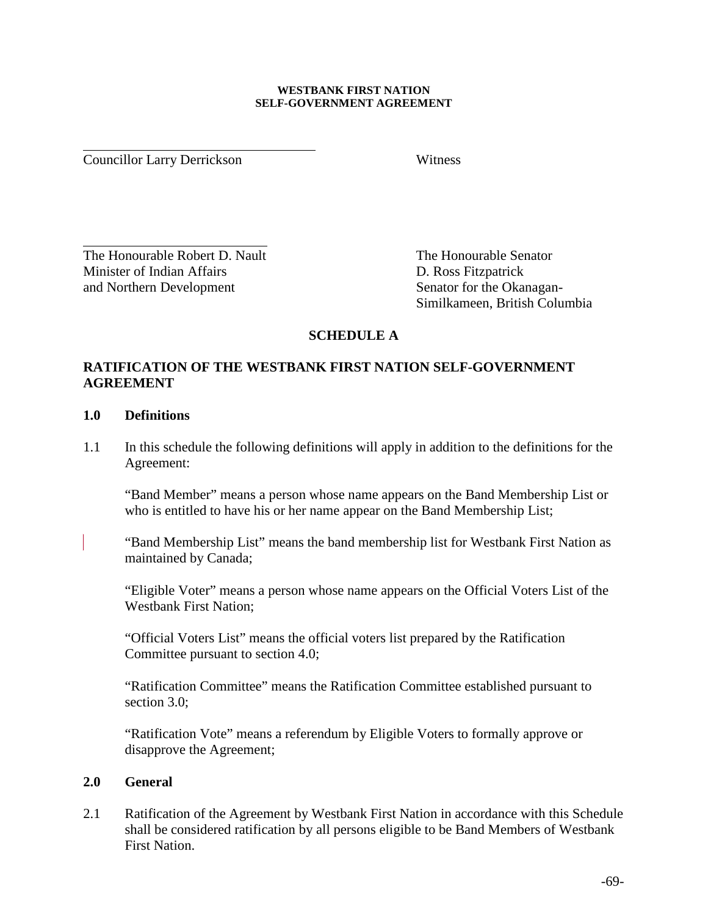Councillor Larry Derrickson

Witness

The Honourable Robert D. Nault
Minister of Indian Affairs
and Northern Development

The Honourable Senator
D. Ross Fitzpatrick
Senator for the Okanagan-Similkameen, British Columbia

## SCHEDULE A

## RATIFICATION OF THE WESTBANK FIRST NATION SELF-GOVERNMENT AGREEMENT

### 1.0 Definitions

1.1 In this schedule the following definitions will apply in addition to the definitions for the Agreement:

“Band Member” means a person whose name appears on the Band Membership List or who is entitled to have his or her name appear on the Band Membership List;

“Band Membership List” means the band membership list for Westbank First Nation as maintained by Canada;

“Eligible Voter” means a person whose name appears on the Official Voters List of the Westbank First Nation;

“Official Voters List” means the official voters list prepared by the Ratification Committee pursuant to section 4.0;

“Ratification Committee” means the Ratification Committee established pursuant to section 3.0;

“Ratification Vote” means a referendum by Eligible Voters to formally approve or disapprove the Agreement;

### 2.0 General

2.1 Ratification of the Agreement by Westbank First Nation in accordance with this Schedule shall be considered ratification by all persons eligible to be Band Members of Westbank First Nation.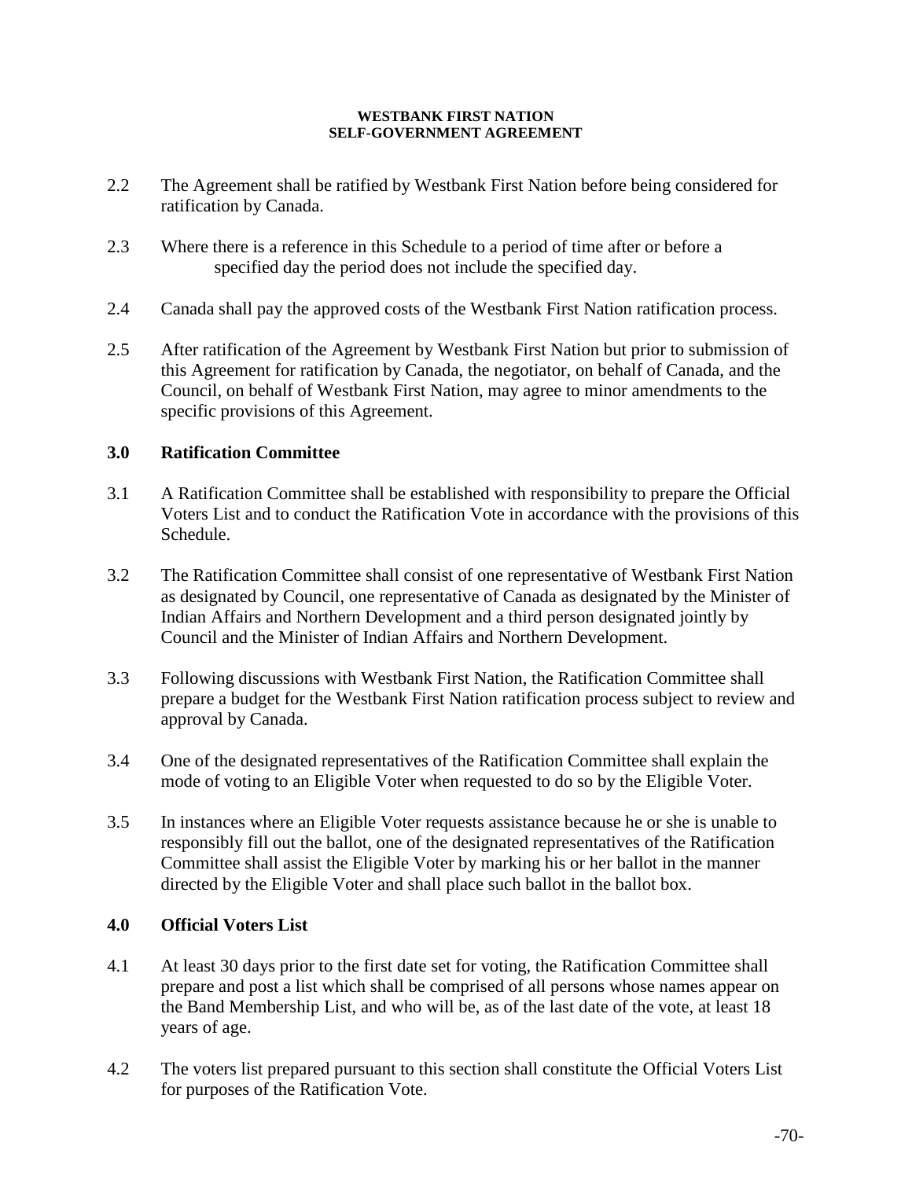2.2 The Agreement shall be ratified by Westbank First Nation before being considered for ratification by Canada.

2.3 Where there is a reference in this Schedule to a period of time after or before a specified day the period does not include the specified day.

2.4 Canada shall pay the approved costs of the Westbank First Nation ratification process.

2.5 After ratification of the Agreement by Westbank First Nation but prior to submission of this Agreement for ratification by Canada, the negotiator, on behalf of Canada, and the Council, on behalf of Westbank First Nation, may agree to minor amendments to the specific provisions of this Agreement.

## 3.0 Ratification Committee

3.1 A Ratification Committee shall be established with responsibility to prepare the Official Voters List and to conduct the Ratification Vote in accordance with the provisions of this Schedule.

3.2 The Ratification Committee shall consist of one representative of Westbank First Nation as designated by Council, one representative of Canada as designated by the Minister of Indian Affairs and Northern Development and a third person designated jointly by Council and the Minister of Indian Affairs and Northern Development.

3.3 Following discussions with Westbank First Nation, the Ratification Committee shall prepare a budget for the Westbank First Nation ratification process subject to review and approval by Canada.

3.4 One of the designated representatives of the Ratification Committee shall explain the mode of voting to an Eligible Voter when requested to do so by the Eligible Voter.

3.5 In instances where an Eligible Voter requests assistance because he or she is unable to responsibly fill out the ballot, one of the designated representatives of the Ratification Committee shall assist the Eligible Voter by marking his or her ballot in the manner directed by the Eligible Voter and shall place such ballot in the ballot box.

## 4.0 Official Voters List

4.1 At least 30 days prior to the first date set for voting, the Ratification Committee shall prepare and post a list which shall be comprised of all persons whose names appear on the Band Membership List, and who will be, as of the last date of the vote, at least 18 years of age.

4.2 The voters list prepared pursuant to this section shall constitute the Official Voters List for purposes of the Ratification Vote.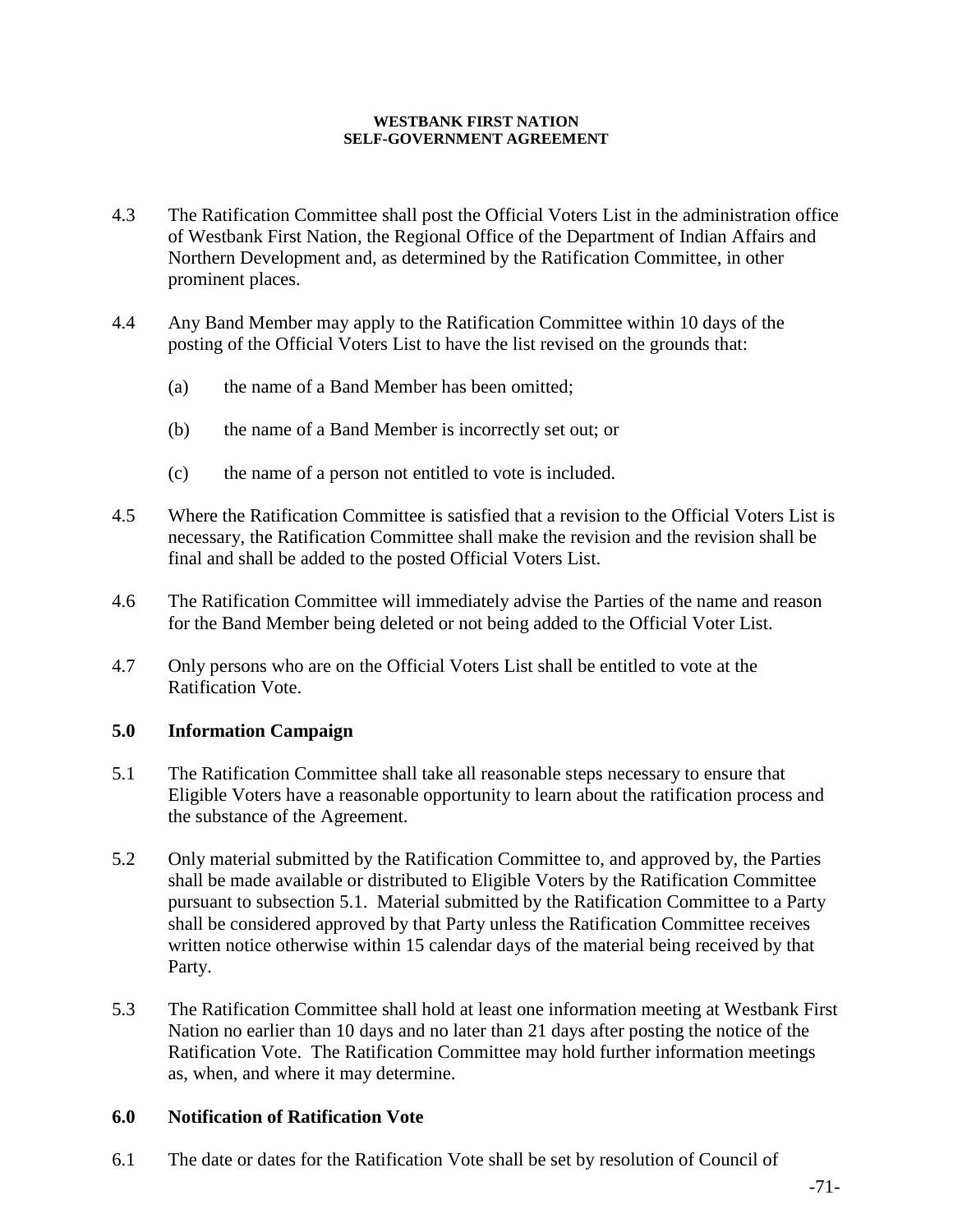4.3 The Ratification Committee shall post the Official Voters List in the administration office of Westbank First Nation, the Regional Office of the Department of Indian Affairs and Northern Development and, as determined by the Ratification Committee, in other prominent places.

4.4 Any Band Member may apply to the Ratification Committee within 10 days of the posting of the Official Voters List to have the list revised on the grounds that:

(a) the name of a Band Member has been omitted;

(b) the name of a Band Member is incorrectly set out; or

(c) the name of a person not entitled to vote is included.

4.5 Where the Ratification Committee is satisfied that a revision to the Official Voters List is necessary, the Ratification Committee shall make the revision and the revision shall be final and shall be added to the posted Official Voters List.

4.6 The Ratification Committee will immediately advise the Parties of the name and reason for the Band Member being deleted or not being added to the Official Voter List.

4.7 Only persons who are on the Official Voters List shall be entitled to vote at the Ratification Vote.

**5.0 Information Campaign**

5.1 The Ratification Committee shall take all reasonable steps necessary to ensure that Eligible Voters have a reasonable opportunity to learn about the ratification process and the substance of the Agreement.

5.2 Only material submitted by the Ratification Committee to, and approved by, the Parties shall be made available or distributed to Eligible Voters by the Ratification Committee pursuant to subsection 5.1. Material submitted by the Ratification Committee to a Party shall be considered approved by that Party unless the Ratification Committee receives written notice otherwise within 15 calendar days of the material being received by that Party.

5.3 The Ratification Committee shall hold at least one information meeting at Westbank First Nation no earlier than 10 days and no later than 21 days after posting the notice of the Ratification Vote. The Ratification Committee may hold further information meetings as, when, and where it may determine.

**6.0 Notification of Ratification Vote**

6.1 The date or dates for the Ratification Vote shall be set by resolution of Council of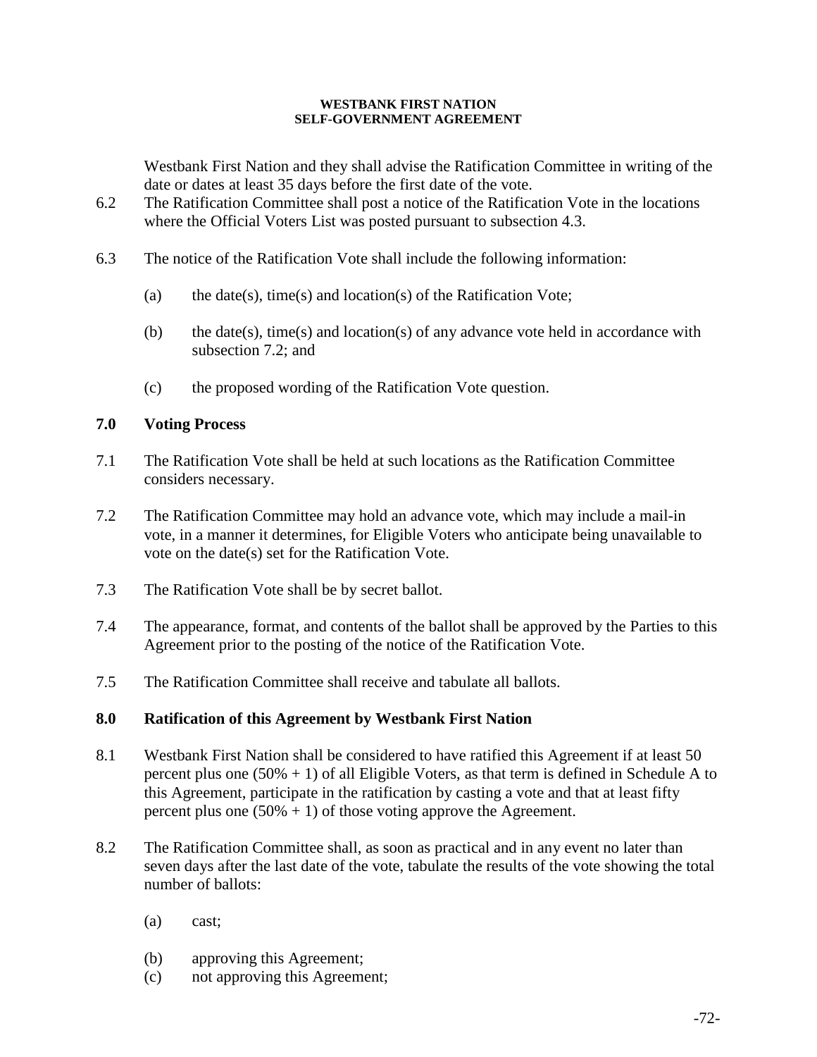Westbank First Nation and they shall advise the Ratification Committee in writing of the date or dates at least 35 days before the first date of the vote.

6.2 The Ratification Committee shall post a notice of the Ratification Vote in the locations where the Official Voters List was posted pursuant to subsection 4.3.

6.3 The notice of the Ratification Vote shall include the following information:

(a) the date(s), time(s) and location(s) of the Ratification Vote;

(b) the date(s), time(s) and location(s) of any advance vote held in accordance with subsection 7.2; and

(c) the proposed wording of the Ratification Vote question.

## 7.0 Voting Process

7.1 The Ratification Vote shall be held at such locations as the Ratification Committee considers necessary.

7.2 The Ratification Committee may hold an advance vote, which may include a mail-in vote, in a manner it determines, for Eligible Voters who anticipate being unavailable to vote on the date(s) set for the Ratification Vote.

7.3 The Ratification Vote shall be by secret ballot.

7.4 The appearance, format, and contents of the ballot shall be approved by the Parties to this Agreement prior to the posting of the notice of the Ratification Vote.

7.5 The Ratification Committee shall receive and tabulate all ballots.

## 8.0 Ratification of this Agreement by Westbank First Nation

8.1 Westbank First Nation shall be considered to have ratified this Agreement if at least 50 percent plus one (50% + 1) of all Eligible Voters, as that term is defined in Schedule A to this Agreement, participate in the ratification by casting a vote and that at least fifty percent plus one (50% + 1) of those voting approve the Agreement.

8.2 The Ratification Committee shall, as soon as practical and in any event no later than seven days after the last date of the vote, tabulate the results of the vote showing the total number of ballots:

(a) cast;

(b) approving this Agreement;

(c) not approving this Agreement;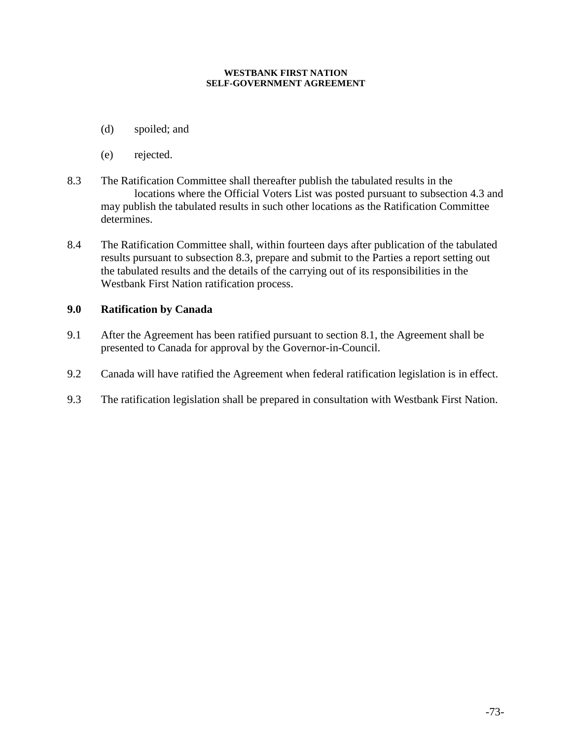(d) spoiled; and

(e) rejected.

8.3 The Ratification Committee shall thereafter publish the tabulated results in the locations where the Official Voters List was posted pursuant to subsection 4.3 and may publish the tabulated results in such other locations as the Ratification Committee determines.

8.4 The Ratification Committee shall, within fourteen days after publication of the tabulated results pursuant to subsection 8.3, prepare and submit to the Parties a report setting out the tabulated results and the details of the carrying out of its responsibilities in the Westbank First Nation ratification process.

## 9.0 Ratification by Canada

9.1 After the Agreement has been ratified pursuant to section 8.1, the Agreement shall be presented to Canada for approval by the Governor-in-Council.

9.2 Canada will have ratified the Agreement when federal ratification legislation is in effect.

9.3 The ratification legislation shall be prepared in consultation with Westbank First Nation.